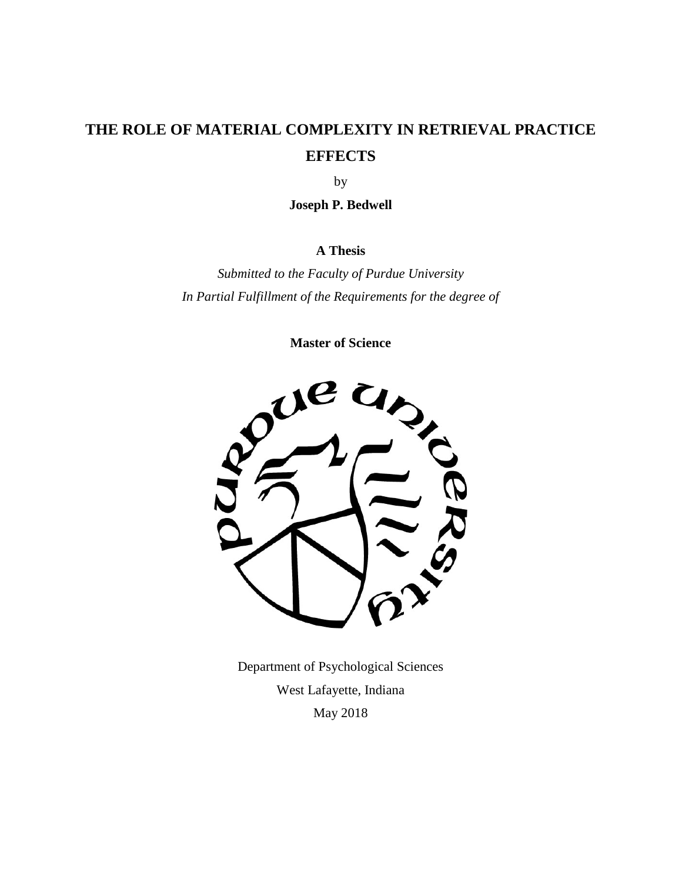# THE ROLE OF MATERIAL COMPLEXITY IN RETRIEVAL PRACTICE EFFECTS

by

**Joseph P. Bedwell**

**A Thesis**

*Submitted to the Faculty of Purdue University*
*In Partial Fulfillment of the Requirements for the degree of*

**Master of Science**

Department of Psychological Sciences
West Lafayette, Indiana
May 2018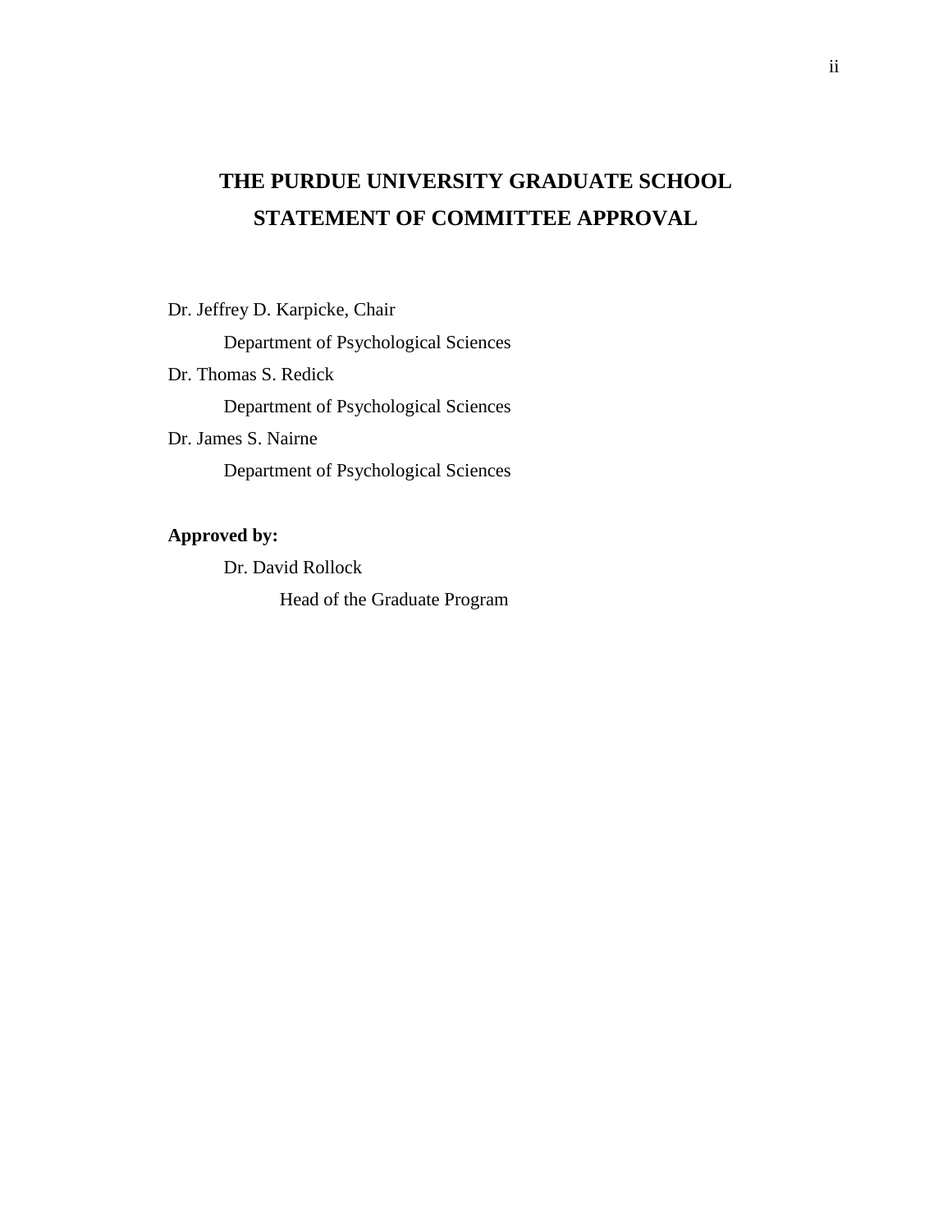# THE PURDUE UNIVERSITY GRADUATE SCHOOL
# STATEMENT OF COMMITTEE APPROVAL

Dr. Jeffrey D. Karpicke, Chair

Department of Psychological Sciences

Dr. Thomas S. Redick

Department of Psychological Sciences

Dr. James S. Nairne

Department of Psychological Sciences

**Approved by:**

Dr. David Rollock

Head of the Graduate Program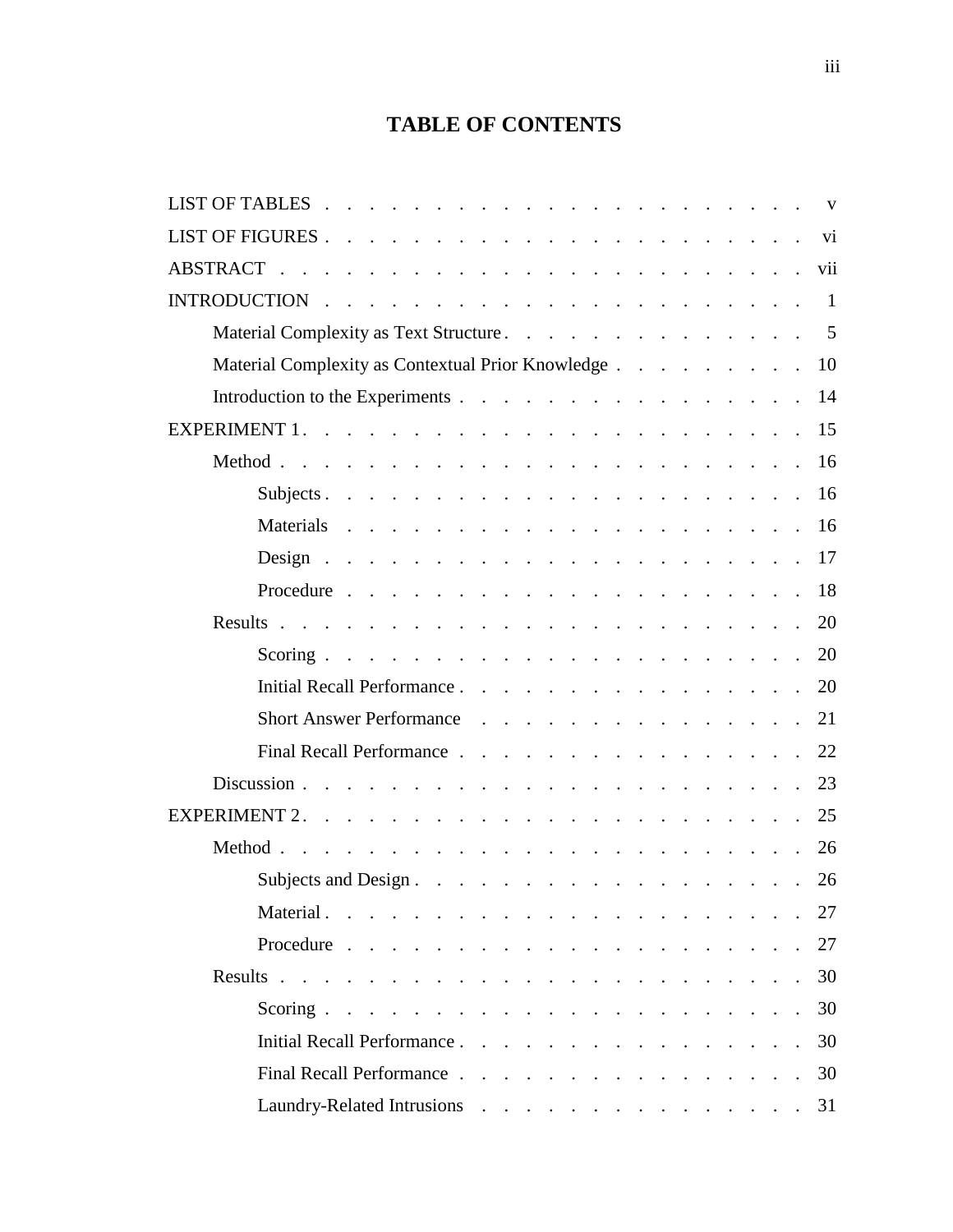# TABLE OF CONTENTS

| | |
|---|---|
| LIST OF TABLES | v |
| LIST OF FIGURES | vi |
| ABSTRACT | vii |
| INTRODUCTION | 1 |
| Material Complexity as Text Structure | 5 |
| Material Complexity as Contextual Prior Knowledge | 10 |
| Introduction to the Experiments | 14 |
| EXPERIMENT 1 | 15 |
| Method | 16 |
| Subjects | 16 |
| Materials | 16 |
| Design | 17 |
| Procedure | 18 |
| Results | 20 |
| Scoring | 20 |
| Initial Recall Performance | 20 |
| Short Answer Performance | 21 |
| Final Recall Performance | 22 |
| Discussion | 23 |
| EXPERIMENT 2 | 25 |
| Method | 26 |
| Subjects and Design | 26 |
| Material | 27 |
| Procedure | 27 |
| Results | 30 |
| Scoring | 30 |
| Initial Recall Performance | 30 |
| Final Recall Performance | 30 |
| Laundry-Related Intrusions | 31 |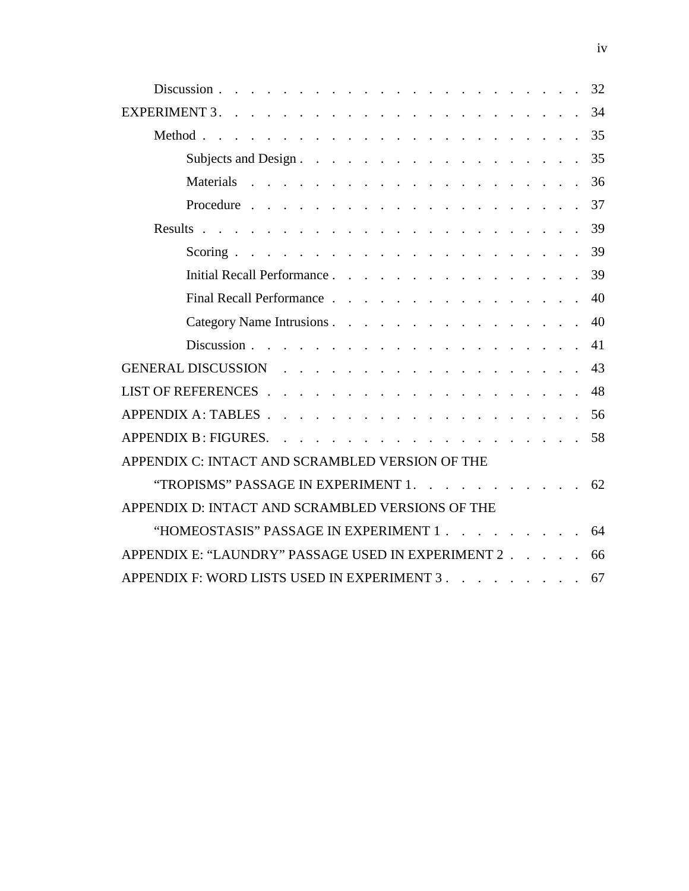Discussion . . . . . . . . . . . . . . . . . . . . . . . 32

EXPERIMENT 3 . . . . . . . . . . . . . . . . . . . . . . . 34

Method . . . . . . . . . . . . . . . . . . . . . . . 35

Subjects and Design . . . . . . . . . . . . . . . . . . 35

Materials . . . . . . . . . . . . . . . . . . . . . 36

Procedure . . . . . . . . . . . . . . . . . . . . . 37

Results . . . . . . . . . . . . . . . . . . . . . . . 39

Scoring . . . . . . . . . . . . . . . . . . . . . . 39

Initial Recall Performance . . . . . . . . . . . . . . . . 39

Final Recall Performance . . . . . . . . . . . . . . . . 40

Category Name Intrusions . . . . . . . . . . . . . . . . 40

Discussion . . . . . . . . . . . . . . . . . . . . . 41

GENERAL DISCUSSION . . . . . . . . . . . . . . . . . . . 43

LIST OF REFERENCES . . . . . . . . . . . . . . . . . . . 48

APPENDIX A: TABLES . . . . . . . . . . . . . . . . . . . 56

APPENDIX B: FIGURES. . . . . . . . . . . . . . . . . . . 58

APPENDIX C: INTACT AND SCRAMBLED VERSION OF THE
"TROPISMS" PASSAGE IN EXPERIMENT 1. . . . . . . . . . . 62

APPENDIX D: INTACT AND SCRAMBLED VERSIONS OF THE
"HOMEOSTASIS" PASSAGE IN EXPERIMENT 1 . . . . . . . . . 64

APPENDIX E: "LAUNDRY" PASSAGE USED IN EXPERIMENT 2 . . . . . 66

APPENDIX F: WORD LISTS USED IN EXPERIMENT 3 . . . . . . . . . 67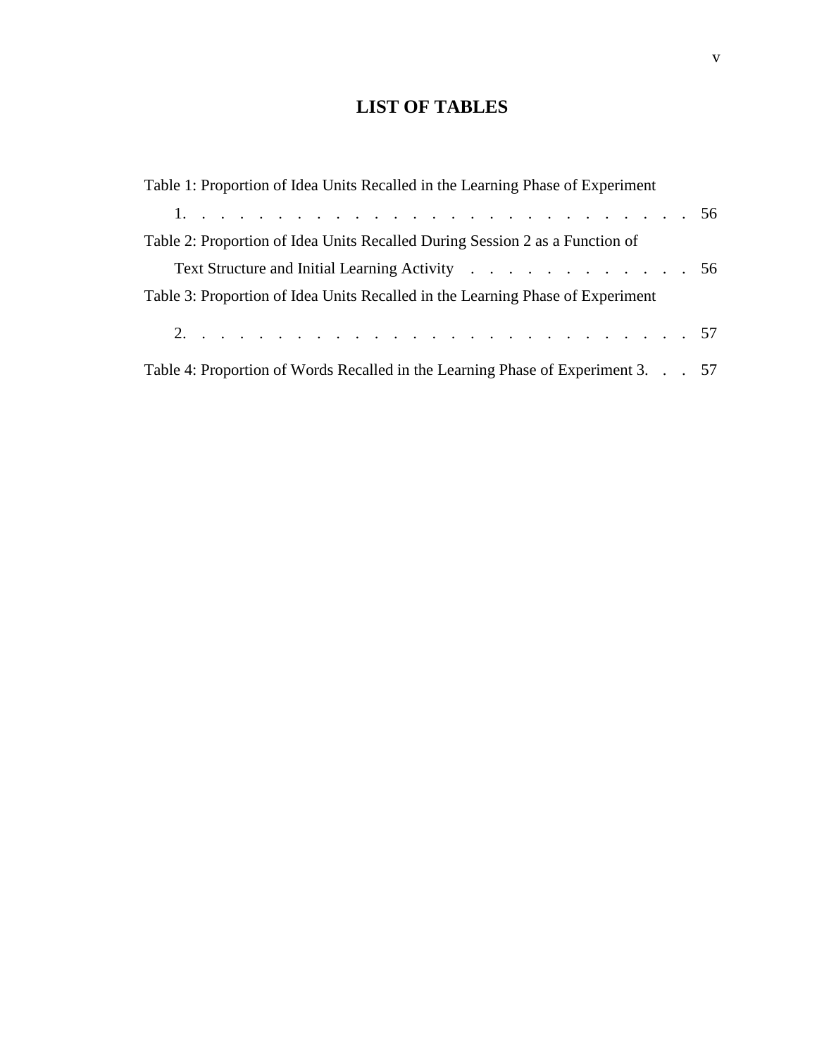# LIST OF TABLES

Table 1: Proportion of Idea Units Recalled in the Learning Phase of Experiment 1. . . . . . . . . . . . . . . . . . . . . . . . . . . . 56

Table 2: Proportion of Idea Units Recalled During Session 2 as a Function of Text Structure and Initial Learning Activity . . . . . . . . . . . . . 56

Table 3: Proportion of Idea Units Recalled in the Learning Phase of Experiment 2. . . . . . . . . . . . . . . . . . . . . . . . . . . . 57

Table 4: Proportion of Words Recalled in the Learning Phase of Experiment 3. . . . 57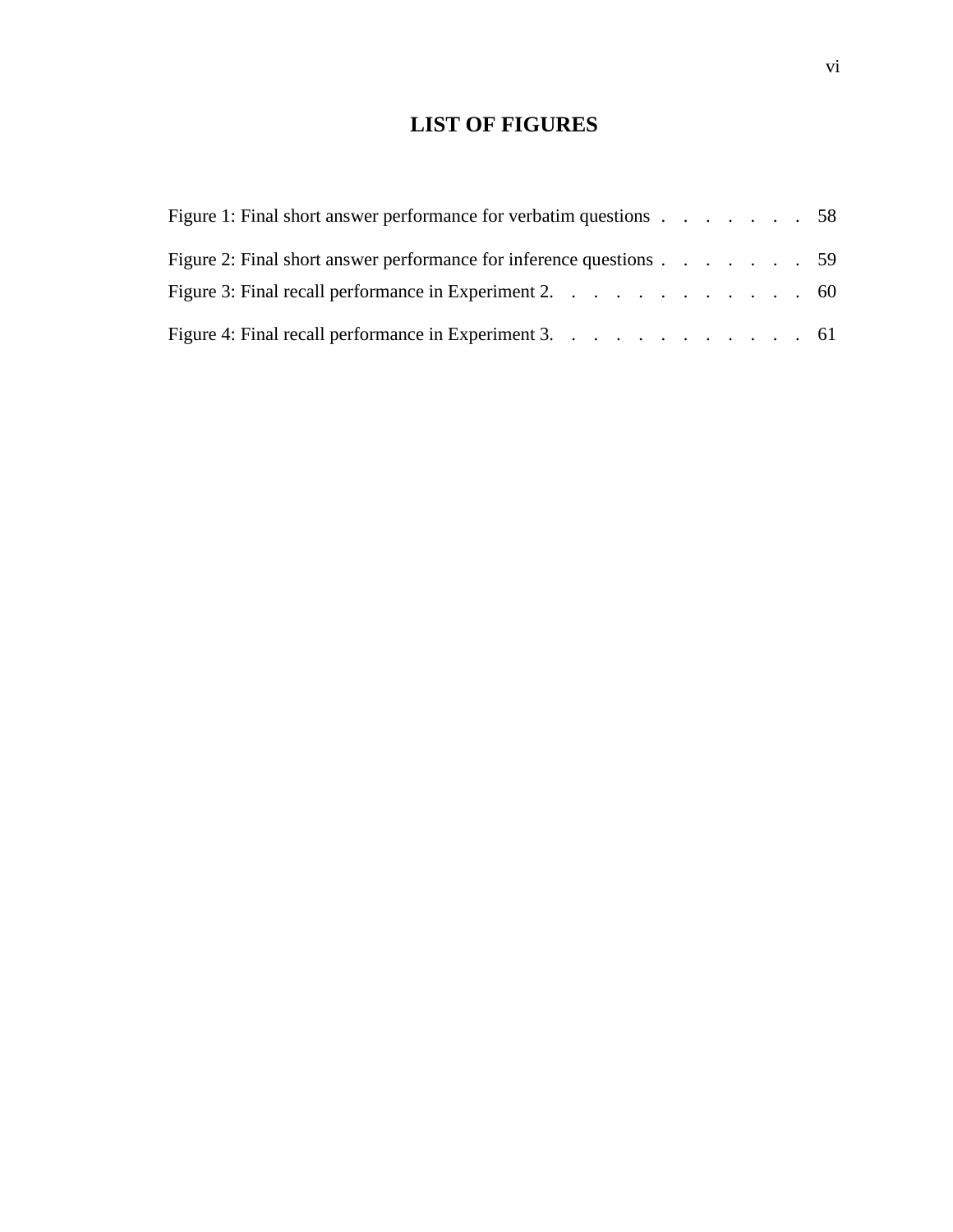# LIST OF FIGURES

Figure 1: Final short answer performance for verbatim questions . . . . . . . . 58

Figure 2: Final short answer performance for inference questions . . . . . . . . 59

Figure 3: Final recall performance in Experiment 2. . . . . . . . . . . . . 60

Figure 4: Final recall performance in Experiment 3. . . . . . . . . . . . . 61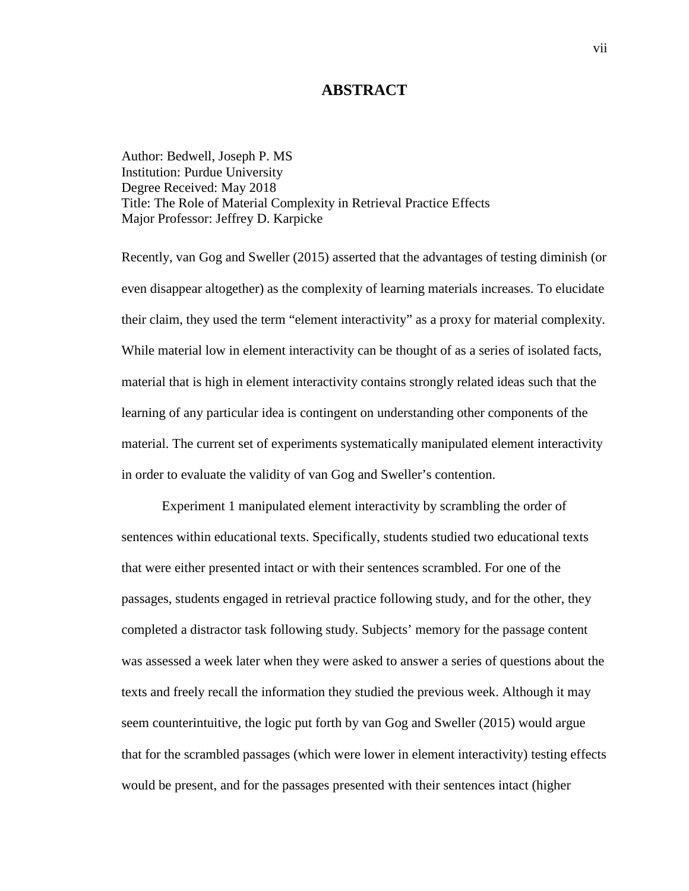# ABSTRACT

Author: Bedwell, Joseph P. MS
Institution: Purdue University
Degree Received: May 2018
Title: The Role of Material Complexity in Retrieval Practice Effects
Major Professor: Jeffrey D. Karpicke

Recently, van Gog and Sweller (2015) asserted that the advantages of testing diminish (or even disappear altogether) as the complexity of learning materials increases. To elucidate their claim, they used the term "element interactivity" as a proxy for material complexity. While material low in element interactivity can be thought of as a series of isolated facts, material that is high in element interactivity contains strongly related ideas such that the learning of any particular idea is contingent on understanding other components of the material. The current set of experiments systematically manipulated element interactivity in order to evaluate the validity of van Gog and Sweller's contention.

Experiment 1 manipulated element interactivity by scrambling the order of sentences within educational texts. Specifically, students studied two educational texts that were either presented intact or with their sentences scrambled. For one of the passages, students engaged in retrieval practice following study, and for the other, they completed a distractor task following study. Subjects' memory for the passage content was assessed a week later when they were asked to answer a series of questions about the texts and freely recall the information they studied the previous week. Although it may seem counterintuitive, the logic put forth by van Gog and Sweller (2015) would argue that for the scrambled passages (which were lower in element interactivity) testing effects would be present, and for the passages presented with their sentences intact (higher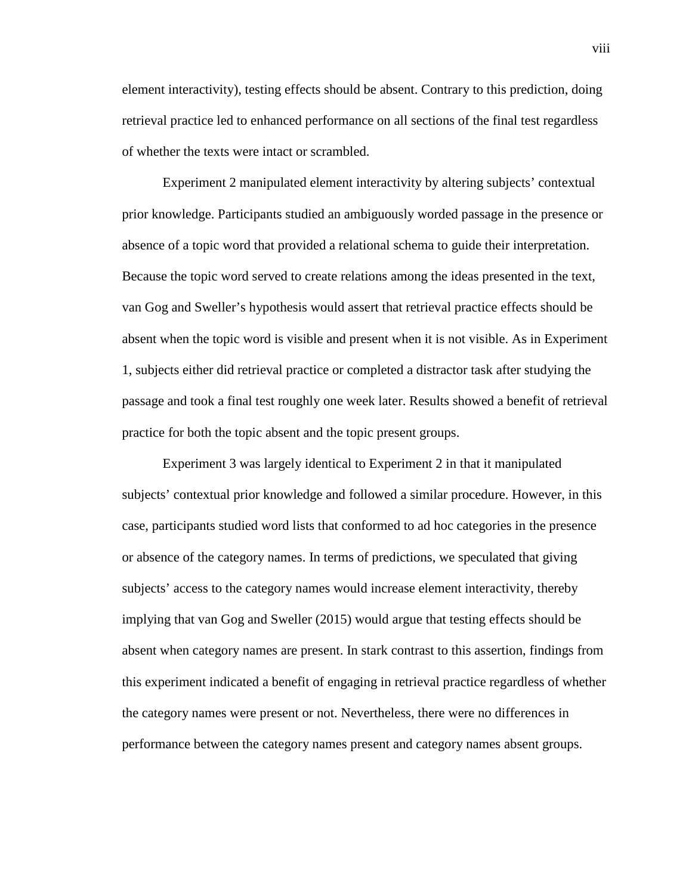element interactivity), testing effects should be absent. Contrary to this prediction, doing retrieval practice led to enhanced performance on all sections of the final test regardless of whether the texts were intact or scrambled.

Experiment 2 manipulated element interactivity by altering subjects' contextual prior knowledge. Participants studied an ambiguously worded passage in the presence or absence of a topic word that provided a relational schema to guide their interpretation. Because the topic word served to create relations among the ideas presented in the text, van Gog and Sweller's hypothesis would assert that retrieval practice effects should be absent when the topic word is visible and present when it is not visible. As in Experiment 1, subjects either did retrieval practice or completed a distractor task after studying the passage and took a final test roughly one week later. Results showed a benefit of retrieval practice for both the topic absent and the topic present groups.

Experiment 3 was largely identical to Experiment 2 in that it manipulated subjects' contextual prior knowledge and followed a similar procedure. However, in this case, participants studied word lists that conformed to ad hoc categories in the presence or absence of the category names. In terms of predictions, we speculated that giving subjects' access to the category names would increase element interactivity, thereby implying that van Gog and Sweller (2015) would argue that testing effects should be absent when category names are present. In stark contrast to this assertion, findings from this experiment indicated a benefit of engaging in retrieval practice regardless of whether the category names were present or not. Nevertheless, there were no differences in performance between the category names present and category names absent groups.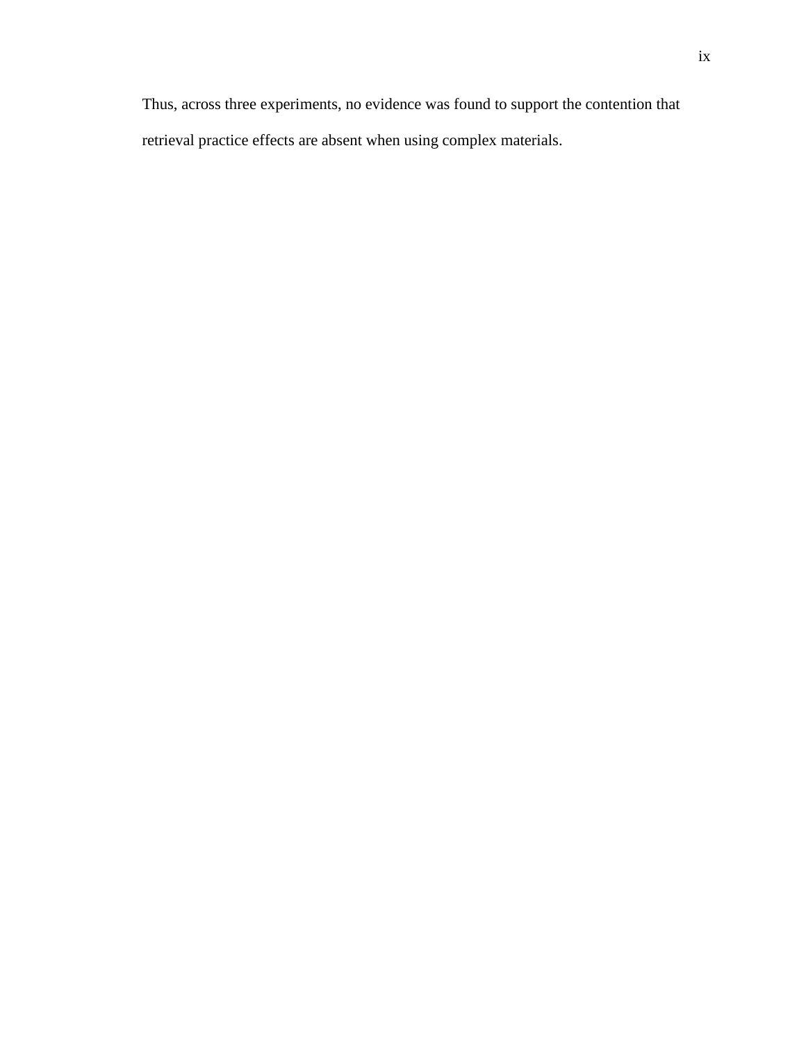Thus, across three experiments, no evidence was found to support the contention that retrieval practice effects are absent when using complex materials.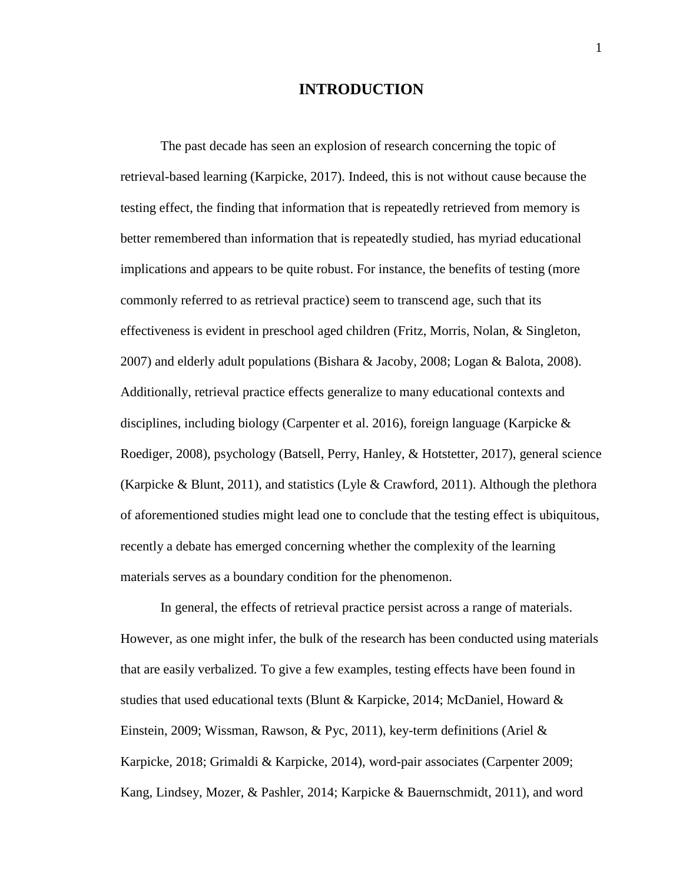# INTRODUCTION

The past decade has seen an explosion of research concerning the topic of retrieval-based learning (Karpicke, 2017). Indeed, this is not without cause because the testing effect, the finding that information that is repeatedly retrieved from memory is better remembered than information that is repeatedly studied, has myriad educational implications and appears to be quite robust. For instance, the benefits of testing (more commonly referred to as retrieval practice) seem to transcend age, such that its effectiveness is evident in preschool aged children (Fritz, Morris, Nolan, & Singleton, 2007) and elderly adult populations (Bishara & Jacoby, 2008; Logan & Balota, 2008). Additionally, retrieval practice effects generalize to many educational contexts and disciplines, including biology (Carpenter et al. 2016), foreign language (Karpicke & Roediger, 2008), psychology (Batsell, Perry, Hanley, & Hotstetter, 2017), general science (Karpicke & Blunt, 2011), and statistics (Lyle & Crawford, 2011). Although the plethora of aforementioned studies might lead one to conclude that the testing effect is ubiquitous, recently a debate has emerged concerning whether the complexity of the learning materials serves as a boundary condition for the phenomenon.

In general, the effects of retrieval practice persist across a range of materials. However, as one might infer, the bulk of the research has been conducted using materials that are easily verbalized. To give a few examples, testing effects have been found in studies that used educational texts (Blunt & Karpicke, 2014; McDaniel, Howard & Einstein, 2009; Wissman, Rawson, & Pyc, 2011), key-term definitions (Ariel & Karpicke, 2018; Grimaldi & Karpicke, 2014), word-pair associates (Carpenter 2009; Kang, Lindsey, Mozer, & Pashler, 2014; Karpicke & Bauernschmidt, 2011), and word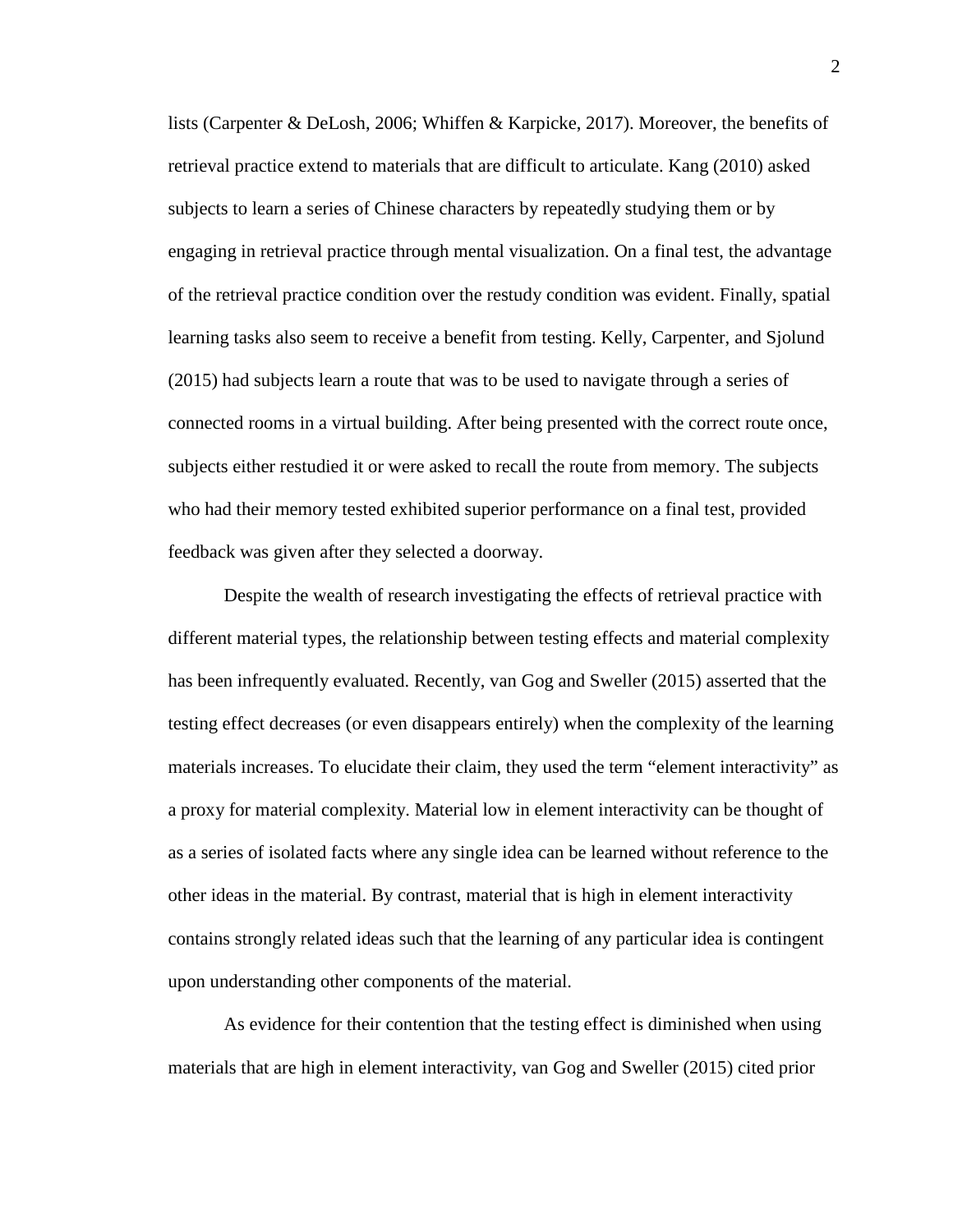lists (Carpenter & DeLosh, 2006; Whiffen & Karpicke, 2017). Moreover, the benefits of retrieval practice extend to materials that are difficult to articulate. Kang (2010) asked subjects to learn a series of Chinese characters by repeatedly studying them or by engaging in retrieval practice through mental visualization. On a final test, the advantage of the retrieval practice condition over the restudy condition was evident. Finally, spatial learning tasks also seem to receive a benefit from testing. Kelly, Carpenter, and Sjolund (2015) had subjects learn a route that was to be used to navigate through a series of connected rooms in a virtual building. After being presented with the correct route once, subjects either restudied it or were asked to recall the route from memory. The subjects who had their memory tested exhibited superior performance on a final test, provided feedback was given after they selected a doorway.

Despite the wealth of research investigating the effects of retrieval practice with different material types, the relationship between testing effects and material complexity has been infrequently evaluated. Recently, van Gog and Sweller (2015) asserted that the testing effect decreases (or even disappears entirely) when the complexity of the learning materials increases. To elucidate their claim, they used the term "element interactivity" as a proxy for material complexity. Material low in element interactivity can be thought of as a series of isolated facts where any single idea can be learned without reference to the other ideas in the material. By contrast, material that is high in element interactivity contains strongly related ideas such that the learning of any particular idea is contingent upon understanding other components of the material.

As evidence for their contention that the testing effect is diminished when using materials that are high in element interactivity, van Gog and Sweller (2015) cited prior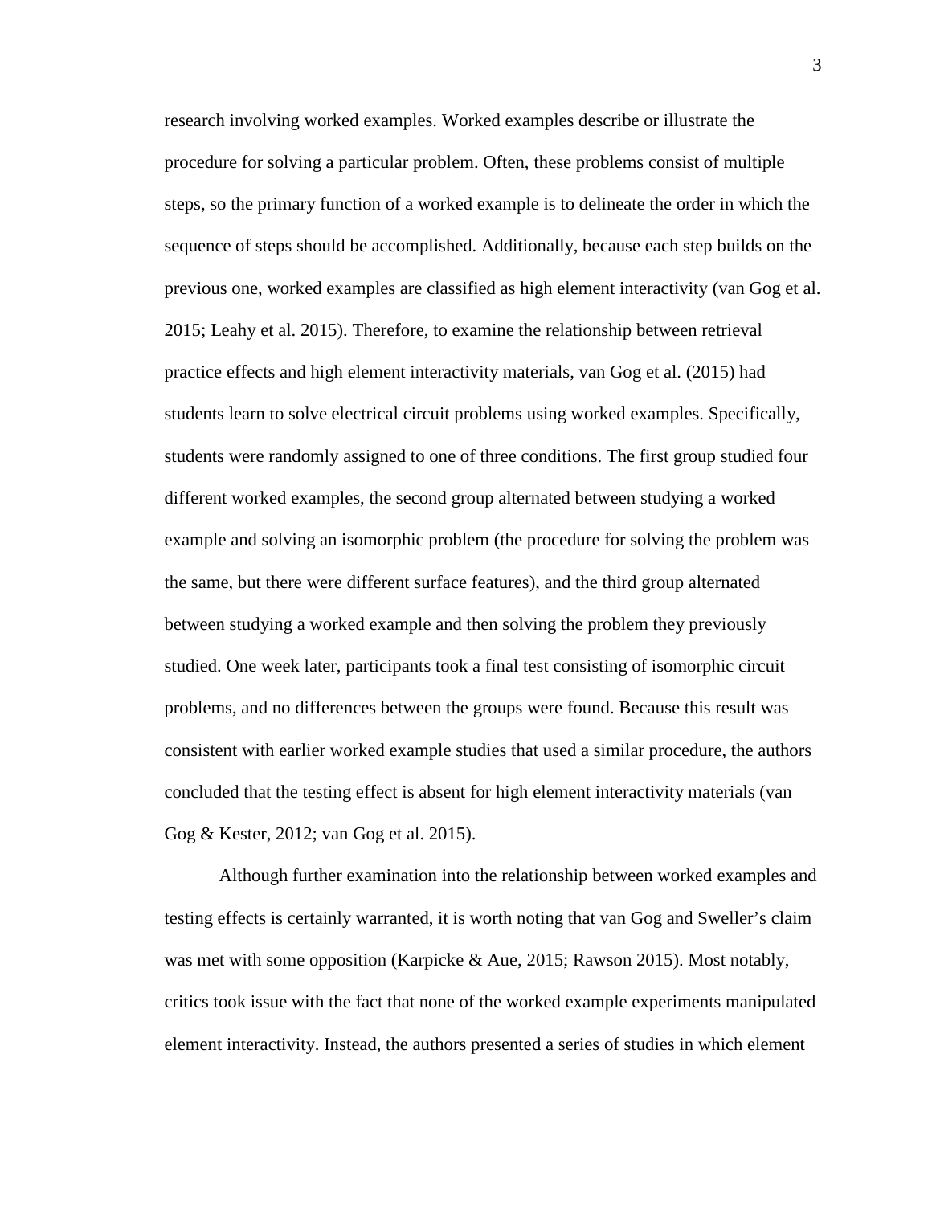research involving worked examples. Worked examples describe or illustrate the procedure for solving a particular problem. Often, these problems consist of multiple steps, so the primary function of a worked example is to delineate the order in which the sequence of steps should be accomplished. Additionally, because each step builds on the previous one, worked examples are classified as high element interactivity (van Gog et al. 2015; Leahy et al. 2015). Therefore, to examine the relationship between retrieval practice effects and high element interactivity materials, van Gog et al. (2015) had students learn to solve electrical circuit problems using worked examples. Specifically, students were randomly assigned to one of three conditions. The first group studied four different worked examples, the second group alternated between studying a worked example and solving an isomorphic problem (the procedure for solving the problem was the same, but there were different surface features), and the third group alternated between studying a worked example and then solving the problem they previously studied. One week later, participants took a final test consisting of isomorphic circuit problems, and no differences between the groups were found. Because this result was consistent with earlier worked example studies that used a similar procedure, the authors concluded that the testing effect is absent for high element interactivity materials (van Gog & Kester, 2012; van Gog et al. 2015).

Although further examination into the relationship between worked examples and testing effects is certainly warranted, it is worth noting that van Gog and Sweller's claim was met with some opposition (Karpicke & Aue, 2015; Rawson 2015). Most notably, critics took issue with the fact that none of the worked example experiments manipulated element interactivity. Instead, the authors presented a series of studies in which element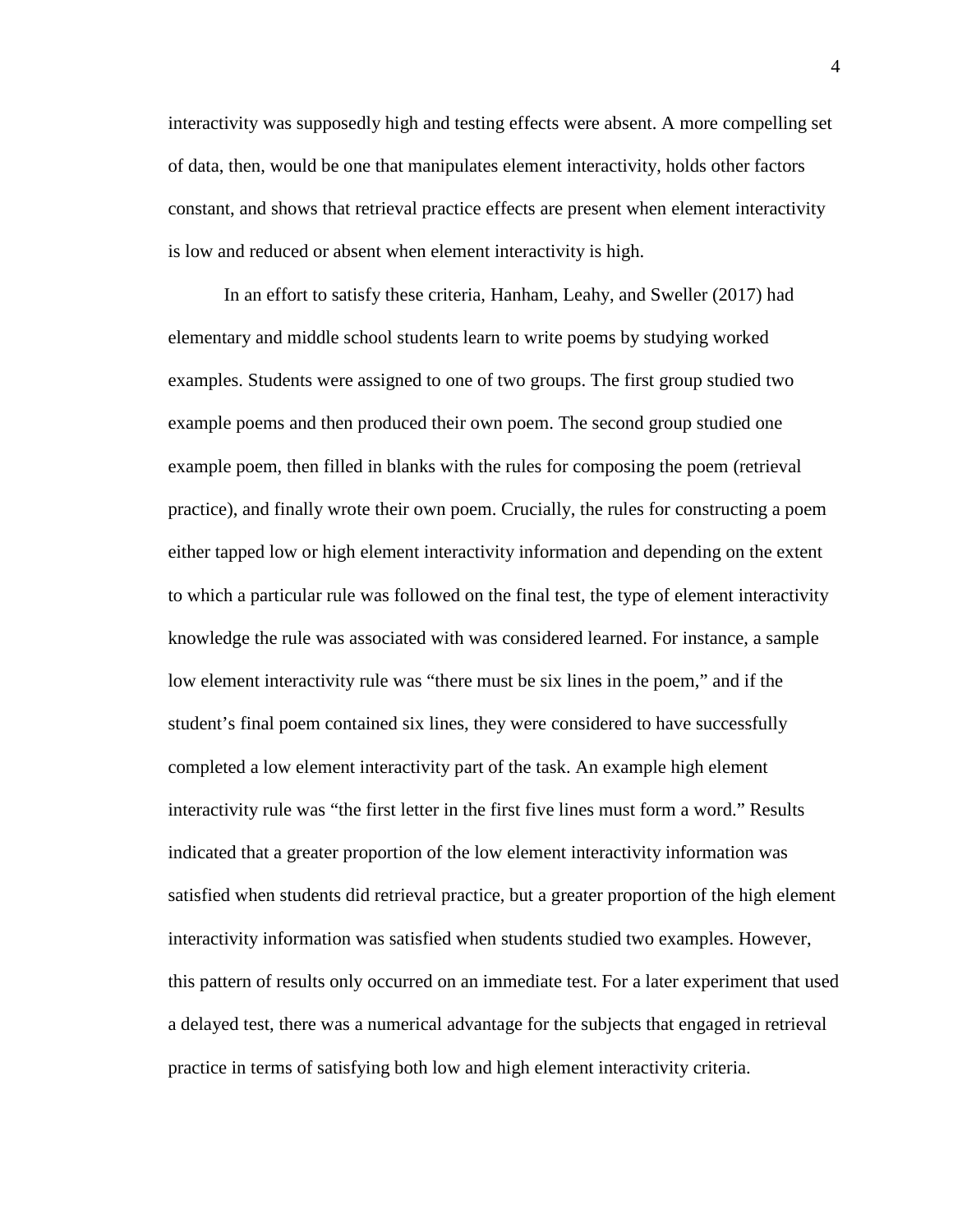interactivity was supposedly high and testing effects were absent. A more compelling set of data, then, would be one that manipulates element interactivity, holds other factors constant, and shows that retrieval practice effects are present when element interactivity is low and reduced or absent when element interactivity is high.

In an effort to satisfy these criteria, Hanham, Leahy, and Sweller (2017) had elementary and middle school students learn to write poems by studying worked examples. Students were assigned to one of two groups. The first group studied two example poems and then produced their own poem. The second group studied one example poem, then filled in blanks with the rules for composing the poem (retrieval practice), and finally wrote their own poem. Crucially, the rules for constructing a poem either tapped low or high element interactivity information and depending on the extent to which a particular rule was followed on the final test, the type of element interactivity knowledge the rule was associated with was considered learned. For instance, a sample low element interactivity rule was "there must be six lines in the poem," and if the student's final poem contained six lines, they were considered to have successfully completed a low element interactivity part of the task. An example high element interactivity rule was "the first letter in the first five lines must form a word." Results indicated that a greater proportion of the low element interactivity information was satisfied when students did retrieval practice, but a greater proportion of the high element interactivity information was satisfied when students studied two examples. However, this pattern of results only occurred on an immediate test. For a later experiment that used a delayed test, there was a numerical advantage for the subjects that engaged in retrieval practice in terms of satisfying both low and high element interactivity criteria.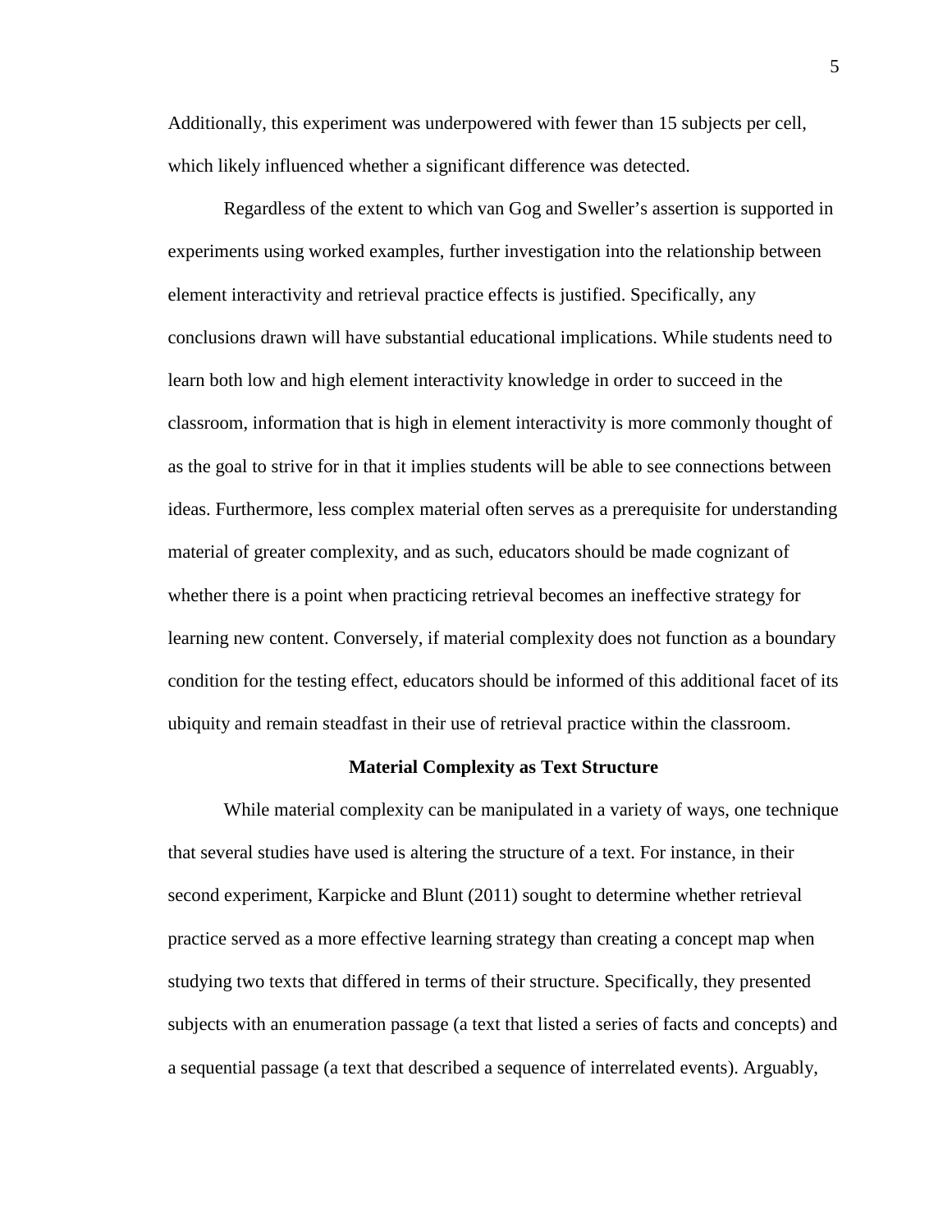Additionally, this experiment was underpowered with fewer than 15 subjects per cell, which likely influenced whether a significant difference was detected.

Regardless of the extent to which van Gog and Sweller's assertion is supported in experiments using worked examples, further investigation into the relationship between element interactivity and retrieval practice effects is justified. Specifically, any conclusions drawn will have substantial educational implications. While students need to learn both low and high element interactivity knowledge in order to succeed in the classroom, information that is high in element interactivity is more commonly thought of as the goal to strive for in that it implies students will be able to see connections between ideas. Furthermore, less complex material often serves as a prerequisite for understanding material of greater complexity, and as such, educators should be made cognizant of whether there is a point when practicing retrieval becomes an ineffective strategy for learning new content. Conversely, if material complexity does not function as a boundary condition for the testing effect, educators should be informed of this additional facet of its ubiquity and remain steadfast in their use of retrieval practice within the classroom.

## Material Complexity as Text Structure

While material complexity can be manipulated in a variety of ways, one technique that several studies have used is altering the structure of a text. For instance, in their second experiment, Karpicke and Blunt (2011) sought to determine whether retrieval practice served as a more effective learning strategy than creating a concept map when studying two texts that differed in terms of their structure. Specifically, they presented subjects with an enumeration passage (a text that listed a series of facts and concepts) and a sequential passage (a text that described a sequence of interrelated events). Arguably,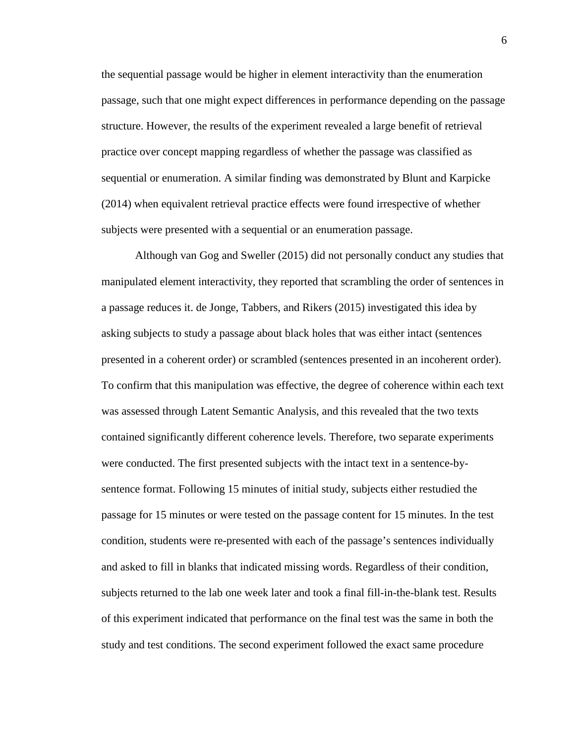the sequential passage would be higher in element interactivity than the enumeration passage, such that one might expect differences in performance depending on the passage structure. However, the results of the experiment revealed a large benefit of retrieval practice over concept mapping regardless of whether the passage was classified as sequential or enumeration. A similar finding was demonstrated by Blunt and Karpicke (2014) when equivalent retrieval practice effects were found irrespective of whether subjects were presented with a sequential or an enumeration passage.

Although van Gog and Sweller (2015) did not personally conduct any studies that manipulated element interactivity, they reported that scrambling the order of sentences in a passage reduces it. de Jonge, Tabbers, and Rikers (2015) investigated this idea by asking subjects to study a passage about black holes that was either intact (sentences presented in a coherent order) or scrambled (sentences presented in an incoherent order). To confirm that this manipulation was effective, the degree of coherence within each text was assessed through Latent Semantic Analysis, and this revealed that the two texts contained significantly different coherence levels. Therefore, two separate experiments were conducted. The first presented subjects with the intact text in a sentence-by-sentence format. Following 15 minutes of initial study, subjects either restudied the passage for 15 minutes or were tested on the passage content for 15 minutes. In the test condition, students were re-presented with each of the passage's sentences individually and asked to fill in blanks that indicated missing words. Regardless of their condition, subjects returned to the lab one week later and took a final fill-in-the-blank test. Results of this experiment indicated that performance on the final test was the same in both the study and test conditions. The second experiment followed the exact same procedure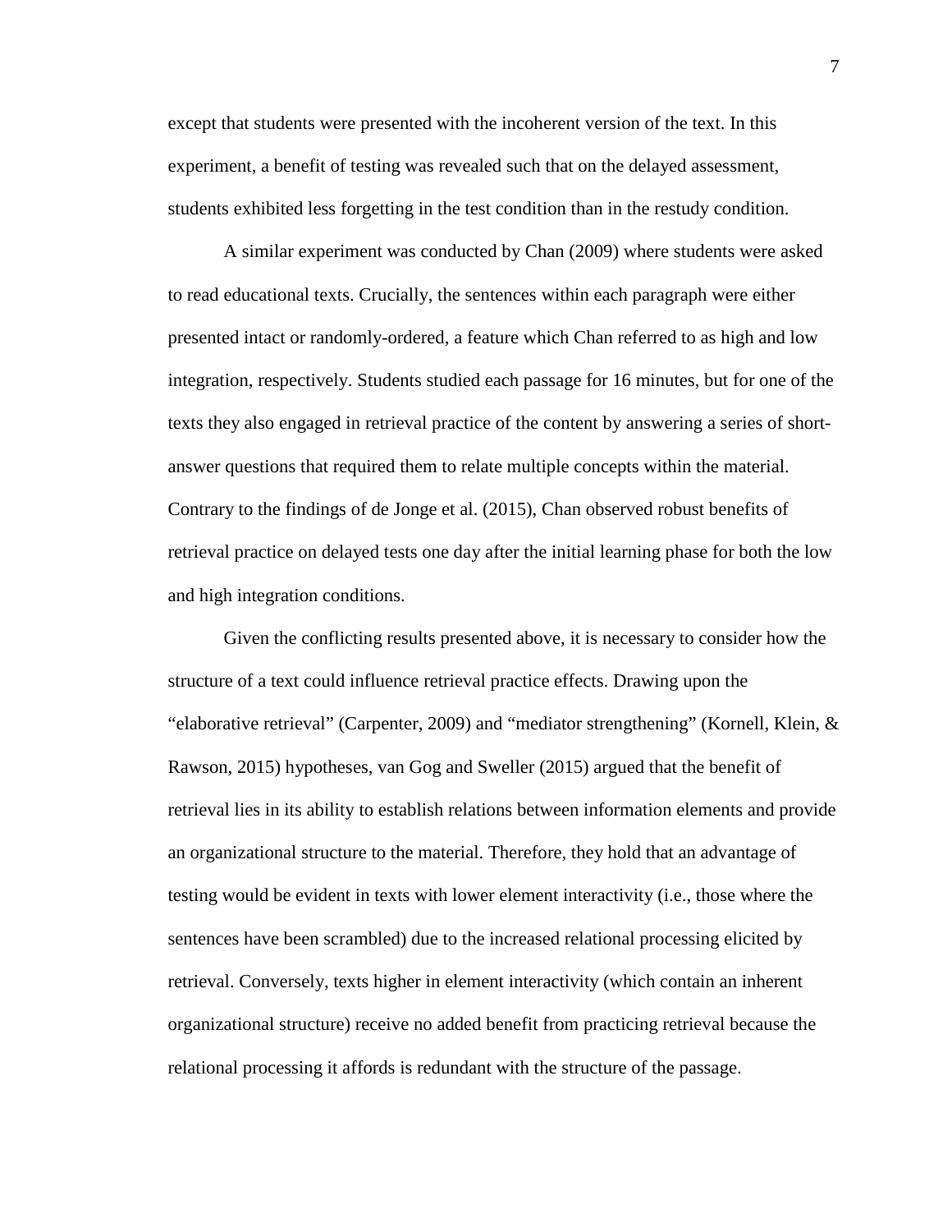except that students were presented with the incoherent version of the text. In this experiment, a benefit of testing was revealed such that on the delayed assessment, students exhibited less forgetting in the test condition than in the restudy condition.

A similar experiment was conducted by Chan (2009) where students were asked to read educational texts. Crucially, the sentences within each paragraph were either presented intact or randomly-ordered, a feature which Chan referred to as high and low integration, respectively. Students studied each passage for 16 minutes, but for one of the texts they also engaged in retrieval practice of the content by answering a series of short-answer questions that required them to relate multiple concepts within the material. Contrary to the findings of de Jonge et al. (2015), Chan observed robust benefits of retrieval practice on delayed tests one day after the initial learning phase for both the low and high integration conditions.

Given the conflicting results presented above, it is necessary to consider how the structure of a text could influence retrieval practice effects. Drawing upon the "elaborative retrieval" (Carpenter, 2009) and "mediator strengthening" (Kornell, Klein, & Rawson, 2015) hypotheses, van Gog and Sweller (2015) argued that the benefit of retrieval lies in its ability to establish relations between information elements and provide an organizational structure to the material. Therefore, they hold that an advantage of testing would be evident in texts with lower element interactivity (i.e., those where the sentences have been scrambled) due to the increased relational processing elicited by retrieval. Conversely, texts higher in element interactivity (which contain an inherent organizational structure) receive no added benefit from practicing retrieval because the relational processing it affords is redundant with the structure of the passage.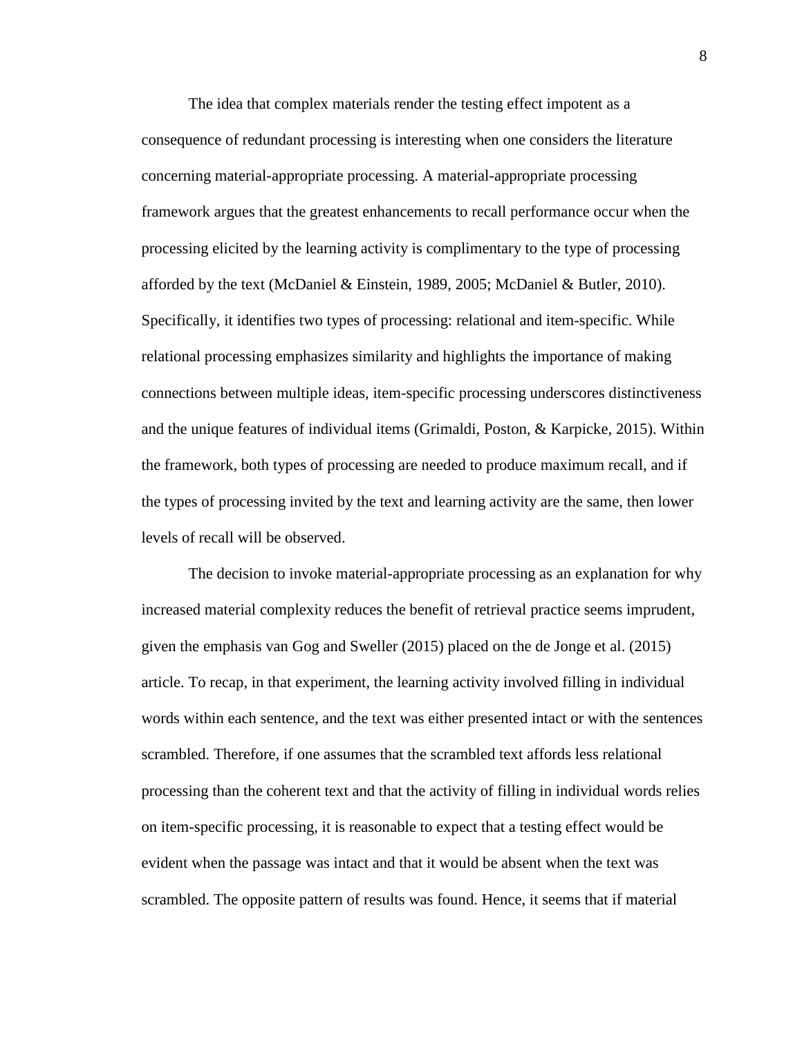The idea that complex materials render the testing effect impotent as a consequence of redundant processing is interesting when one considers the literature concerning material-appropriate processing. A material-appropriate processing framework argues that the greatest enhancements to recall performance occur when the processing elicited by the learning activity is complimentary to the type of processing afforded by the text (McDaniel & Einstein, 1989, 2005; McDaniel & Butler, 2010). Specifically, it identifies two types of processing: relational and item-specific. While relational processing emphasizes similarity and highlights the importance of making connections between multiple ideas, item-specific processing underscores distinctiveness and the unique features of individual items (Grimaldi, Poston, & Karpicke, 2015). Within the framework, both types of processing are needed to produce maximum recall, and if the types of processing invited by the text and learning activity are the same, then lower levels of recall will be observed.

The decision to invoke material-appropriate processing as an explanation for why increased material complexity reduces the benefit of retrieval practice seems imprudent, given the emphasis van Gog and Sweller (2015) placed on the de Jonge et al. (2015) article. To recap, in that experiment, the learning activity involved filling in individual words within each sentence, and the text was either presented intact or with the sentences scrambled. Therefore, if one assumes that the scrambled text affords less relational processing than the coherent text and that the activity of filling in individual words relies on item-specific processing, it is reasonable to expect that a testing effect would be evident when the passage was intact and that it would be absent when the text was scrambled. The opposite pattern of results was found. Hence, it seems that if material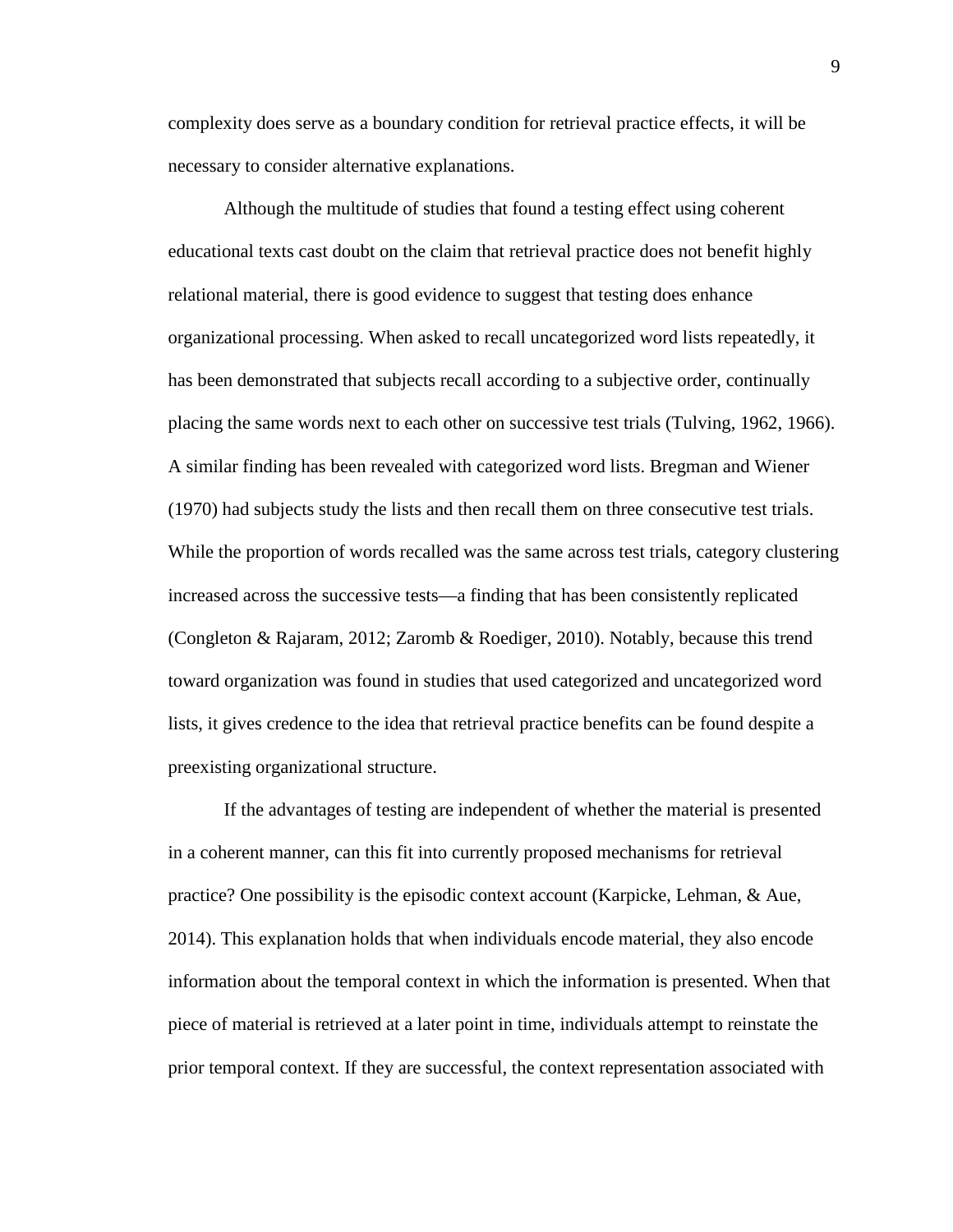complexity does serve as a boundary condition for retrieval practice effects, it will be necessary to consider alternative explanations.

Although the multitude of studies that found a testing effect using coherent educational texts cast doubt on the claim that retrieval practice does not benefit highly relational material, there is good evidence to suggest that testing does enhance organizational processing. When asked to recall uncategorized word lists repeatedly, it has been demonstrated that subjects recall according to a subjective order, continually placing the same words next to each other on successive test trials (Tulving, 1962, 1966). A similar finding has been revealed with categorized word lists. Bregman and Wiener (1970) had subjects study the lists and then recall them on three consecutive test trials. While the proportion of words recalled was the same across test trials, category clustering increased across the successive tests—a finding that has been consistently replicated (Congleton & Rajaram, 2012; Zaromb & Roediger, 2010). Notably, because this trend toward organization was found in studies that used categorized and uncategorized word lists, it gives credence to the idea that retrieval practice benefits can be found despite a preexisting organizational structure.

If the advantages of testing are independent of whether the material is presented in a coherent manner, can this fit into currently proposed mechanisms for retrieval practice? One possibility is the episodic context account (Karpicke, Lehman, & Aue, 2014). This explanation holds that when individuals encode material, they also encode information about the temporal context in which the information is presented. When that piece of material is retrieved at a later point in time, individuals attempt to reinstate the prior temporal context. If they are successful, the context representation associated with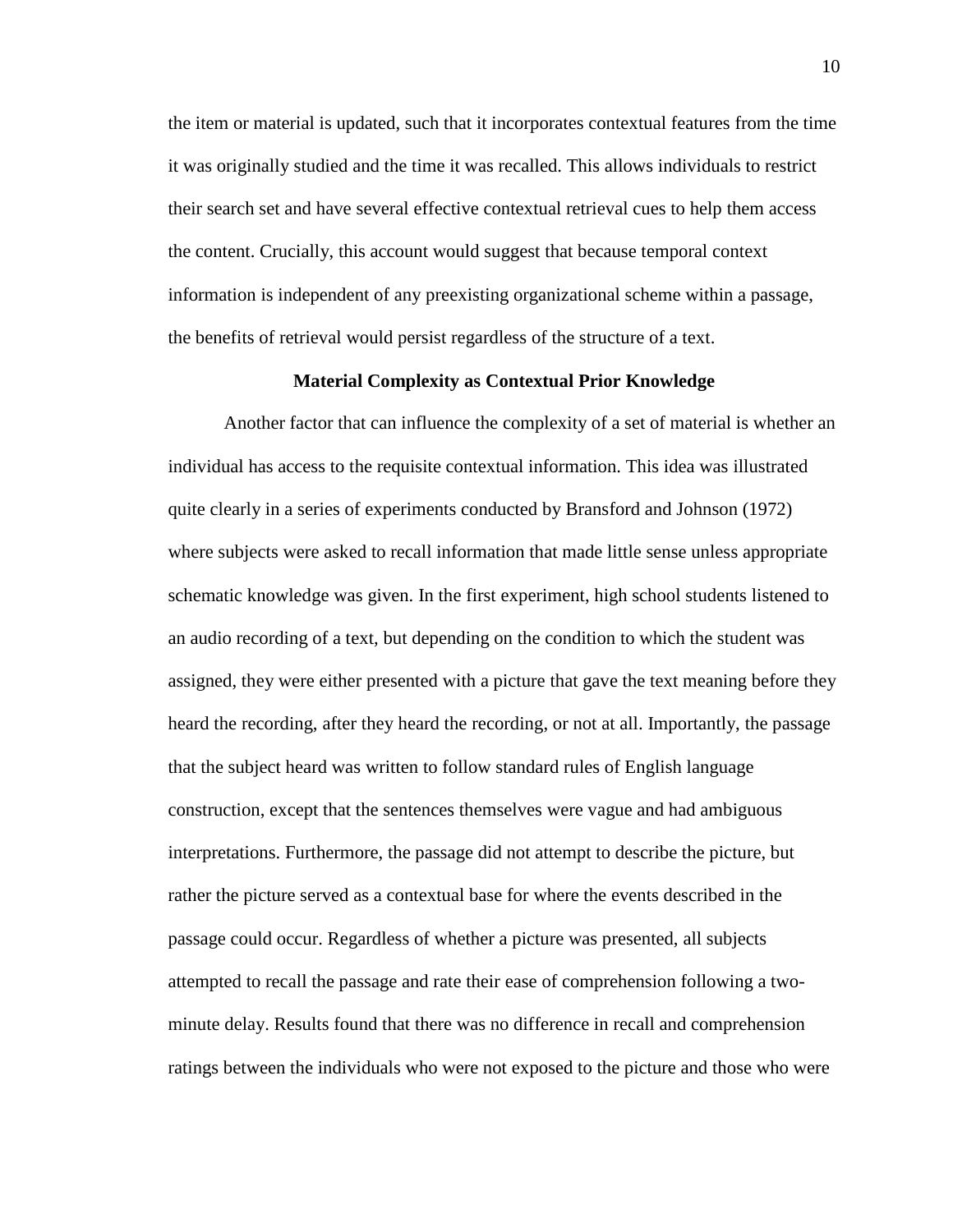the item or material is updated, such that it incorporates contextual features from the time it was originally studied and the time it was recalled. This allows individuals to restrict their search set and have several effective contextual retrieval cues to help them access the content. Crucially, this account would suggest that because temporal context information is independent of any preexisting organizational scheme within a passage, the benefits of retrieval would persist regardless of the structure of a text.

## Material Complexity as Contextual Prior Knowledge

Another factor that can influence the complexity of a set of material is whether an individual has access to the requisite contextual information. This idea was illustrated quite clearly in a series of experiments conducted by Bransford and Johnson (1972) where subjects were asked to recall information that made little sense unless appropriate schematic knowledge was given. In the first experiment, high school students listened to an audio recording of a text, but depending on the condition to which the student was assigned, they were either presented with a picture that gave the text meaning before they heard the recording, after they heard the recording, or not at all. Importantly, the passage that the subject heard was written to follow standard rules of English language construction, except that the sentences themselves were vague and had ambiguous interpretations. Furthermore, the passage did not attempt to describe the picture, but rather the picture served as a contextual base for where the events described in the passage could occur. Regardless of whether a picture was presented, all subjects attempted to recall the passage and rate their ease of comprehension following a two-minute delay. Results found that there was no difference in recall and comprehension ratings between the individuals who were not exposed to the picture and those who were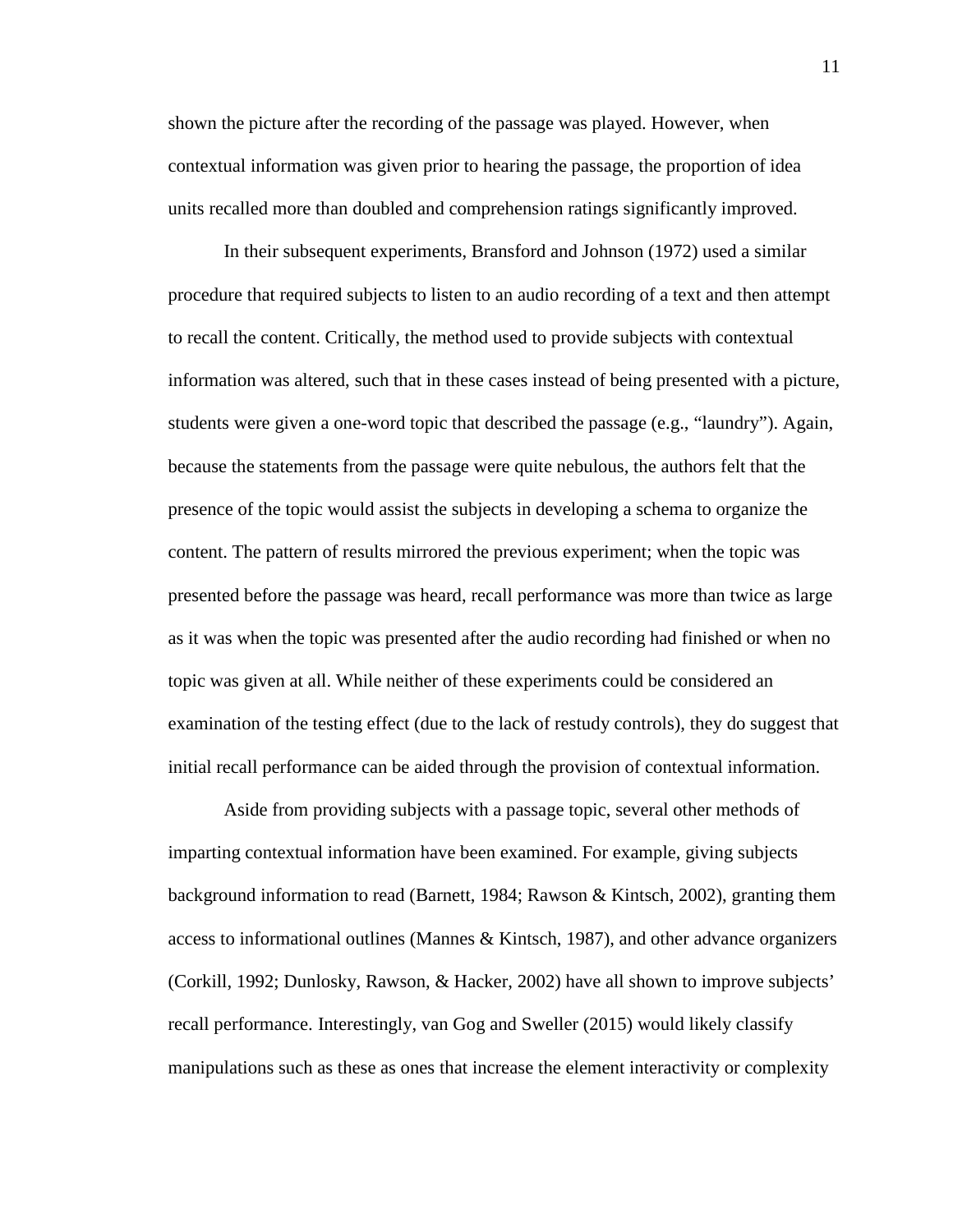shown the picture after the recording of the passage was played. However, when contextual information was given prior to hearing the passage, the proportion of idea units recalled more than doubled and comprehension ratings significantly improved.

In their subsequent experiments, Bransford and Johnson (1972) used a similar procedure that required subjects to listen to an audio recording of a text and then attempt to recall the content. Critically, the method used to provide subjects with contextual information was altered, such that in these cases instead of being presented with a picture, students were given a one-word topic that described the passage (e.g., "laundry"). Again, because the statements from the passage were quite nebulous, the authors felt that the presence of the topic would assist the subjects in developing a schema to organize the content. The pattern of results mirrored the previous experiment; when the topic was presented before the passage was heard, recall performance was more than twice as large as it was when the topic was presented after the audio recording had finished or when no topic was given at all. While neither of these experiments could be considered an examination of the testing effect (due to the lack of restudy controls), they do suggest that initial recall performance can be aided through the provision of contextual information.

Aside from providing subjects with a passage topic, several other methods of imparting contextual information have been examined. For example, giving subjects background information to read (Barnett, 1984; Rawson & Kintsch, 2002), granting them access to informational outlines (Mannes & Kintsch, 1987), and other advance organizers (Corkill, 1992; Dunlosky, Rawson, & Hacker, 2002) have all shown to improve subjects' recall performance. Interestingly, van Gog and Sweller (2015) would likely classify manipulations such as these as ones that increase the element interactivity or complexity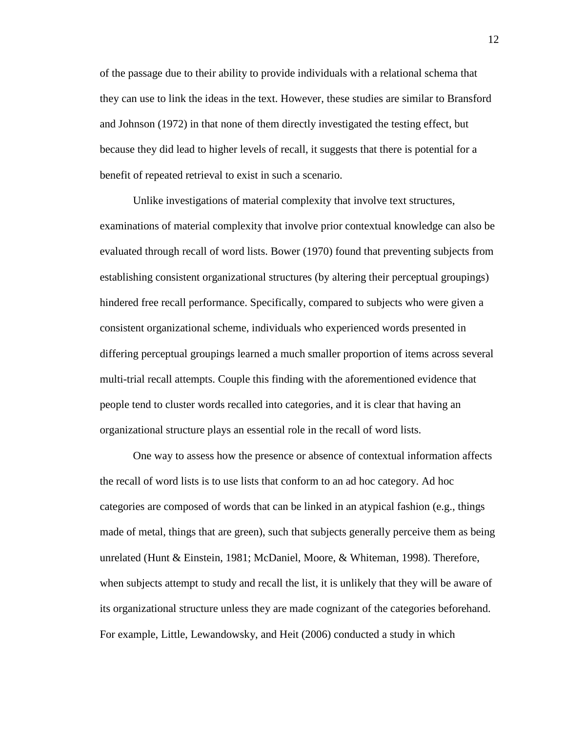of the passage due to their ability to provide individuals with a relational schema that they can use to link the ideas in the text. However, these studies are similar to Bransford and Johnson (1972) in that none of them directly investigated the testing effect, but because they did lead to higher levels of recall, it suggests that there is potential for a benefit of repeated retrieval to exist in such a scenario.

Unlike investigations of material complexity that involve text structures, examinations of material complexity that involve prior contextual knowledge can also be evaluated through recall of word lists. Bower (1970) found that preventing subjects from establishing consistent organizational structures (by altering their perceptual groupings) hindered free recall performance. Specifically, compared to subjects who were given a consistent organizational scheme, individuals who experienced words presented in differing perceptual groupings learned a much smaller proportion of items across several multi-trial recall attempts. Couple this finding with the aforementioned evidence that people tend to cluster words recalled into categories, and it is clear that having an organizational structure plays an essential role in the recall of word lists.

One way to assess how the presence or absence of contextual information affects the recall of word lists is to use lists that conform to an ad hoc category. Ad hoc categories are composed of words that can be linked in an atypical fashion (e.g., things made of metal, things that are green), such that subjects generally perceive them as being unrelated (Hunt & Einstein, 1981; McDaniel, Moore, & Whiteman, 1998). Therefore, when subjects attempt to study and recall the list, it is unlikely that they will be aware of its organizational structure unless they are made cognizant of the categories beforehand. For example, Little, Lewandowsky, and Heit (2006) conducted a study in which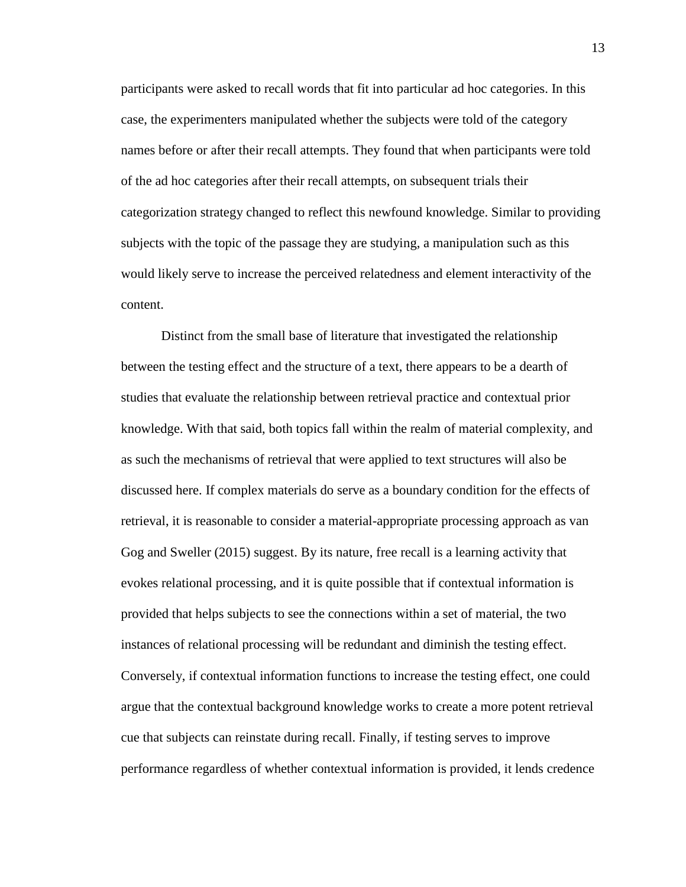participants were asked to recall words that fit into particular ad hoc categories. In this case, the experimenters manipulated whether the subjects were told of the category names before or after their recall attempts. They found that when participants were told of the ad hoc categories after their recall attempts, on subsequent trials their categorization strategy changed to reflect this newfound knowledge. Similar to providing subjects with the topic of the passage they are studying, a manipulation such as this would likely serve to increase the perceived relatedness and element interactivity of the content.

Distinct from the small base of literature that investigated the relationship between the testing effect and the structure of a text, there appears to be a dearth of studies that evaluate the relationship between retrieval practice and contextual prior knowledge. With that said, both topics fall within the realm of material complexity, and as such the mechanisms of retrieval that were applied to text structures will also be discussed here. If complex materials do serve as a boundary condition for the effects of retrieval, it is reasonable to consider a material-appropriate processing approach as van Gog and Sweller (2015) suggest. By its nature, free recall is a learning activity that evokes relational processing, and it is quite possible that if contextual information is provided that helps subjects to see the connections within a set of material, the two instances of relational processing will be redundant and diminish the testing effect. Conversely, if contextual information functions to increase the testing effect, one could argue that the contextual background knowledge works to create a more potent retrieval cue that subjects can reinstate during recall. Finally, if testing serves to improve performance regardless of whether contextual information is provided, it lends credence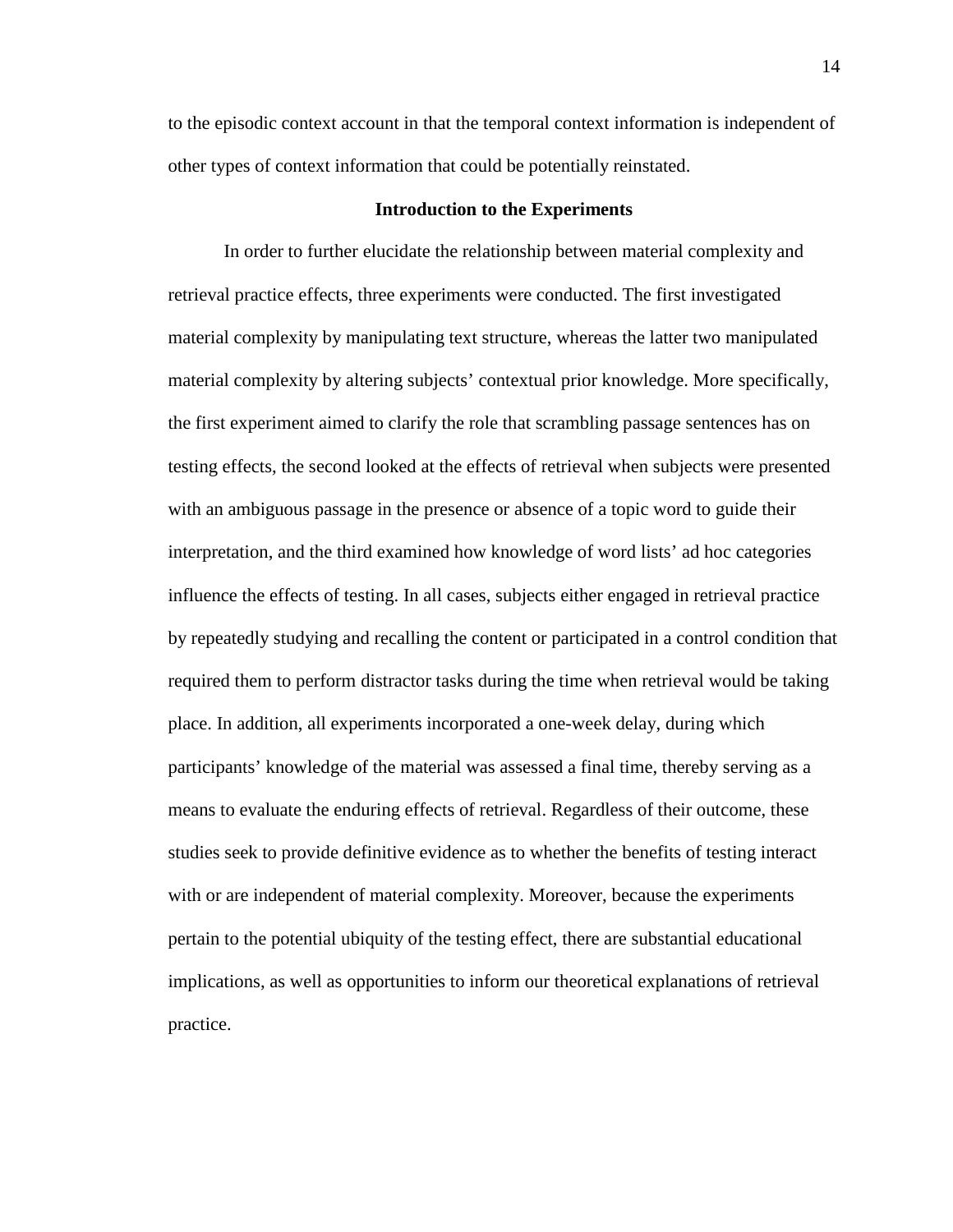to the episodic context account in that the temporal context information is independent of other types of context information that could be potentially reinstated.

## Introduction to the Experiments

In order to further elucidate the relationship between material complexity and retrieval practice effects, three experiments were conducted. The first investigated material complexity by manipulating text structure, whereas the latter two manipulated material complexity by altering subjects' contextual prior knowledge. More specifically, the first experiment aimed to clarify the role that scrambling passage sentences has on testing effects, the second looked at the effects of retrieval when subjects were presented with an ambiguous passage in the presence or absence of a topic word to guide their interpretation, and the third examined how knowledge of word lists' ad hoc categories influence the effects of testing. In all cases, subjects either engaged in retrieval practice by repeatedly studying and recalling the content or participated in a control condition that required them to perform distractor tasks during the time when retrieval would be taking place. In addition, all experiments incorporated a one-week delay, during which participants' knowledge of the material was assessed a final time, thereby serving as a means to evaluate the enduring effects of retrieval. Regardless of their outcome, these studies seek to provide definitive evidence as to whether the benefits of testing interact with or are independent of material complexity. Moreover, because the experiments pertain to the potential ubiquity of the testing effect, there are substantial educational implications, as well as opportunities to inform our theoretical explanations of retrieval practice.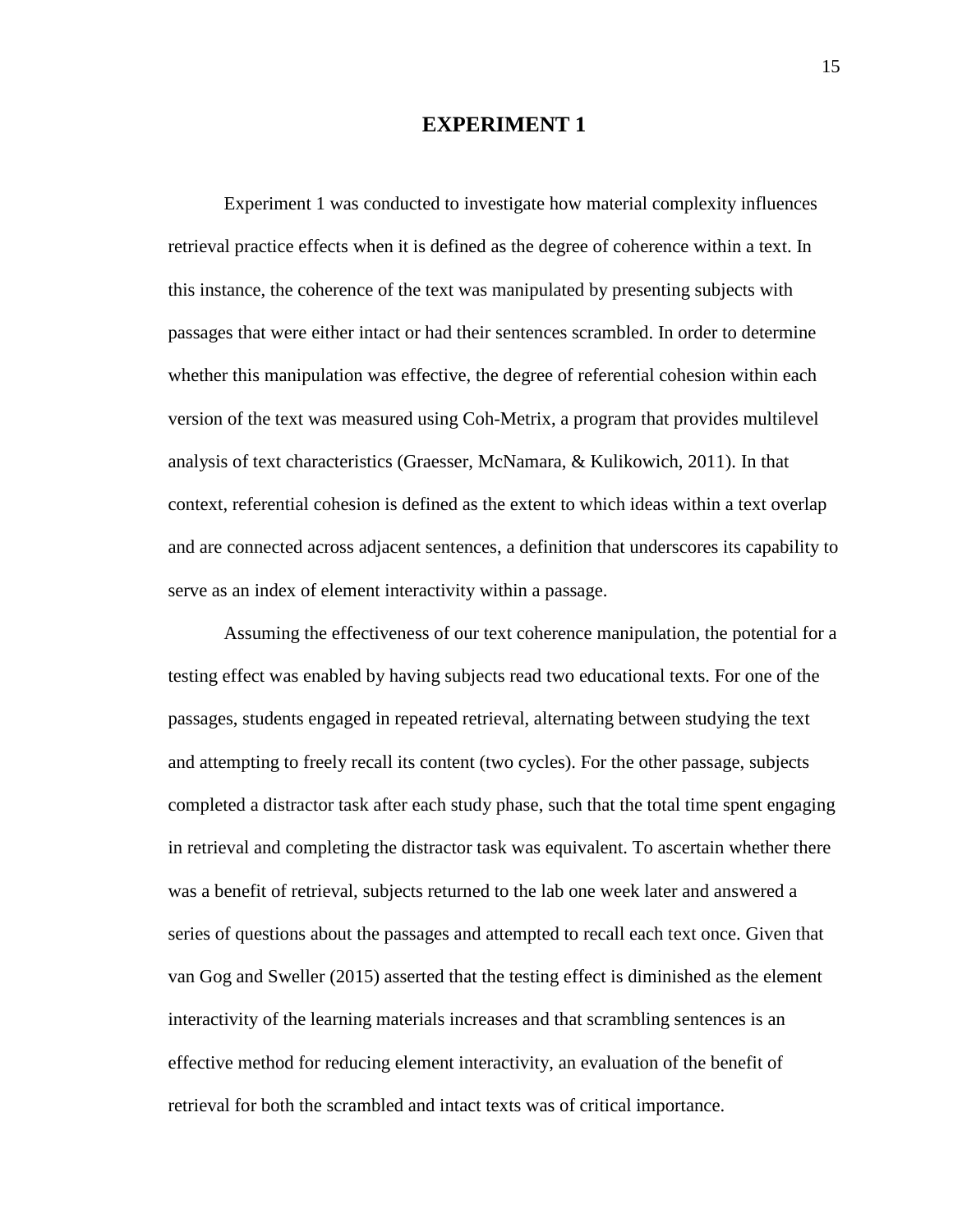# EXPERIMENT 1

Experiment 1 was conducted to investigate how material complexity influences retrieval practice effects when it is defined as the degree of coherence within a text. In this instance, the coherence of the text was manipulated by presenting subjects with passages that were either intact or had their sentences scrambled. In order to determine whether this manipulation was effective, the degree of referential cohesion within each version of the text was measured using Coh-Metrix, a program that provides multilevel analysis of text characteristics (Graesser, McNamara, & Kulikowich, 2011). In that context, referential cohesion is defined as the extent to which ideas within a text overlap and are connected across adjacent sentences, a definition that underscores its capability to serve as an index of element interactivity within a passage.

Assuming the effectiveness of our text coherence manipulation, the potential for a testing effect was enabled by having subjects read two educational texts. For one of the passages, students engaged in repeated retrieval, alternating between studying the text and attempting to freely recall its content (two cycles). For the other passage, subjects completed a distractor task after each study phase, such that the total time spent engaging in retrieval and completing the distractor task was equivalent. To ascertain whether there was a benefit of retrieval, subjects returned to the lab one week later and answered a series of questions about the passages and attempted to recall each text once. Given that van Gog and Sweller (2015) asserted that the testing effect is diminished as the element interactivity of the learning materials increases and that scrambling sentences is an effective method for reducing element interactivity, an evaluation of the benefit of retrieval for both the scrambled and intact texts was of critical importance.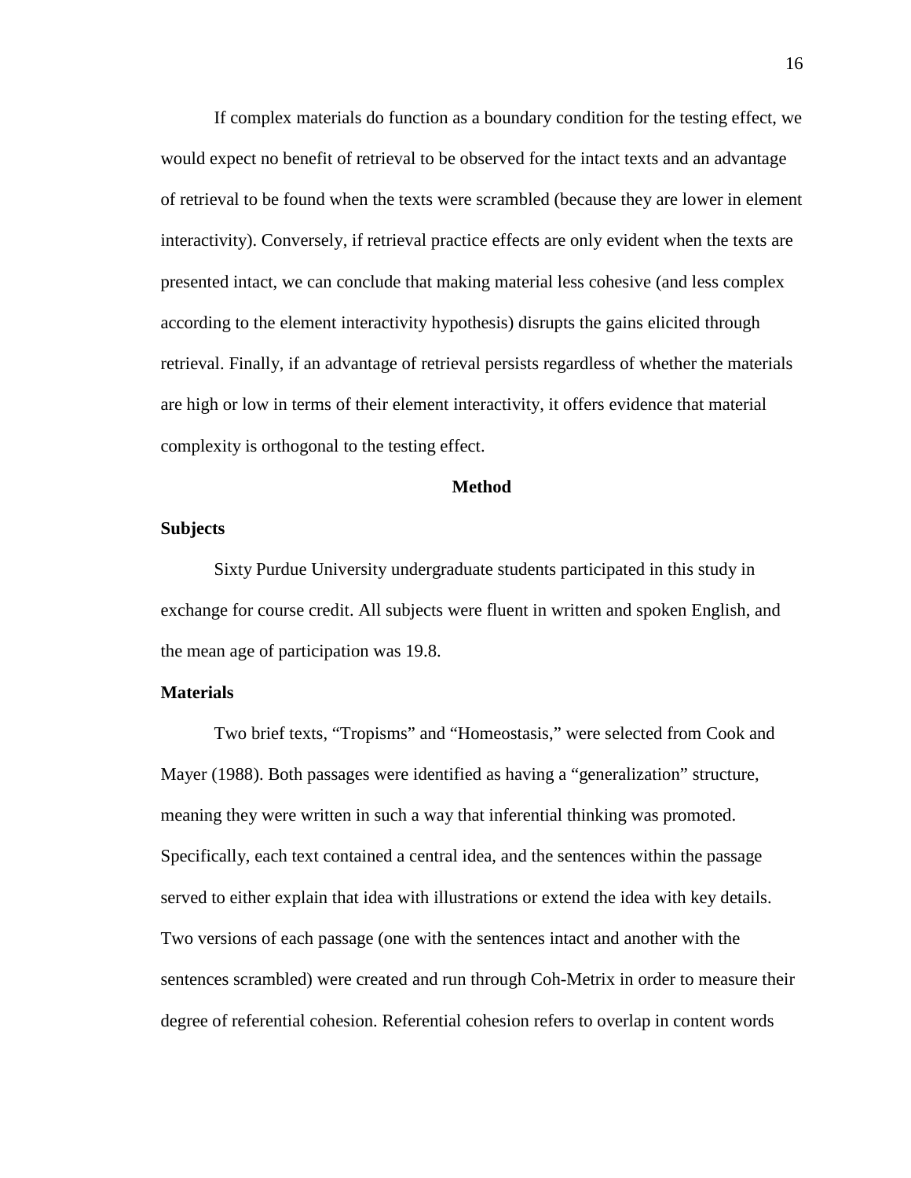If complex materials do function as a boundary condition for the testing effect, we would expect no benefit of retrieval to be observed for the intact texts and an advantage of retrieval to be found when the texts were scrambled (because they are lower in element interactivity). Conversely, if retrieval practice effects are only evident when the texts are presented intact, we can conclude that making material less cohesive (and less complex according to the element interactivity hypothesis) disrupts the gains elicited through retrieval. Finally, if an advantage of retrieval persists regardless of whether the materials are high or low in terms of their element interactivity, it offers evidence that material complexity is orthogonal to the testing effect.

## Method

### Subjects

Sixty Purdue University undergraduate students participated in this study in exchange for course credit. All subjects were fluent in written and spoken English, and the mean age of participation was 19.8.

### Materials

Two brief texts, "Tropisms" and "Homeostasis," were selected from Cook and Mayer (1988). Both passages were identified as having a "generalization" structure, meaning they were written in such a way that inferential thinking was promoted. Specifically, each text contained a central idea, and the sentences within the passage served to either explain that idea with illustrations or extend the idea with key details. Two versions of each passage (one with the sentences intact and another with the sentences scrambled) were created and run through Coh-Metrix in order to measure their degree of referential cohesion. Referential cohesion refers to overlap in content words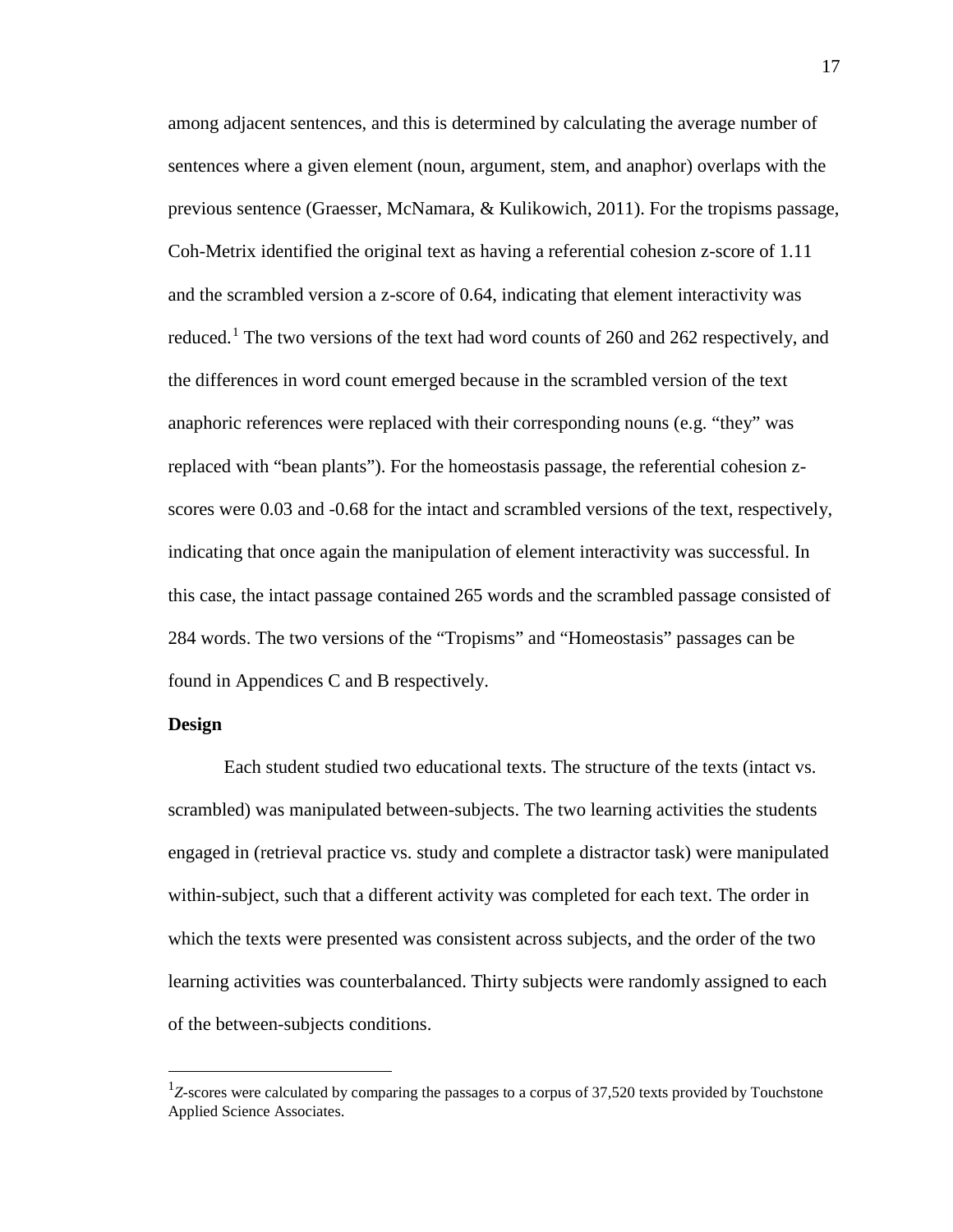among adjacent sentences, and this is determined by calculating the average number of sentences where a given element (noun, argument, stem, and anaphor) overlaps with the previous sentence (Graesser, McNamara, & Kulikowich, 2011). For the tropisms passage, Coh-Metrix identified the original text as having a referential cohesion z-score of 1.11 and the scrambled version a z-score of 0.64, indicating that element interactivity was reduced.[1] The two versions of the text had word counts of 260 and 262 respectively, and the differences in word count emerged because in the scrambled version of the text anaphoric references were replaced with their corresponding nouns (e.g. "they" was replaced with "bean plants"). For the homeostasis passage, the referential cohesion z-scores were 0.03 and -0.68 for the intact and scrambled versions of the text, respectively, indicating that once again the manipulation of element interactivity was successful. In this case, the intact passage contained 265 words and the scrambled passage consisted of 284 words. The two versions of the "Tropisms" and "Homeostasis" passages can be found in Appendices C and B respectively.

**Design**

Each student studied two educational texts. The structure of the texts (intact vs. scrambled) was manipulated between-subjects. The two learning activities the students engaged in (retrieval practice vs. study and complete a distractor task) were manipulated within-subject, such that a different activity was completed for each text. The order in which the texts were presented was consistent across subjects, and the order of the two learning activities was counterbalanced. Thirty subjects were randomly assigned to each of the between-subjects conditions.

---

[1] *Z*-scores were calculated by comparing the passages to a corpus of 37,520 texts provided by Touchstone Applied Science Associates.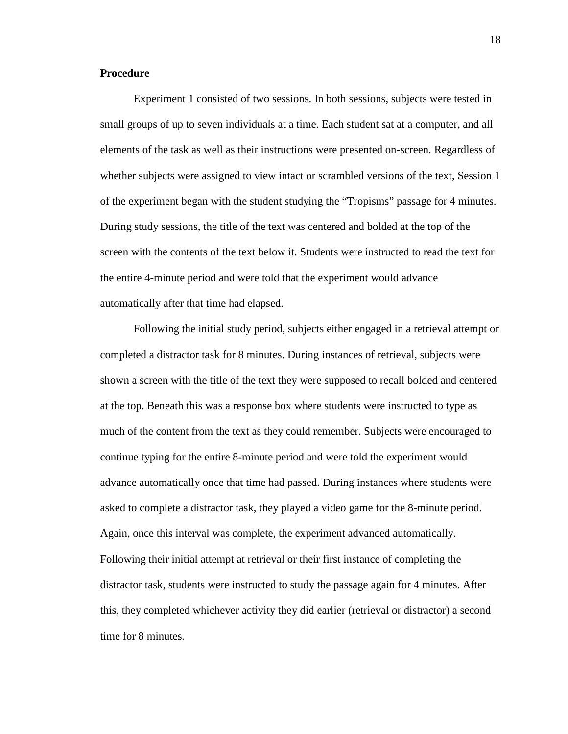**Procedure**

Experiment 1 consisted of two sessions. In both sessions, subjects were tested in small groups of up to seven individuals at a time. Each student sat at a computer, and all elements of the task as well as their instructions were presented on-screen. Regardless of whether subjects were assigned to view intact or scrambled versions of the text, Session 1 of the experiment began with the student studying the "Tropisms" passage for 4 minutes. During study sessions, the title of the text was centered and bolded at the top of the screen with the contents of the text below it. Students were instructed to read the text for the entire 4-minute period and were told that the experiment would advance automatically after that time had elapsed.

Following the initial study period, subjects either engaged in a retrieval attempt or completed a distractor task for 8 minutes. During instances of retrieval, subjects were shown a screen with the title of the text they were supposed to recall bolded and centered at the top. Beneath this was a response box where students were instructed to type as much of the content from the text as they could remember. Subjects were encouraged to continue typing for the entire 8-minute period and were told the experiment would advance automatically once that time had passed. During instances where students were asked to complete a distractor task, they played a video game for the 8-minute period. Again, once this interval was complete, the experiment advanced automatically. Following their initial attempt at retrieval or their first instance of completing the distractor task, students were instructed to study the passage again for 4 minutes. After this, they completed whichever activity they did earlier (retrieval or distractor) a second time for 8 minutes.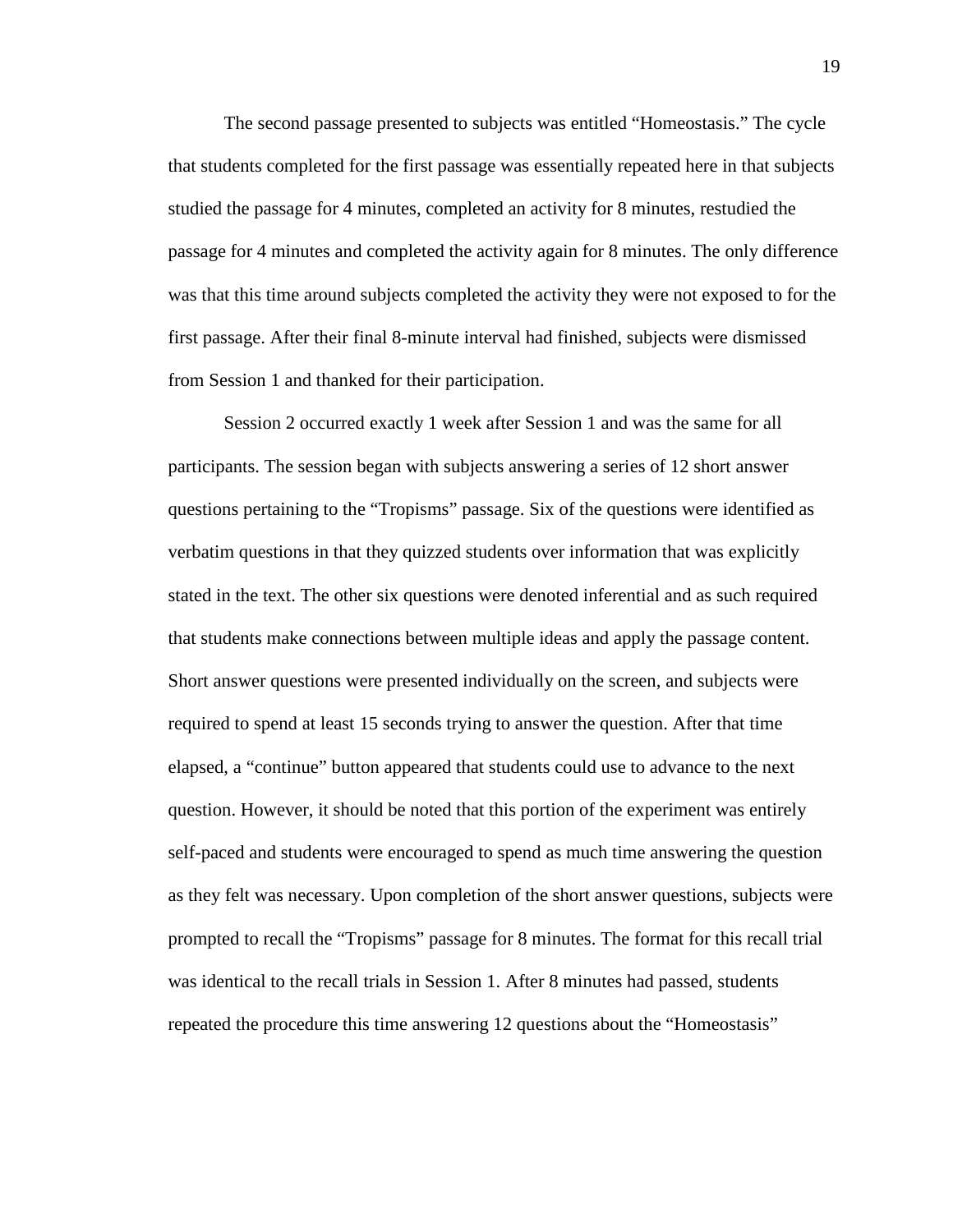The second passage presented to subjects was entitled "Homeostasis." The cycle that students completed for the first passage was essentially repeated here in that subjects studied the passage for 4 minutes, completed an activity for 8 minutes, restudied the passage for 4 minutes and completed the activity again for 8 minutes. The only difference was that this time around subjects completed the activity they were not exposed to for the first passage. After their final 8-minute interval had finished, subjects were dismissed from Session 1 and thanked for their participation.

Session 2 occurred exactly 1 week after Session 1 and was the same for all participants. The session began with subjects answering a series of 12 short answer questions pertaining to the "Tropisms" passage. Six of the questions were identified as verbatim questions in that they quizzed students over information that was explicitly stated in the text. The other six questions were denoted inferential and as such required that students make connections between multiple ideas and apply the passage content. Short answer questions were presented individually on the screen, and subjects were required to spend at least 15 seconds trying to answer the question. After that time elapsed, a "continue" button appeared that students could use to advance to the next question. However, it should be noted that this portion of the experiment was entirely self-paced and students were encouraged to spend as much time answering the question as they felt was necessary. Upon completion of the short answer questions, subjects were prompted to recall the "Tropisms" passage for 8 minutes. The format for this recall trial was identical to the recall trials in Session 1. After 8 minutes had passed, students repeated the procedure this time answering 12 questions about the "Homeostasis"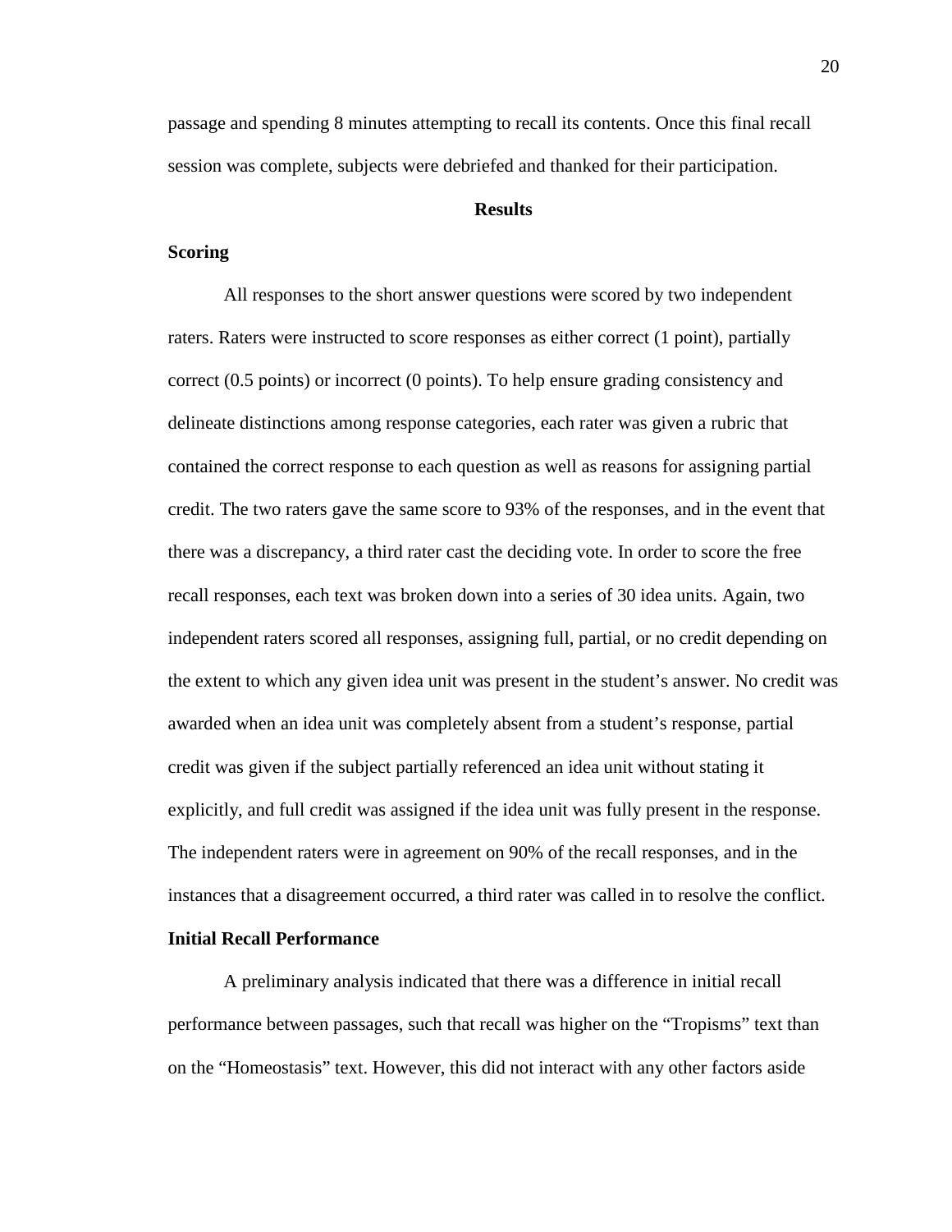passage and spending 8 minutes attempting to recall its contents. Once this final recall session was complete, subjects were debriefed and thanked for their participation.

## Results

### Scoring

All responses to the short answer questions were scored by two independent raters. Raters were instructed to score responses as either correct (1 point), partially correct (0.5 points) or incorrect (0 points). To help ensure grading consistency and delineate distinctions among response categories, each rater was given a rubric that contained the correct response to each question as well as reasons for assigning partial credit. The two raters gave the same score to 93% of the responses, and in the event that there was a discrepancy, a third rater cast the deciding vote. In order to score the free recall responses, each text was broken down into a series of 30 idea units. Again, two independent raters scored all responses, assigning full, partial, or no credit depending on the extent to which any given idea unit was present in the student's answer. No credit was awarded when an idea unit was completely absent from a student's response, partial credit was given if the subject partially referenced an idea unit without stating it explicitly, and full credit was assigned if the idea unit was fully present in the response. The independent raters were in agreement on 90% of the recall responses, and in the instances that a disagreement occurred, a third rater was called in to resolve the conflict.

### Initial Recall Performance

A preliminary analysis indicated that there was a difference in initial recall performance between passages, such that recall was higher on the "Tropisms" text than on the "Homeostasis" text. However, this did not interact with any other factors aside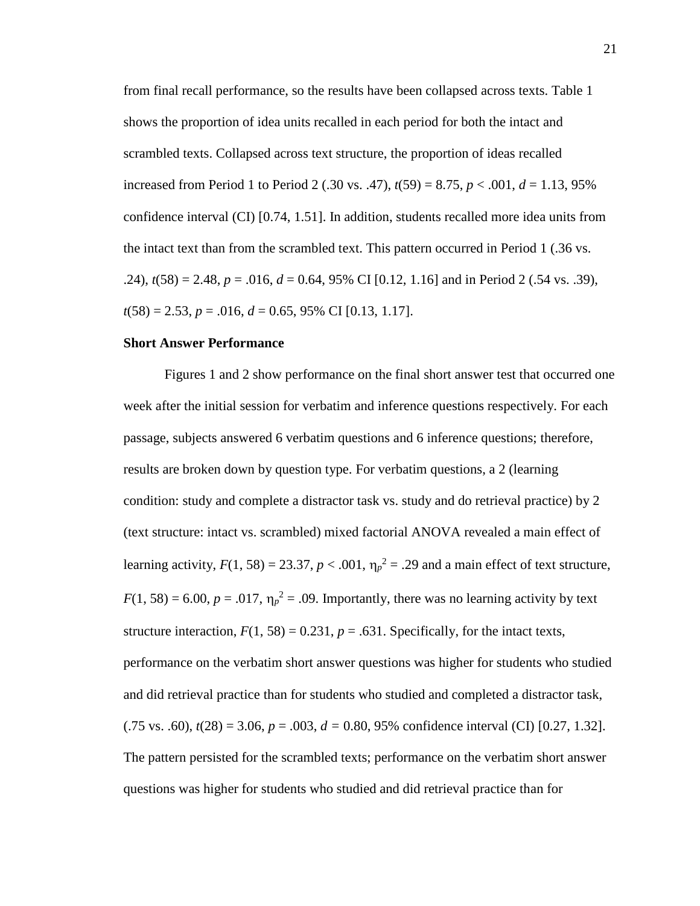from final recall performance, so the results have been collapsed across texts. Table 1 shows the proportion of idea units recalled in each period for both the intact and scrambled texts. Collapsed across text structure, the proportion of ideas recalled increased from Period 1 to Period 2 (.30 vs. .47), $t(59) = 8.75$, $p < .001$, $d = 1.13$, 95% confidence interval (CI) [0.74, 1.51]. In addition, students recalled more idea units from the intact text than from the scrambled text. This pattern occurred in Period 1 (.36 vs. .24), $t(58) = 2.48$, $p = .016$, $d = 0.64$, 95% CI [0.12, 1.16] and in Period 2 (.54 vs. .39), $t(58) = 2.53$, $p = .016$, $d = 0.65$, 95% CI [0.13, 1.17].

**Short Answer Performance**

Figures 1 and 2 show performance on the final short answer test that occurred one week after the initial session for verbatim and inference questions respectively. For each passage, subjects answered 6 verbatim questions and 6 inference questions; therefore, results are broken down by question type. For verbatim questions, a 2 (learning condition: study and complete a distractor task vs. study and do retrieval practice) by 2 (text structure: intact vs. scrambled) mixed factorial ANOVA revealed a main effect of learning activity, $F(1, 58) = 23.37$, $p < .001$, $\eta_p^2 = .29$ and a main effect of text structure, $F(1, 58) = 6.00$, $p = .017$, $\eta_p^2 = .09$. Importantly, there was no learning activity by text structure interaction, $F(1, 58) = 0.231$, $p = .631$. Specifically, for the intact texts, performance on the verbatim short answer questions was higher for students who studied and did retrieval practice than for students who studied and completed a distractor task, (.75 vs. .60), $t(28) = 3.06$, $p = .003$, $d = 0.80$, 95% confidence interval (CI) [0.27, 1.32]. The pattern persisted for the scrambled texts; performance on the verbatim short answer questions was higher for students who studied and did retrieval practice than for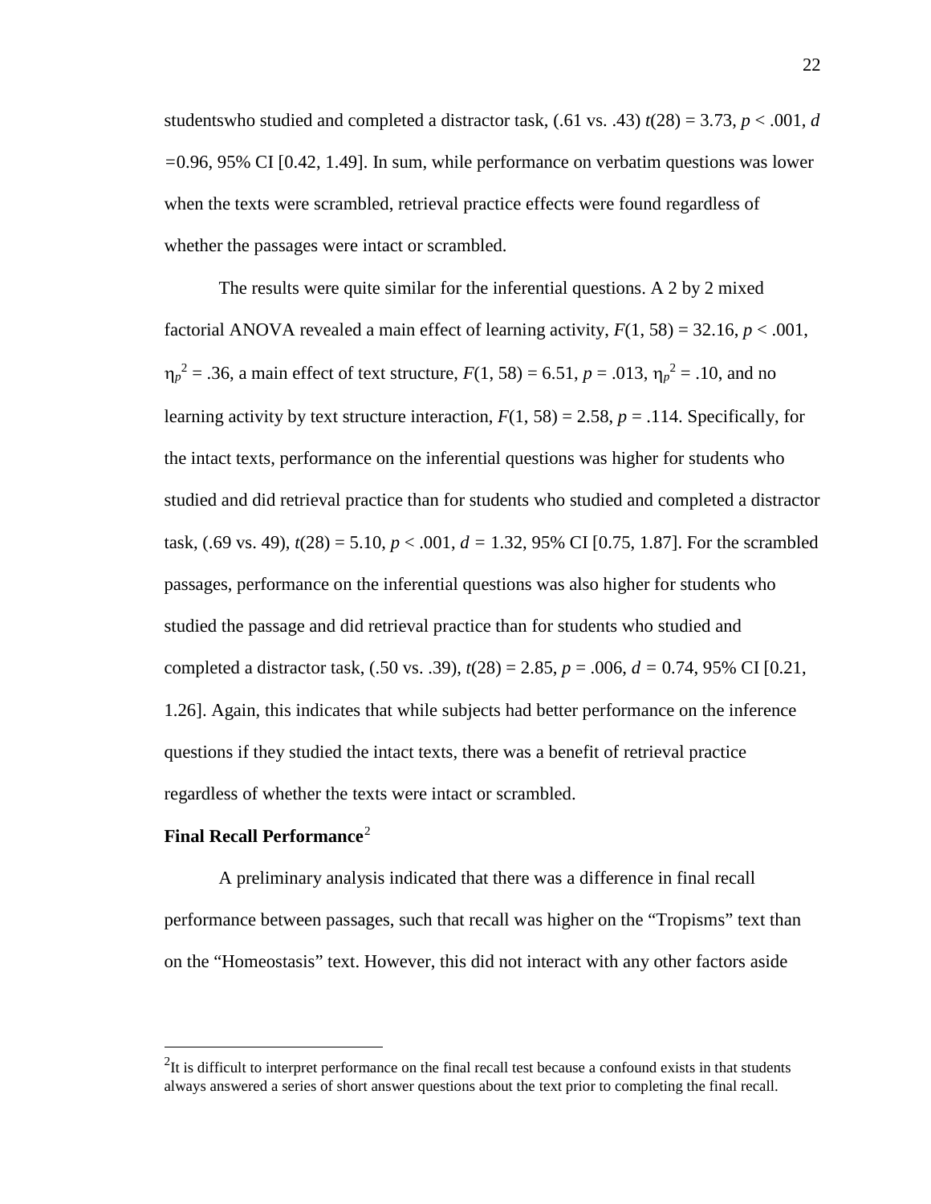studentswho studied and completed a distractor task, (.61 vs. .43) $t(28) = 3.73$, $p < .001$, $d = 0.96$, 95% CI [0.42, 1.49]. In sum, while performance on verbatim questions was lower when the texts were scrambled, retrieval practice effects were found regardless of whether the passages were intact or scrambled.

The results were quite similar for the inferential questions. A 2 by 2 mixed factorial ANOVA revealed a main effect of learning activity, $F(1, 58) = 32.16$, $p < .001$, $\eta_p^2 = .36$, a main effect of text structure, $F(1, 58) = 6.51$, $p = .013$, $\eta_p^2 = .10$, and no learning activity by text structure interaction, $F(1, 58) = 2.58$, $p = .114$. Specifically, for the intact texts, performance on the inferential questions was higher for students who studied and did retrieval practice than for students who studied and completed a distractor task, (.69 vs. 49), $t(28) = 5.10$, $p < .001$, $d = 1.32$, 95% CI [0.75, 1.87]. For the scrambled passages, performance on the inferential questions was also higher for students who studied the passage and did retrieval practice than for students who studied and completed a distractor task, (.50 vs. .39), $t(28) = 2.85$, $p = .006$, $d = 0.74$, 95% CI [0.21, 1.26]. Again, this indicates that while subjects had better performance on the inference questions if they studied the intact texts, there was a benefit of retrieval practice regardless of whether the texts were intact or scrambled.

**Final Recall Performance**[2]

A preliminary analysis indicated that there was a difference in final recall performance between passages, such that recall was higher on the "Tropisms" text than on the "Homeostasis" text. However, this did not interact with any other factors aside

[2]It is difficult to interpret performance on the final recall test because a confound exists in that students always answered a series of short answer questions about the text prior to completing the final recall.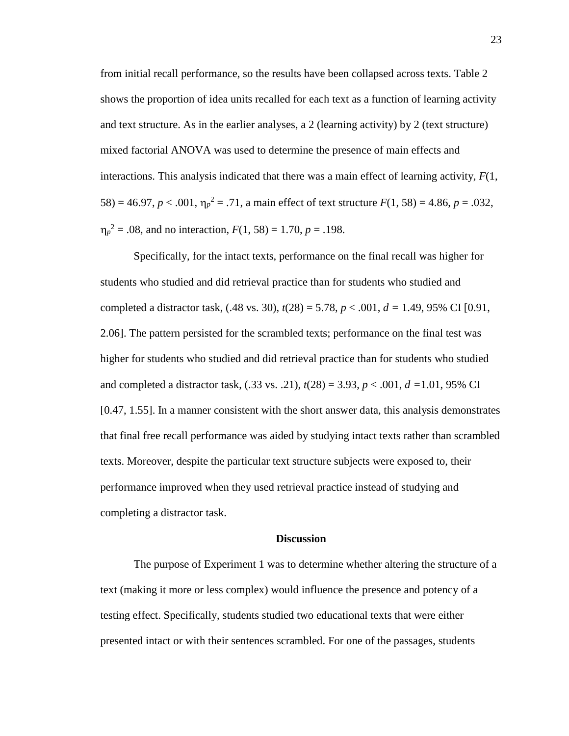from initial recall performance, so the results have been collapsed across texts. Table 2 shows the proportion of idea units recalled for each text as a function of learning activity and text structure. As in the earlier analyses, a 2 (learning activity) by 2 (text structure) mixed factorial ANOVA was used to determine the presence of main effects and interactions. This analysis indicated that there was a main effect of learning activity, $F(1, 58) = 46.97$, $p < .001$, $\eta_p^2 = .71$, a main effect of text structure $F(1, 58) = 4.86$, $p = .032$, $\eta_p^2 = .08$, and no interaction, $F(1, 58) = 1.70$, $p = .198$.

Specifically, for the intact texts, performance on the final recall was higher for students who studied and did retrieval practice than for students who studied and completed a distractor task, (.48 vs. 30), $t(28) = 5.78$, $p < .001$, $d = 1.49$, 95% CI [0.91, 2.06]. The pattern persisted for the scrambled texts; performance on the final test was higher for students who studied and did retrieval practice than for students who studied and completed a distractor task, (.33 vs. .21), $t(28) = 3.93$, $p < .001$, $d = 1.01$, 95% CI [0.47, 1.55]. In a manner consistent with the short answer data, this analysis demonstrates that final free recall performance was aided by studying intact texts rather than scrambled texts. Moreover, despite the particular text structure subjects were exposed to, their performance improved when they used retrieval practice instead of studying and completing a distractor task.

## Discussion

The purpose of Experiment 1 was to determine whether altering the structure of a text (making it more or less complex) would influence the presence and potency of a testing effect. Specifically, students studied two educational texts that were either presented intact or with their sentences scrambled. For one of the passages, students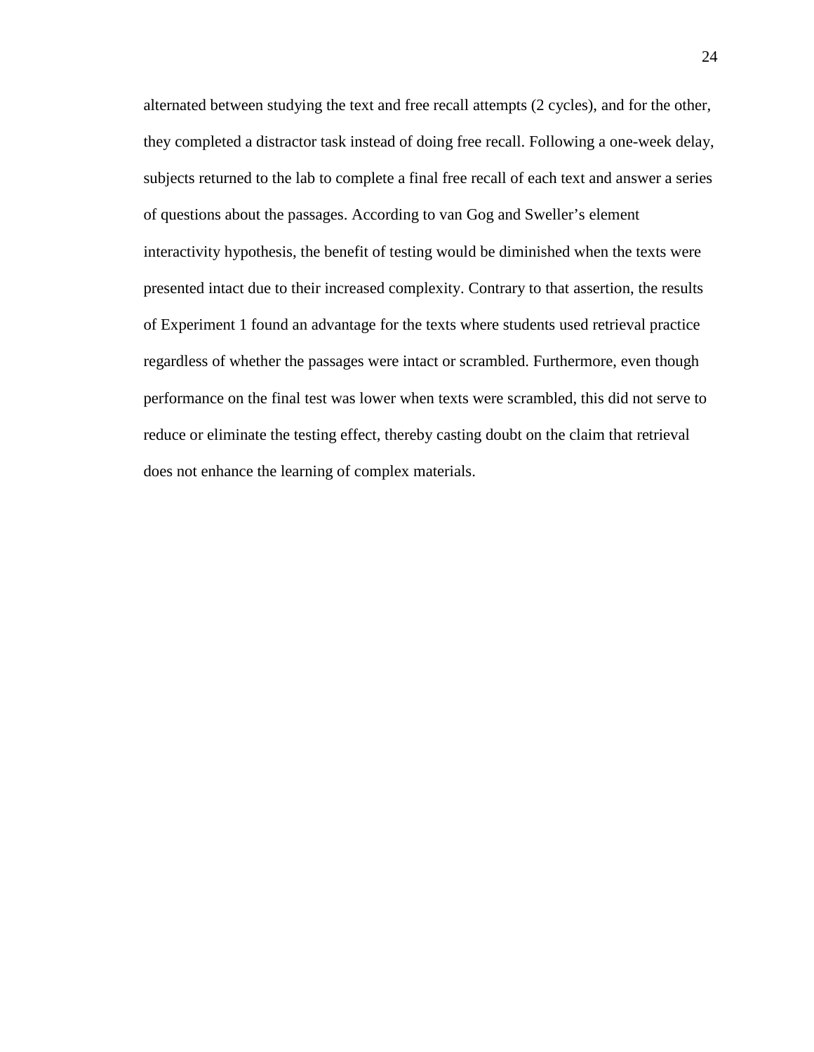alternated between studying the text and free recall attempts (2 cycles), and for the other, they completed a distractor task instead of doing free recall. Following a one-week delay, subjects returned to the lab to complete a final free recall of each text and answer a series of questions about the passages. According to van Gog and Sweller's element interactivity hypothesis, the benefit of testing would be diminished when the texts were presented intact due to their increased complexity. Contrary to that assertion, the results of Experiment 1 found an advantage for the texts where students used retrieval practice regardless of whether the passages were intact or scrambled. Furthermore, even though performance on the final test was lower when texts were scrambled, this did not serve to reduce or eliminate the testing effect, thereby casting doubt on the claim that retrieval does not enhance the learning of complex materials.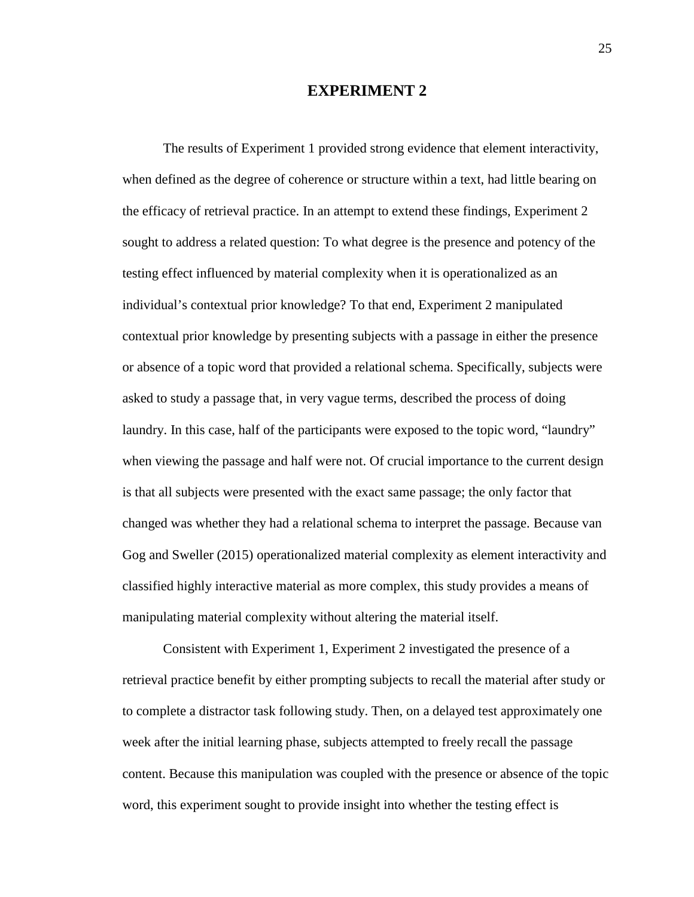# EXPERIMENT 2

The results of Experiment 1 provided strong evidence that element interactivity, when defined as the degree of coherence or structure within a text, had little bearing on the efficacy of retrieval practice. In an attempt to extend these findings, Experiment 2 sought to address a related question: To what degree is the presence and potency of the testing effect influenced by material complexity when it is operationalized as an individual's contextual prior knowledge? To that end, Experiment 2 manipulated contextual prior knowledge by presenting subjects with a passage in either the presence or absence of a topic word that provided a relational schema. Specifically, subjects were asked to study a passage that, in very vague terms, described the process of doing laundry. In this case, half of the participants were exposed to the topic word, "laundry" when viewing the passage and half were not. Of crucial importance to the current design is that all subjects were presented with the exact same passage; the only factor that changed was whether they had a relational schema to interpret the passage. Because van Gog and Sweller (2015) operationalized material complexity as element interactivity and classified highly interactive material as more complex, this study provides a means of manipulating material complexity without altering the material itself.

Consistent with Experiment 1, Experiment 2 investigated the presence of a retrieval practice benefit by either prompting subjects to recall the material after study or to complete a distractor task following study. Then, on a delayed test approximately one week after the initial learning phase, subjects attempted to freely recall the passage content. Because this manipulation was coupled with the presence or absence of the topic word, this experiment sought to provide insight into whether the testing effect is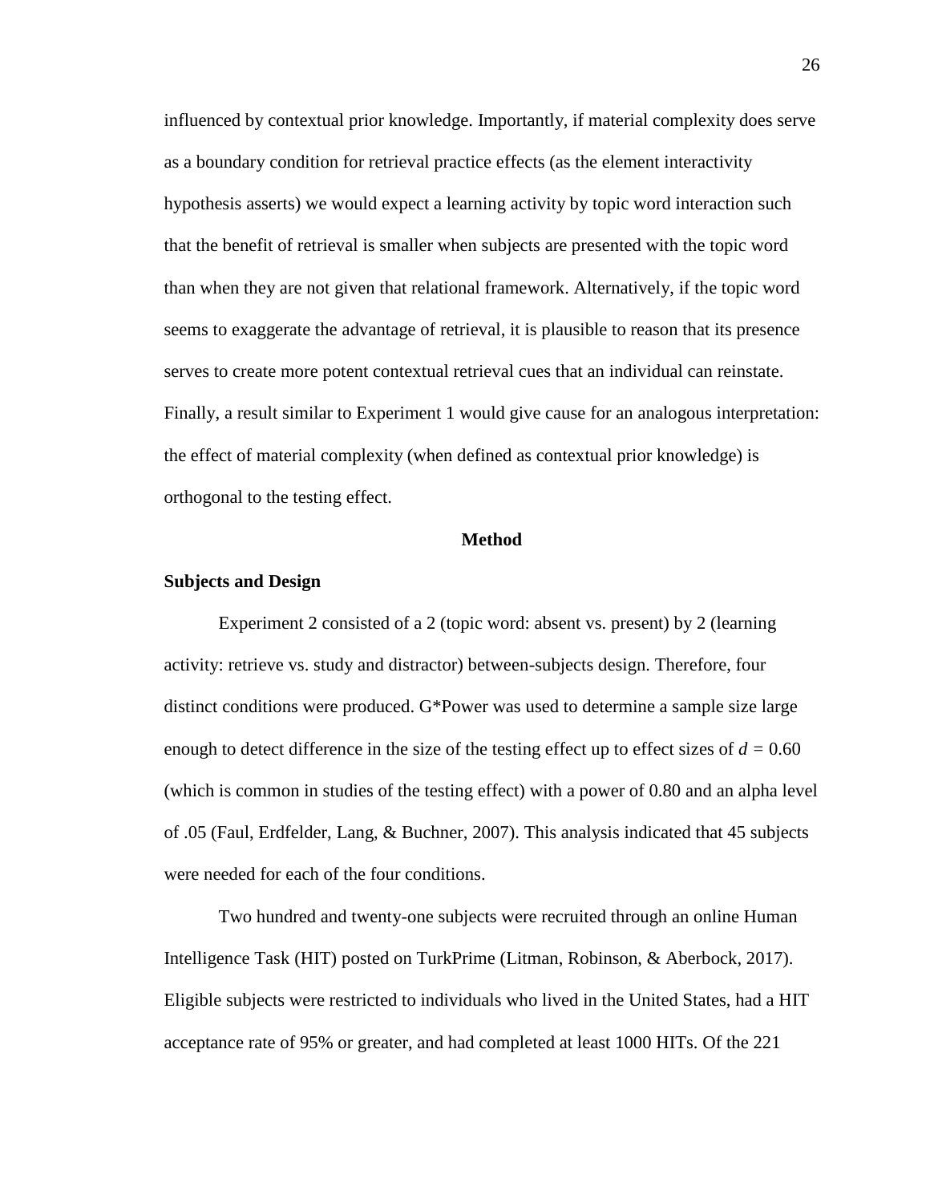influenced by contextual prior knowledge. Importantly, if material complexity does serve as a boundary condition for retrieval practice effects (as the element interactivity hypothesis asserts) we would expect a learning activity by topic word interaction such that the benefit of retrieval is smaller when subjects are presented with the topic word than when they are not given that relational framework. Alternatively, if the topic word seems to exaggerate the advantage of retrieval, it is plausible to reason that its presence serves to create more potent contextual retrieval cues that an individual can reinstate. Finally, a result similar to Experiment 1 would give cause for an analogous interpretation: the effect of material complexity (when defined as contextual prior knowledge) is orthogonal to the testing effect.

## Method

### Subjects and Design

Experiment 2 consisted of a 2 (topic word: absent vs. present) by 2 (learning activity: retrieve vs. study and distractor) between-subjects design. Therefore, four distinct conditions were produced. G*Power was used to determine a sample size large enough to detect difference in the size of the testing effect up to effect sizes of $d = 0.60$ (which is common in studies of the testing effect) with a power of 0.80 and an alpha level of .05 (Faul, Erdfelder, Lang, & Buchner, 2007). This analysis indicated that 45 subjects were needed for each of the four conditions.

Two hundred and twenty-one subjects were recruited through an online Human Intelligence Task (HIT) posted on TurkPrime (Litman, Robinson, & Aberbock, 2017). Eligible subjects were restricted to individuals who lived in the United States, had a HIT acceptance rate of 95% or greater, and had completed at least 1000 HITs. Of the 221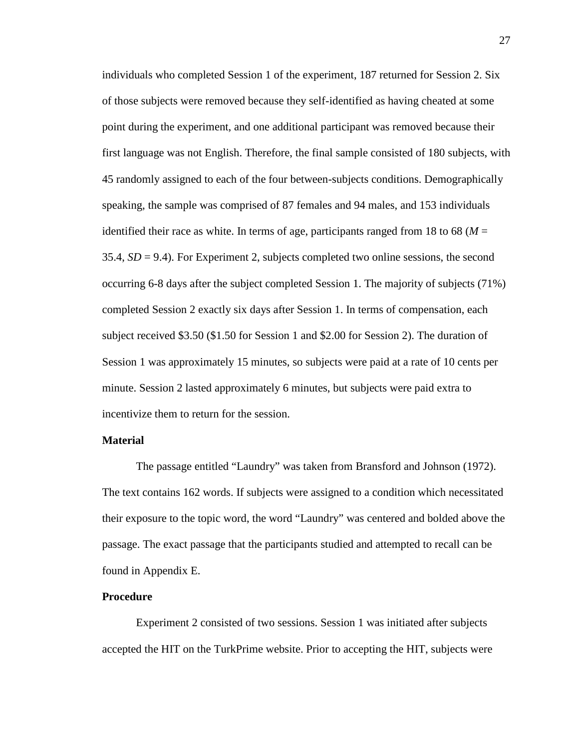individuals who completed Session 1 of the experiment, 187 returned for Session 2. Six of those subjects were removed because they self-identified as having cheated at some point during the experiment, and one additional participant was removed because their first language was not English. Therefore, the final sample consisted of 180 subjects, with 45 randomly assigned to each of the four between-subjects conditions. Demographically speaking, the sample was comprised of 87 females and 94 males, and 153 individuals identified their race as white. In terms of age, participants ranged from 18 to 68 ($M$ = 35.4, $SD$ = 9.4). For Experiment 2, subjects completed two online sessions, the second occurring 6-8 days after the subject completed Session 1. The majority of subjects (71%) completed Session 2 exactly six days after Session 1. In terms of compensation, each subject received $3.50 ($1.50 for Session 1 and $2.00 for Session 2). The duration of Session 1 was approximately 15 minutes, so subjects were paid at a rate of 10 cents per minute. Session 2 lasted approximately 6 minutes, but subjects were paid extra to incentivize them to return for the session.

**Material**

The passage entitled "Laundry" was taken from Bransford and Johnson (1972). The text contains 162 words. If subjects were assigned to a condition which necessitated their exposure to the topic word, the word "Laundry" was centered and bolded above the passage. The exact passage that the participants studied and attempted to recall can be found in Appendix E.

**Procedure**

Experiment 2 consisted of two sessions. Session 1 was initiated after subjects accepted the HIT on the TurkPrime website. Prior to accepting the HIT, subjects were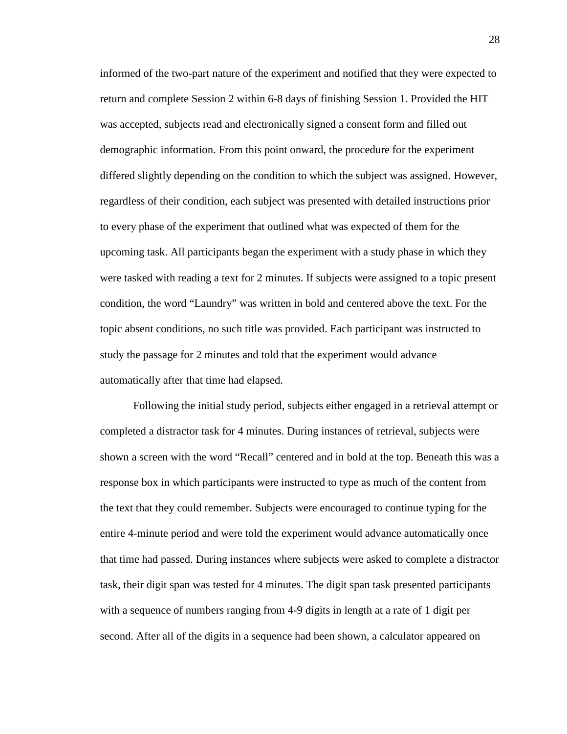informed of the two-part nature of the experiment and notified that they were expected to return and complete Session 2 within 6-8 days of finishing Session 1. Provided the HIT was accepted, subjects read and electronically signed a consent form and filled out demographic information. From this point onward, the procedure for the experiment differed slightly depending on the condition to which the subject was assigned. However, regardless of their condition, each subject was presented with detailed instructions prior to every phase of the experiment that outlined what was expected of them for the upcoming task. All participants began the experiment with a study phase in which they were tasked with reading a text for 2 minutes. If subjects were assigned to a topic present condition, the word "Laundry" was written in bold and centered above the text. For the topic absent conditions, no such title was provided. Each participant was instructed to study the passage for 2 minutes and told that the experiment would advance automatically after that time had elapsed.

Following the initial study period, subjects either engaged in a retrieval attempt or completed a distractor task for 4 minutes. During instances of retrieval, subjects were shown a screen with the word "Recall" centered and in bold at the top. Beneath this was a response box in which participants were instructed to type as much of the content from the text that they could remember. Subjects were encouraged to continue typing for the entire 4-minute period and were told the experiment would advance automatically once that time had passed. During instances where subjects were asked to complete a distractor task, their digit span was tested for 4 minutes. The digit span task presented participants with a sequence of numbers ranging from 4-9 digits in length at a rate of 1 digit per second. After all of the digits in a sequence had been shown, a calculator appeared on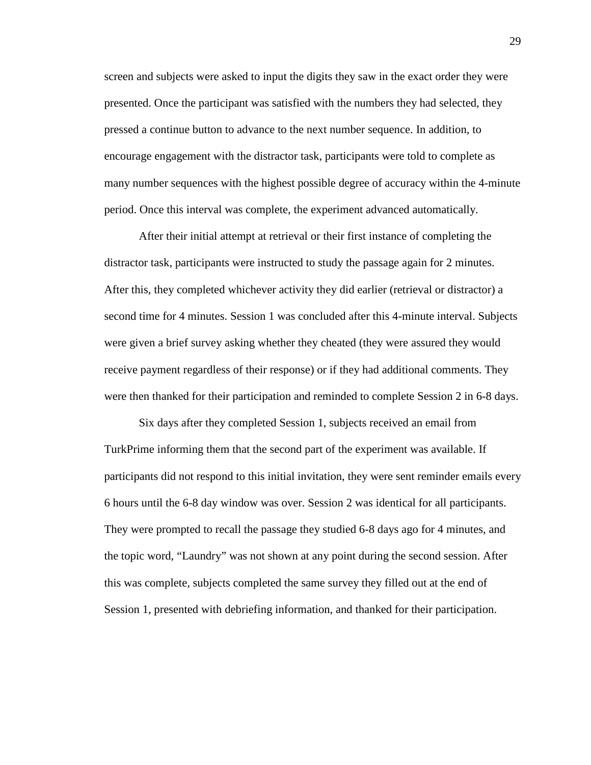screen and subjects were asked to input the digits they saw in the exact order they were presented. Once the participant was satisfied with the numbers they had selected, they pressed a continue button to advance to the next number sequence. In addition, to encourage engagement with the distractor task, participants were told to complete as many number sequences with the highest possible degree of accuracy within the 4-minute period. Once this interval was complete, the experiment advanced automatically.

After their initial attempt at retrieval or their first instance of completing the distractor task, participants were instructed to study the passage again for 2 minutes. After this, they completed whichever activity they did earlier (retrieval or distractor) a second time for 4 minutes. Session 1 was concluded after this 4-minute interval. Subjects were given a brief survey asking whether they cheated (they were assured they would receive payment regardless of their response) or if they had additional comments. They were then thanked for their participation and reminded to complete Session 2 in 6-8 days.

Six days after they completed Session 1, subjects received an email from TurkPrime informing them that the second part of the experiment was available. If participants did not respond to this initial invitation, they were sent reminder emails every 6 hours until the 6-8 day window was over. Session 2 was identical for all participants. They were prompted to recall the passage they studied 6-8 days ago for 4 minutes, and the topic word, "Laundry" was not shown at any point during the second session. After this was complete, subjects completed the same survey they filled out at the end of Session 1, presented with debriefing information, and thanked for their participation.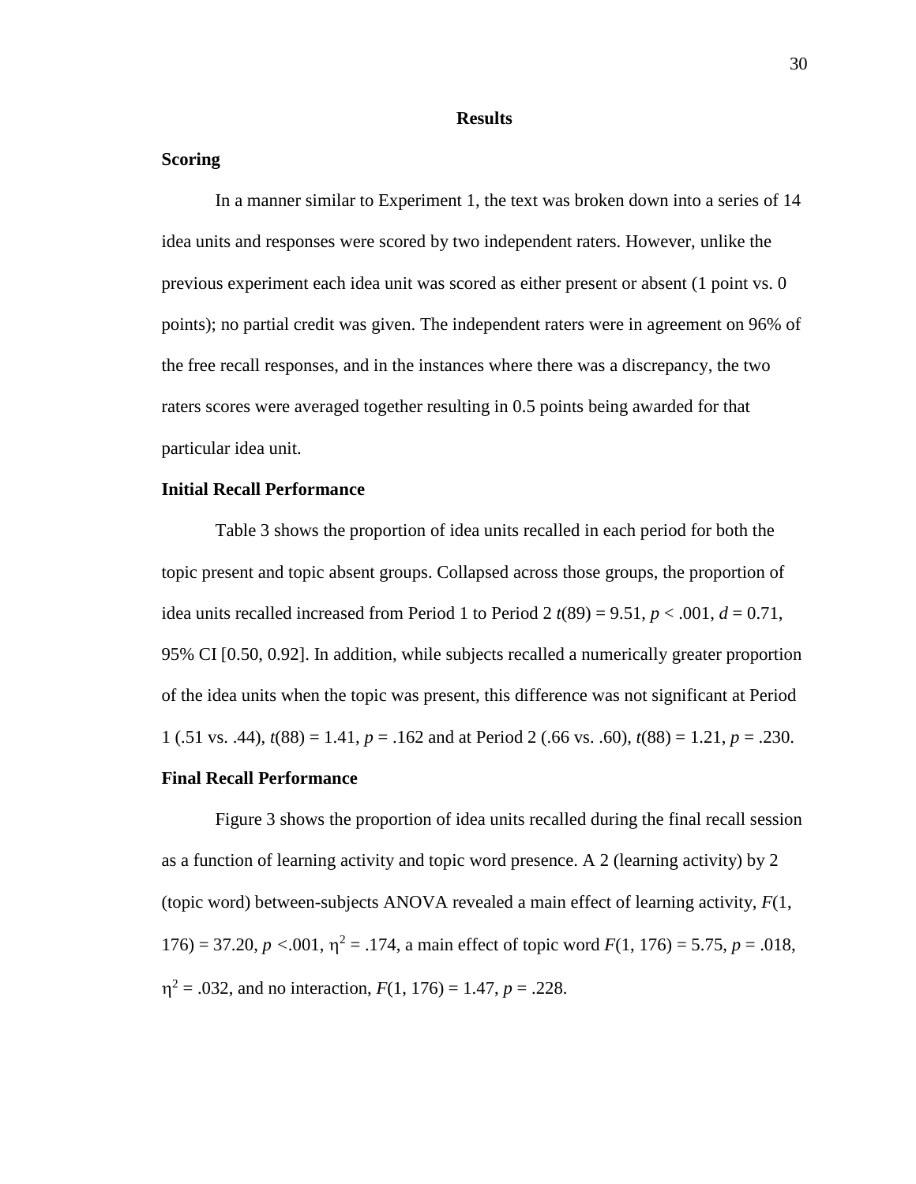# Results

## Scoring

In a manner similar to Experiment 1, the text was broken down into a series of 14 idea units and responses were scored by two independent raters. However, unlike the previous experiment each idea unit was scored as either present or absent (1 point vs. 0 points); no partial credit was given. The independent raters were in agreement on 96% of the free recall responses, and in the instances where there was a discrepancy, the two raters scores were averaged together resulting in 0.5 points being awarded for that particular idea unit.

## Initial Recall Performance

Table 3 shows the proportion of idea units recalled in each period for both the topic present and topic absent groups. Collapsed across those groups, the proportion of idea units recalled increased from Period 1 to Period 2 $t(89) = 9.51$, $p < .001$, $d = 0.71$, 95% CI [0.50, 0.92]. In addition, while subjects recalled a numerically greater proportion of the idea units when the topic was present, this difference was not significant at Period 1 (.51 vs. .44), $t(88) = 1.41$, $p = .162$ and at Period 2 (.66 vs. .60), $t(88) = 1.21$, $p = .230$.

## Final Recall Performance

Figure 3 shows the proportion of idea units recalled during the final recall session as a function of learning activity and topic word presence. A 2 (learning activity) by 2 (topic word) between-subjects ANOVA revealed a main effect of learning activity, $F(1, 176) = 37.20$, $p < .001$, $\eta^2 = .174$, a main effect of topic word $F(1, 176) = 5.75$, $p = .018$, $\eta^2 = .032$, and no interaction, $F(1, 176) = 1.47$, $p = .228$.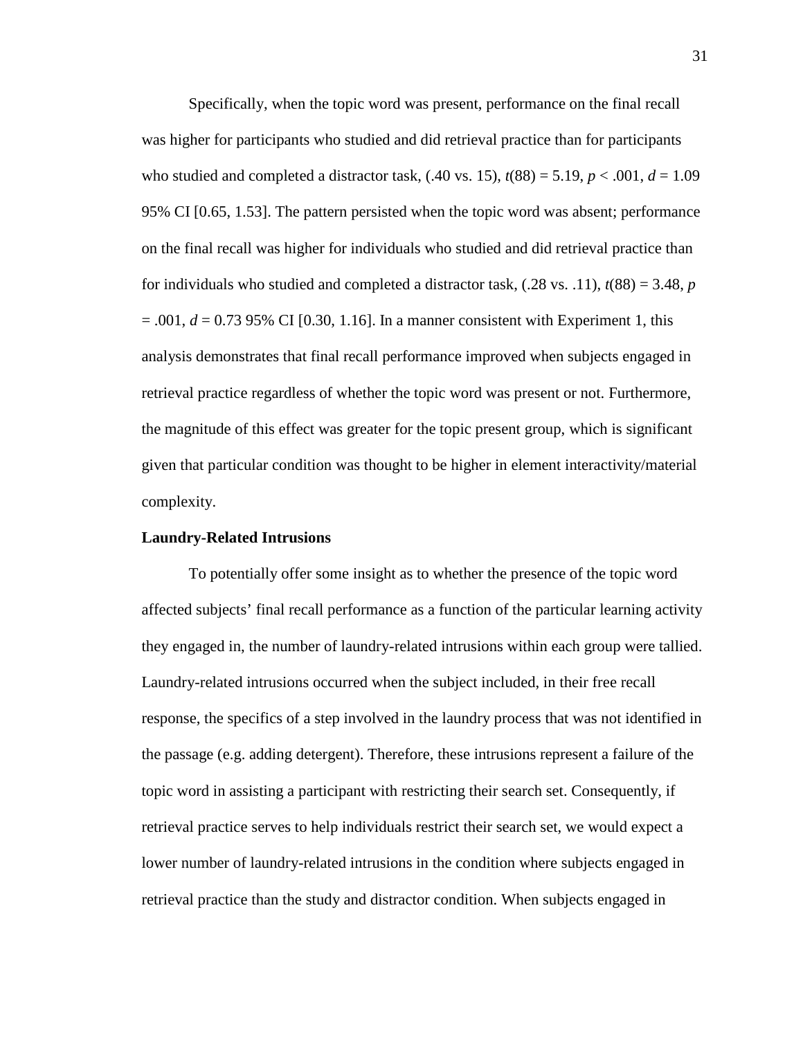Specifically, when the topic word was present, performance on the final recall was higher for participants who studied and did retrieval practice than for participants who studied and completed a distractor task, (.40 vs. 15), $t(88) = 5.19$, $p < .001$, $d = 1.09$ 95% CI [0.65, 1.53]. The pattern persisted when the topic word was absent; performance on the final recall was higher for individuals who studied and did retrieval practice than for individuals who studied and completed a distractor task, (.28 vs. .11), $t(88) = 3.48$, $p = .001$, $d = 0.73$ 95% CI [0.30, 1.16]. In a manner consistent with Experiment 1, this analysis demonstrates that final recall performance improved when subjects engaged in retrieval practice regardless of whether the topic word was present or not. Furthermore, the magnitude of this effect was greater for the topic present group, which is significant given that particular condition was thought to be higher in element interactivity/material complexity.

**Laundry-Related Intrusions**

To potentially offer some insight as to whether the presence of the topic word affected subjects' final recall performance as a function of the particular learning activity they engaged in, the number of laundry-related intrusions within each group were tallied. Laundry-related intrusions occurred when the subject included, in their free recall response, the specifics of a step involved in the laundry process that was not identified in the passage (e.g. adding detergent). Therefore, these intrusions represent a failure of the topic word in assisting a participant with restricting their search set. Consequently, if retrieval practice serves to help individuals restrict their search set, we would expect a lower number of laundry-related intrusions in the condition where subjects engaged in retrieval practice than the study and distractor condition. When subjects engaged in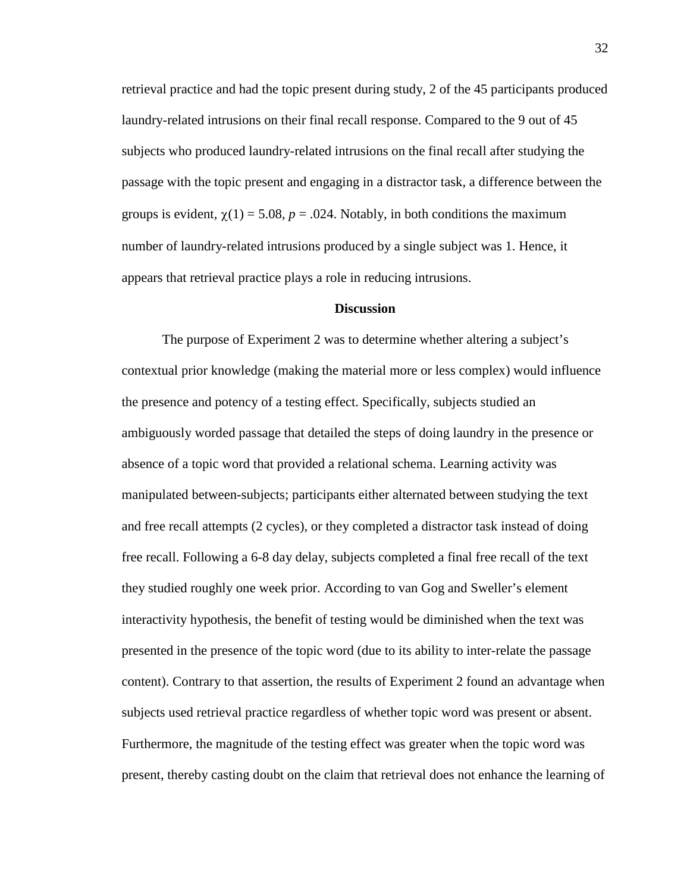retrieval practice and had the topic present during study, 2 of the 45 participants produced laundry-related intrusions on their final recall response. Compared to the 9 out of 45 subjects who produced laundry-related intrusions on the final recall after studying the passage with the topic present and engaging in a distractor task, a difference between the groups is evident, $\chi(1) = 5.08$, $p = .024$. Notably, in both conditions the maximum number of laundry-related intrusions produced by a single subject was 1. Hence, it appears that retrieval practice plays a role in reducing intrusions.

## Discussion

The purpose of Experiment 2 was to determine whether altering a subject's contextual prior knowledge (making the material more or less complex) would influence the presence and potency of a testing effect. Specifically, subjects studied an ambiguously worded passage that detailed the steps of doing laundry in the presence or absence of a topic word that provided a relational schema. Learning activity was manipulated between-subjects; participants either alternated between studying the text and free recall attempts (2 cycles), or they completed a distractor task instead of doing free recall. Following a 6-8 day delay, subjects completed a final free recall of the text they studied roughly one week prior. According to van Gog and Sweller's element interactivity hypothesis, the benefit of testing would be diminished when the text was presented in the presence of the topic word (due to its ability to inter-relate the passage content). Contrary to that assertion, the results of Experiment 2 found an advantage when subjects used retrieval practice regardless of whether topic word was present or absent. Furthermore, the magnitude of the testing effect was greater when the topic word was present, thereby casting doubt on the claim that retrieval does not enhance the learning of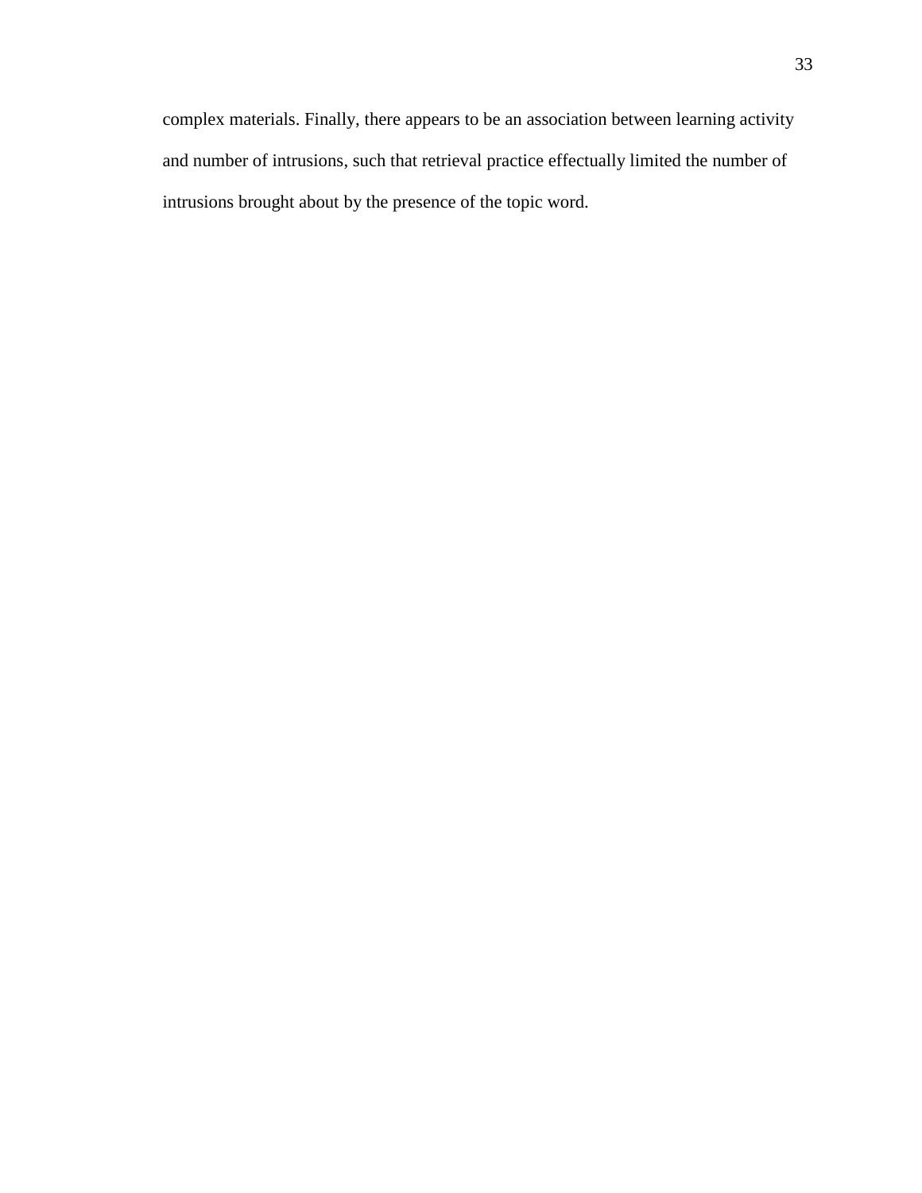complex materials. Finally, there appears to be an association between learning activity and number of intrusions, such that retrieval practice effectually limited the number of intrusions brought about by the presence of the topic word.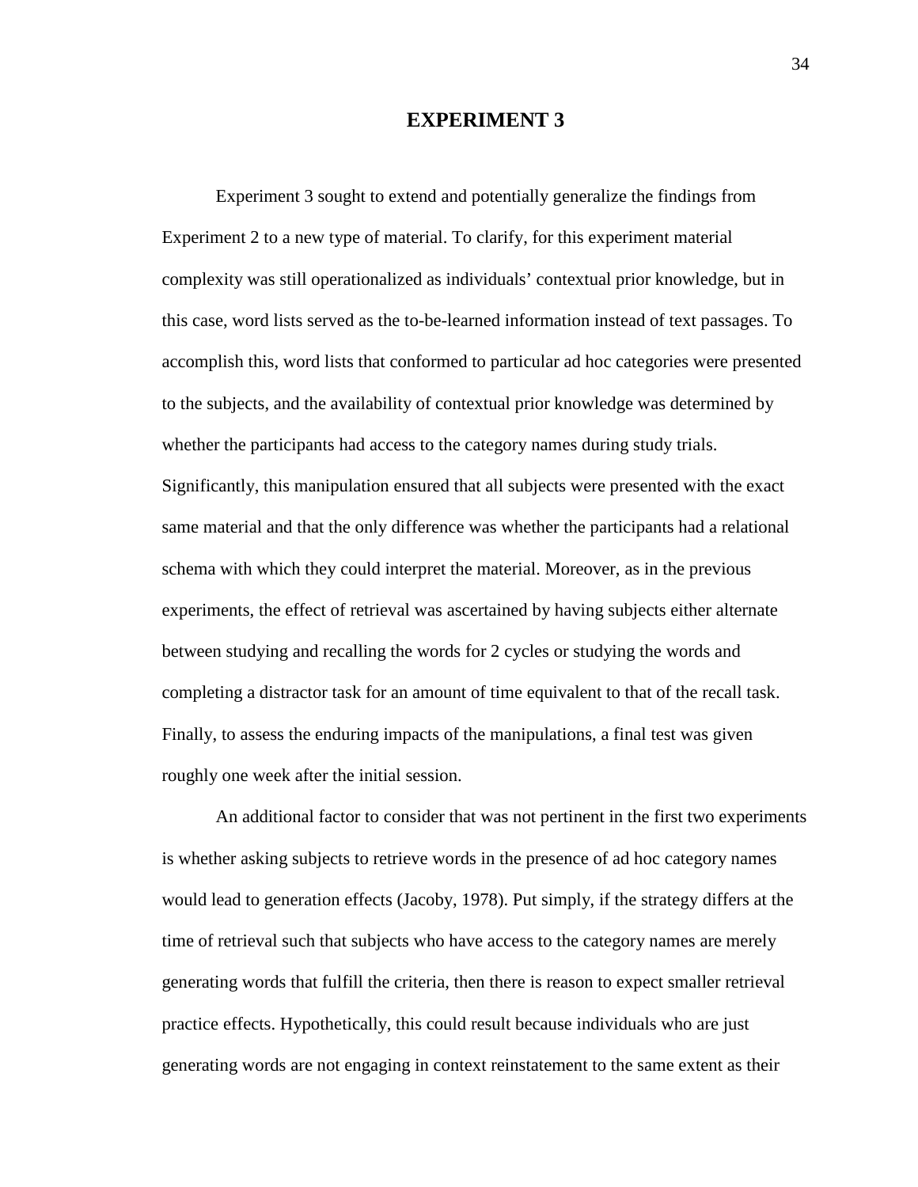# EXPERIMENT 3

Experiment 3 sought to extend and potentially generalize the findings from Experiment 2 to a new type of material. To clarify, for this experiment material complexity was still operationalized as individuals' contextual prior knowledge, but in this case, word lists served as the to-be-learned information instead of text passages. To accomplish this, word lists that conformed to particular ad hoc categories were presented to the subjects, and the availability of contextual prior knowledge was determined by whether the participants had access to the category names during study trials. Significantly, this manipulation ensured that all subjects were presented with the exact same material and that the only difference was whether the participants had a relational schema with which they could interpret the material. Moreover, as in the previous experiments, the effect of retrieval was ascertained by having subjects either alternate between studying and recalling the words for 2 cycles or studying the words and completing a distractor task for an amount of time equivalent to that of the recall task. Finally, to assess the enduring impacts of the manipulations, a final test was given roughly one week after the initial session.

An additional factor to consider that was not pertinent in the first two experiments is whether asking subjects to retrieve words in the presence of ad hoc category names would lead to generation effects (Jacoby, 1978). Put simply, if the strategy differs at the time of retrieval such that subjects who have access to the category names are merely generating words that fulfill the criteria, then there is reason to expect smaller retrieval practice effects. Hypothetically, this could result because individuals who are just generating words are not engaging in context reinstatement to the same extent as their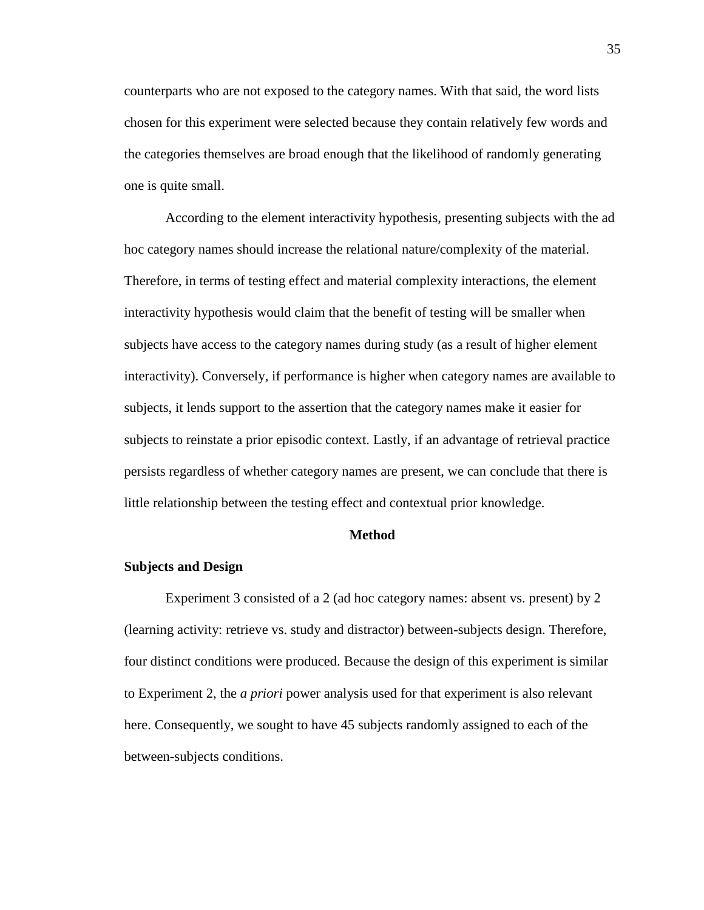counterparts who are not exposed to the category names. With that said, the word lists chosen for this experiment were selected because they contain relatively few words and the categories themselves are broad enough that the likelihood of randomly generating one is quite small.

According to the element interactivity hypothesis, presenting subjects with the ad hoc category names should increase the relational nature/complexity of the material. Therefore, in terms of testing effect and material complexity interactions, the element interactivity hypothesis would claim that the benefit of testing will be smaller when subjects have access to the category names during study (as a result of higher element interactivity). Conversely, if performance is higher when category names are available to subjects, it lends support to the assertion that the category names make it easier for subjects to reinstate a prior episodic context. Lastly, if an advantage of retrieval practice persists regardless of whether category names are present, we can conclude that there is little relationship between the testing effect and contextual prior knowledge.

## Method

### Subjects and Design

Experiment 3 consisted of a 2 (ad hoc category names: absent vs. present) by 2 (learning activity: retrieve vs. study and distractor) between-subjects design. Therefore, four distinct conditions were produced. Because the design of this experiment is similar to Experiment 2, the *a priori* power analysis used for that experiment is also relevant here. Consequently, we sought to have 45 subjects randomly assigned to each of the between-subjects conditions.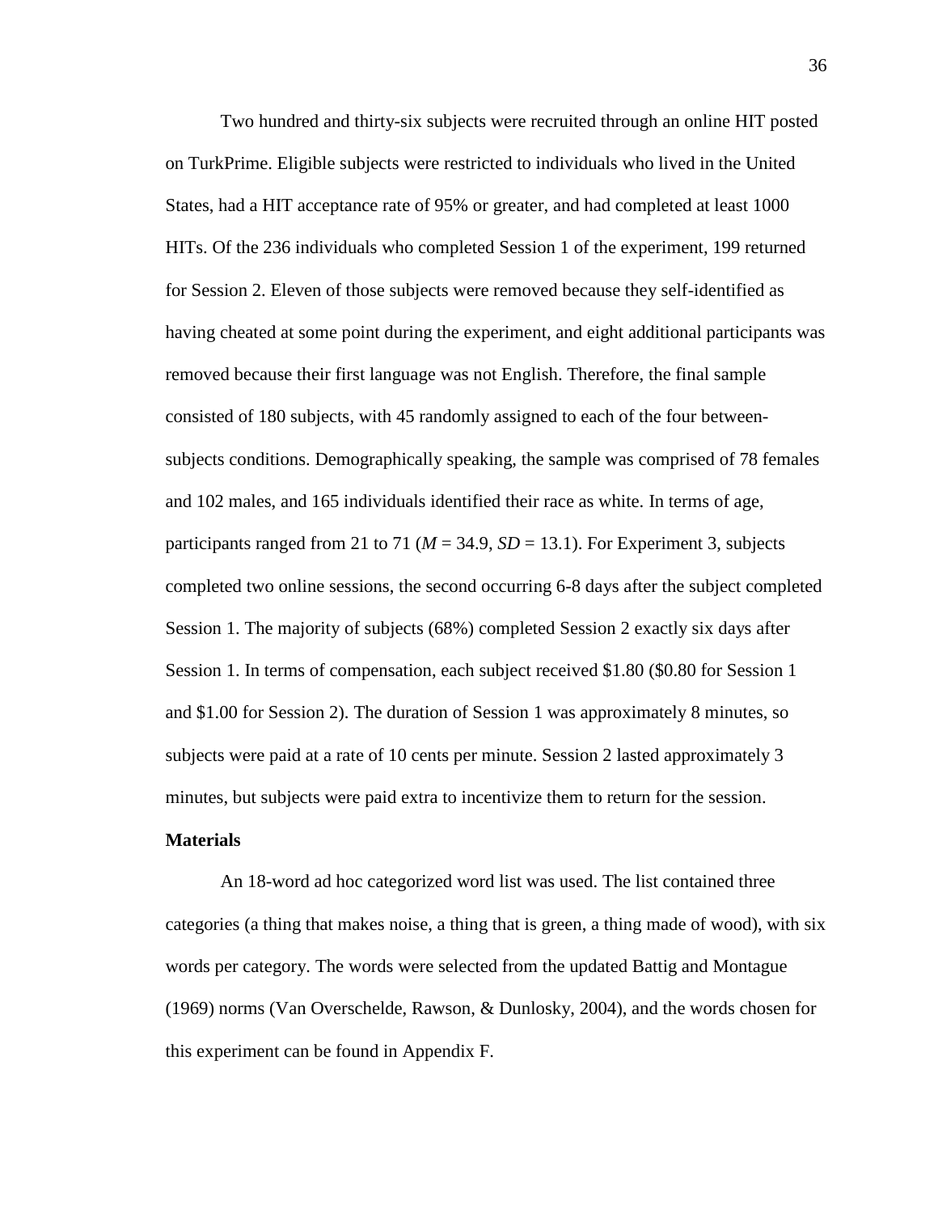Two hundred and thirty-six subjects were recruited through an online HIT posted on TurkPrime. Eligible subjects were restricted to individuals who lived in the United States, had a HIT acceptance rate of 95% or greater, and had completed at least 1000 HITs. Of the 236 individuals who completed Session 1 of the experiment, 199 returned for Session 2. Eleven of those subjects were removed because they self-identified as having cheated at some point during the experiment, and eight additional participants was removed because their first language was not English. Therefore, the final sample consisted of 180 subjects, with 45 randomly assigned to each of the four between-subjects conditions. Demographically speaking, the sample was comprised of 78 females and 102 males, and 165 individuals identified their race as white. In terms of age, participants ranged from 21 to 71 ($M$ = 34.9, $SD$ = 13.1). For Experiment 3, subjects completed two online sessions, the second occurring 6-8 days after the subject completed Session 1. The majority of subjects (68%) completed Session 2 exactly six days after Session 1. In terms of compensation, each subject received $1.80 ($0.80 for Session 1 and $1.00 for Session 2). The duration of Session 1 was approximately 8 minutes, so subjects were paid at a rate of 10 cents per minute. Session 2 lasted approximately 3 minutes, but subjects were paid extra to incentivize them to return for the session.

**Materials**

An 18-word ad hoc categorized word list was used. The list contained three categories (a thing that makes noise, a thing that is green, a thing made of wood), with six words per category. The words were selected from the updated Battig and Montague (1969) norms (Van Overschelde, Rawson, & Dunlosky, 2004), and the words chosen for this experiment can be found in Appendix F.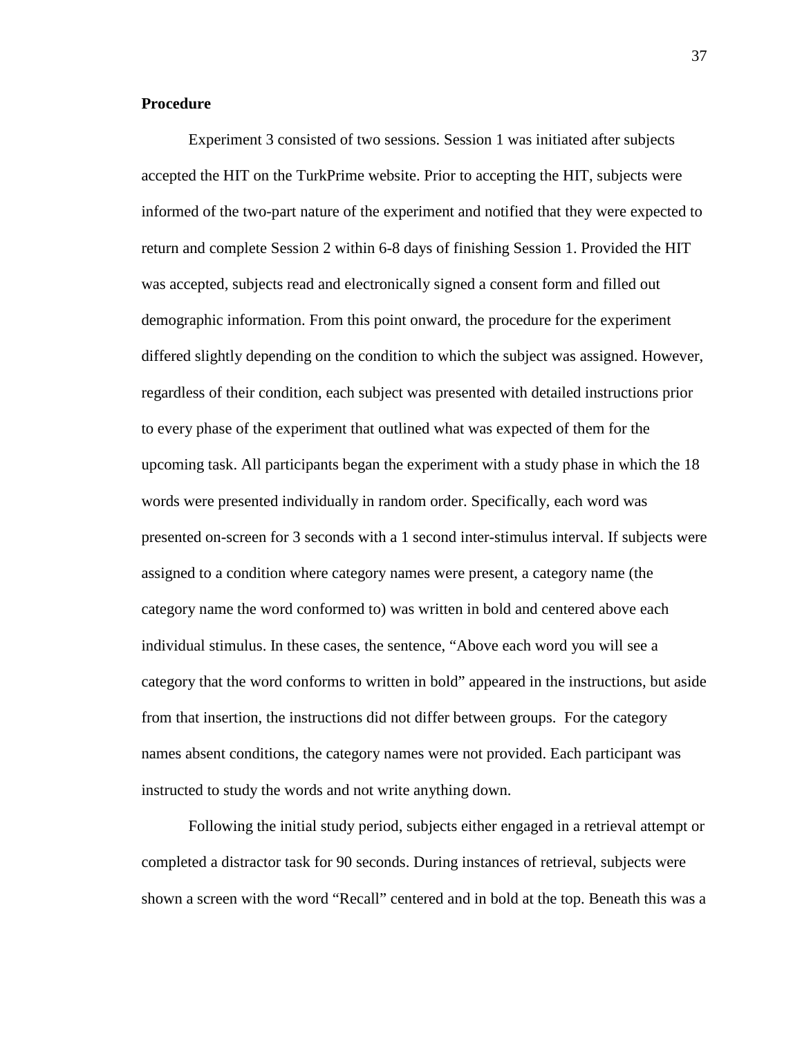**Procedure**

Experiment 3 consisted of two sessions. Session 1 was initiated after subjects accepted the HIT on the TurkPrime website. Prior to accepting the HIT, subjects were informed of the two-part nature of the experiment and notified that they were expected to return and complete Session 2 within 6-8 days of finishing Session 1. Provided the HIT was accepted, subjects read and electronically signed a consent form and filled out demographic information. From this point onward, the procedure for the experiment differed slightly depending on the condition to which the subject was assigned. However, regardless of their condition, each subject was presented with detailed instructions prior to every phase of the experiment that outlined what was expected of them for the upcoming task. All participants began the experiment with a study phase in which the 18 words were presented individually in random order. Specifically, each word was presented on-screen for 3 seconds with a 1 second inter-stimulus interval. If subjects were assigned to a condition where category names were present, a category name (the category name the word conformed to) was written in bold and centered above each individual stimulus. In these cases, the sentence, "Above each word you will see a category that the word conforms to written in bold" appeared in the instructions, but aside from that insertion, the instructions did not differ between groups. For the category names absent conditions, the category names were not provided. Each participant was instructed to study the words and not write anything down.

Following the initial study period, subjects either engaged in a retrieval attempt or completed a distractor task for 90 seconds. During instances of retrieval, subjects were shown a screen with the word "Recall" centered and in bold at the top. Beneath this was a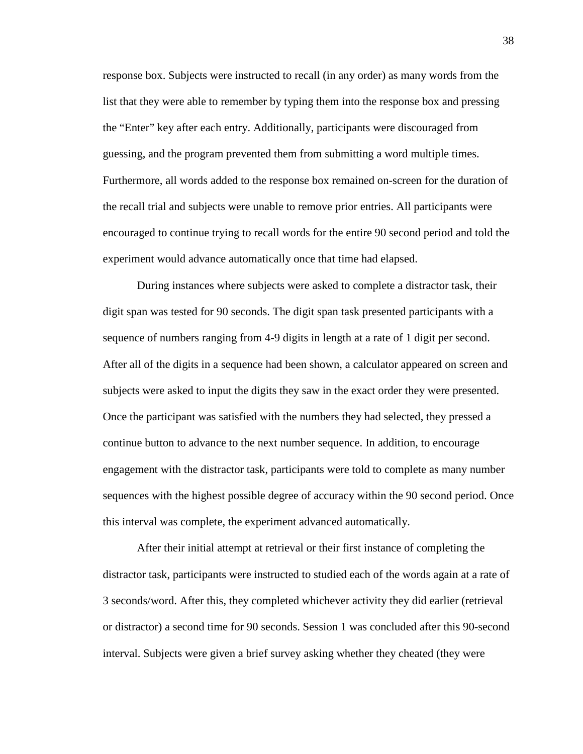response box. Subjects were instructed to recall (in any order) as many words from the list that they were able to remember by typing them into the response box and pressing the "Enter" key after each entry. Additionally, participants were discouraged from guessing, and the program prevented them from submitting a word multiple times. Furthermore, all words added to the response box remained on-screen for the duration of the recall trial and subjects were unable to remove prior entries. All participants were encouraged to continue trying to recall words for the entire 90 second period and told the experiment would advance automatically once that time had elapsed.

During instances where subjects were asked to complete a distractor task, their digit span was tested for 90 seconds. The digit span task presented participants with a sequence of numbers ranging from 4-9 digits in length at a rate of 1 digit per second. After all of the digits in a sequence had been shown, a calculator appeared on screen and subjects were asked to input the digits they saw in the exact order they were presented. Once the participant was satisfied with the numbers they had selected, they pressed a continue button to advance to the next number sequence. In addition, to encourage engagement with the distractor task, participants were told to complete as many number sequences with the highest possible degree of accuracy within the 90 second period. Once this interval was complete, the experiment advanced automatically.

After their initial attempt at retrieval or their first instance of completing the distractor task, participants were instructed to studied each of the words again at a rate of 3 seconds/word. After this, they completed whichever activity they did earlier (retrieval or distractor) a second time for 90 seconds. Session 1 was concluded after this 90-second interval. Subjects were given a brief survey asking whether they cheated (they were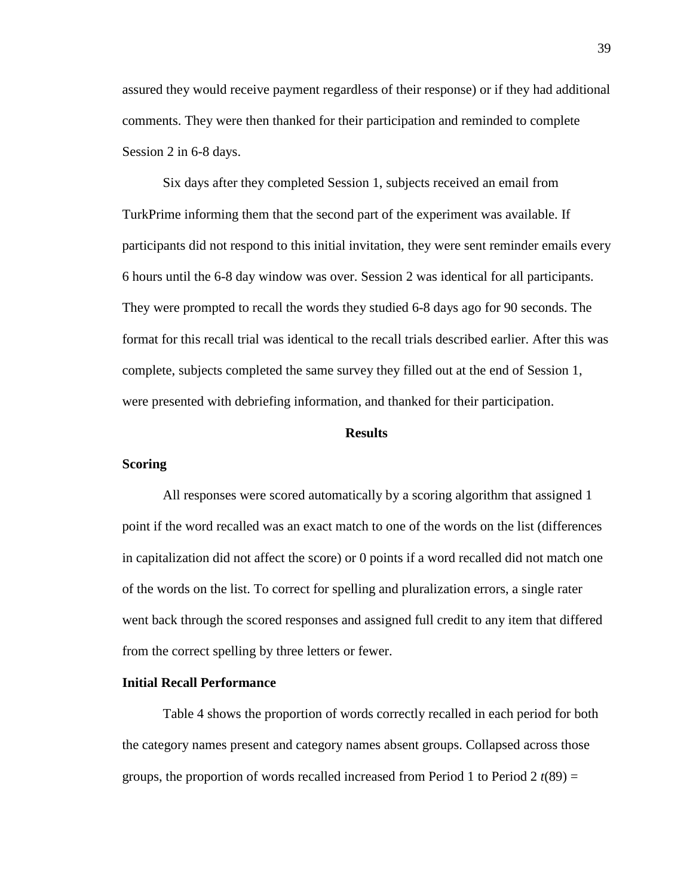assured they would receive payment regardless of their response) or if they had additional comments. They were then thanked for their participation and reminded to complete Session 2 in 6-8 days.

Six days after they completed Session 1, subjects received an email from TurkPrime informing them that the second part of the experiment was available. If participants did not respond to this initial invitation, they were sent reminder emails every 6 hours until the 6-8 day window was over. Session 2 was identical for all participants. They were prompted to recall the words they studied 6-8 days ago for 90 seconds. The format for this recall trial was identical to the recall trials described earlier. After this was complete, subjects completed the same survey they filled out at the end of Session 1, were presented with debriefing information, and thanked for their participation.

## Results

### Scoring

All responses were scored automatically by a scoring algorithm that assigned 1 point if the word recalled was an exact match to one of the words on the list (differences in capitalization did not affect the score) or 0 points if a word recalled did not match one of the words on the list. To correct for spelling and pluralization errors, a single rater went back through the scored responses and assigned full credit to any item that differed from the correct spelling by three letters or fewer.

### Initial Recall Performance

Table 4 shows the proportion of words correctly recalled in each period for both the category names present and category names absent groups. Collapsed across those groups, the proportion of words recalled increased from Period 1 to Period 2 $t(89) =$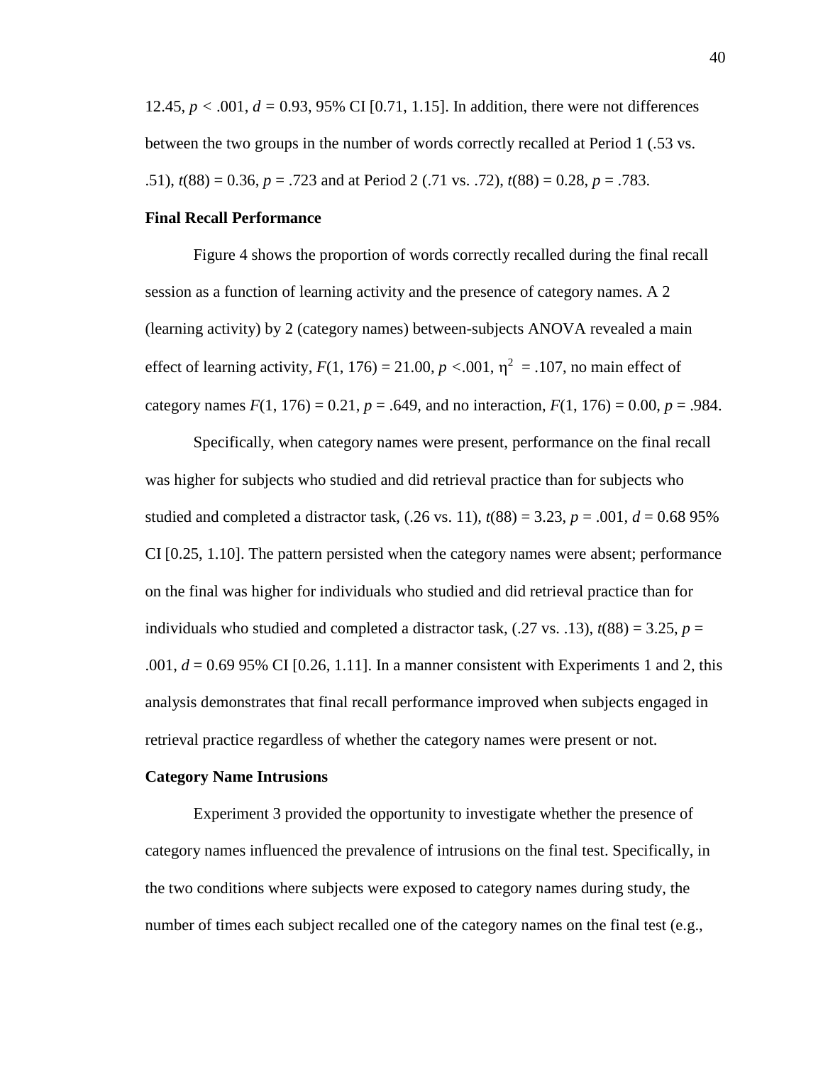12.45, $p < .001$, $d = 0.93$, 95% CI [0.71, 1.15]. In addition, there were not differences between the two groups in the number of words correctly recalled at Period 1 (.53 vs. .51), $t(88) = 0.36$, $p = .723$ and at Period 2 (.71 vs. .72), $t(88) = 0.28$, $p = .783$.

**Final Recall Performance**

Figure 4 shows the proportion of words correctly recalled during the final recall session as a function of learning activity and the presence of category names. A 2 (learning activity) by 2 (category names) between-subjects ANOVA revealed a main effect of learning activity, $F(1, 176) = 21.00$, $p < .001$, $\eta^2 = .107$, no main effect of category names $F(1, 176) = 0.21$, $p = .649$, and no interaction, $F(1, 176) = 0.00$, $p = .984$.

Specifically, when category names were present, performance on the final recall was higher for subjects who studied and did retrieval practice than for subjects who studied and completed a distractor task, (.26 vs. 11), $t(88) = 3.23$, $p = .001$, $d = 0.68$ 95% CI [0.25, 1.10]. The pattern persisted when the category names were absent; performance on the final was higher for individuals who studied and did retrieval practice than for individuals who studied and completed a distractor task, (.27 vs. .13), $t(88) = 3.25$, $p = .001$, $d = 0.69$ 95% CI [0.26, 1.11]. In a manner consistent with Experiments 1 and 2, this analysis demonstrates that final recall performance improved when subjects engaged in retrieval practice regardless of whether the category names were present or not.

**Category Name Intrusions**

Experiment 3 provided the opportunity to investigate whether the presence of category names influenced the prevalence of intrusions on the final test. Specifically, in the two conditions where subjects were exposed to category names during study, the number of times each subject recalled one of the category names on the final test (e.g.,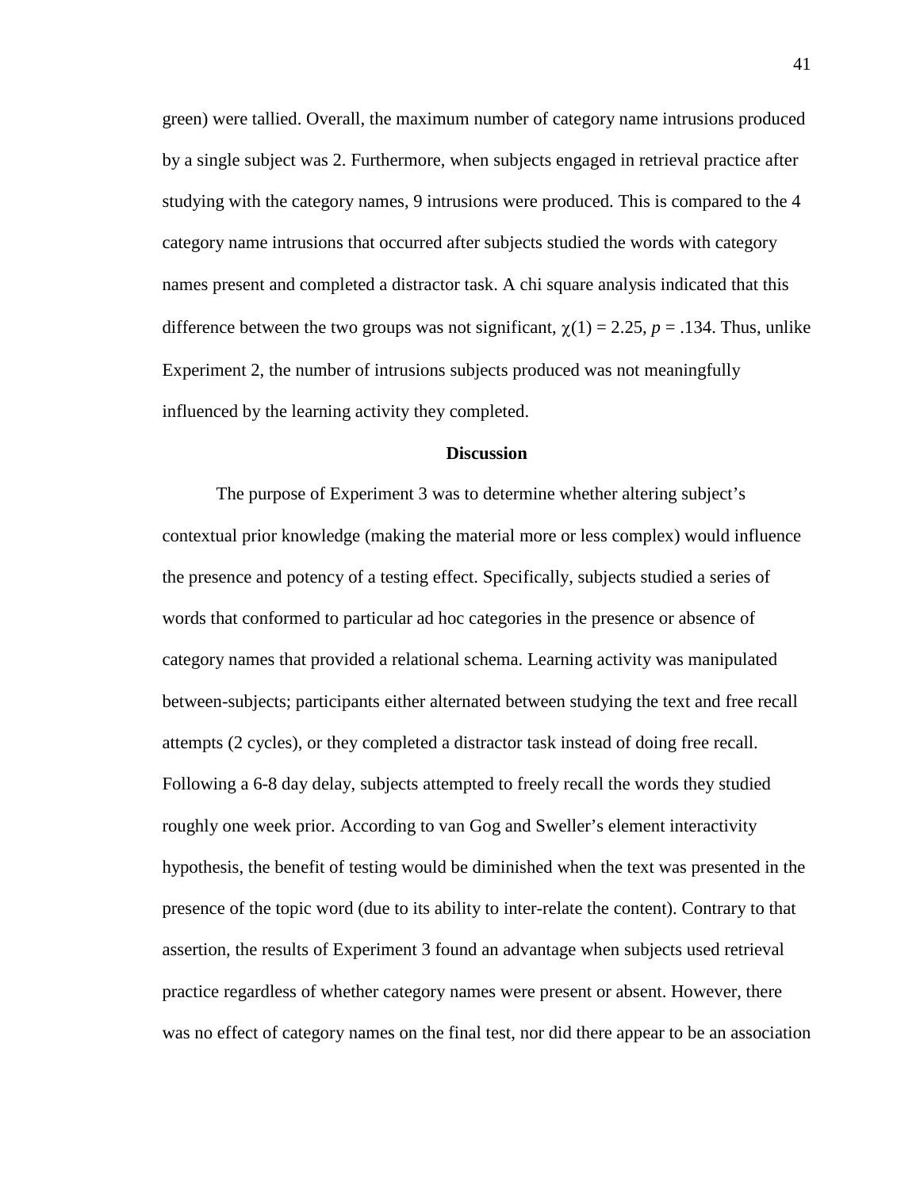green) were tallied. Overall, the maximum number of category name intrusions produced by a single subject was 2. Furthermore, when subjects engaged in retrieval practice after studying with the category names, 9 intrusions were produced. This is compared to the 4 category name intrusions that occurred after subjects studied the words with category names present and completed a distractor task. A chi square analysis indicated that this difference between the two groups was not significant, $\chi(1) = 2.25$, $p = .134$. Thus, unlike Experiment 2, the number of intrusions subjects produced was not meaningfully influenced by the learning activity they completed.

## Discussion

The purpose of Experiment 3 was to determine whether altering subject's contextual prior knowledge (making the material more or less complex) would influence the presence and potency of a testing effect. Specifically, subjects studied a series of words that conformed to particular ad hoc categories in the presence or absence of category names that provided a relational schema. Learning activity was manipulated between-subjects; participants either alternated between studying the text and free recall attempts (2 cycles), or they completed a distractor task instead of doing free recall. Following a 6-8 day delay, subjects attempted to freely recall the words they studied roughly one week prior. According to van Gog and Sweller's element interactivity hypothesis, the benefit of testing would be diminished when the text was presented in the presence of the topic word (due to its ability to inter-relate the content). Contrary to that assertion, the results of Experiment 3 found an advantage when subjects used retrieval practice regardless of whether category names were present or absent. However, there was no effect of category names on the final test, nor did there appear to be an association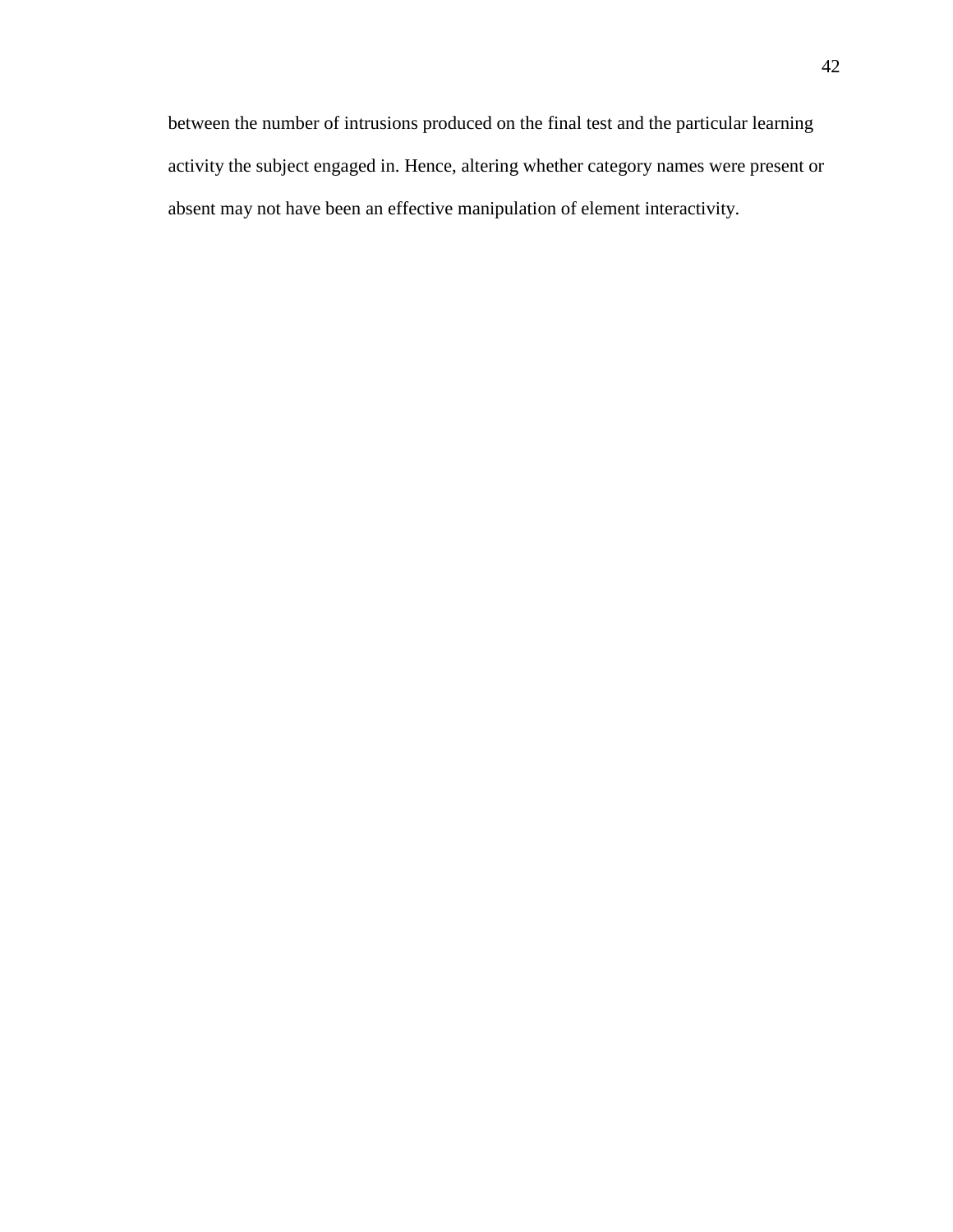between the number of intrusions produced on the final test and the particular learning activity the subject engaged in. Hence, altering whether category names were present or absent may not have been an effective manipulation of element interactivity.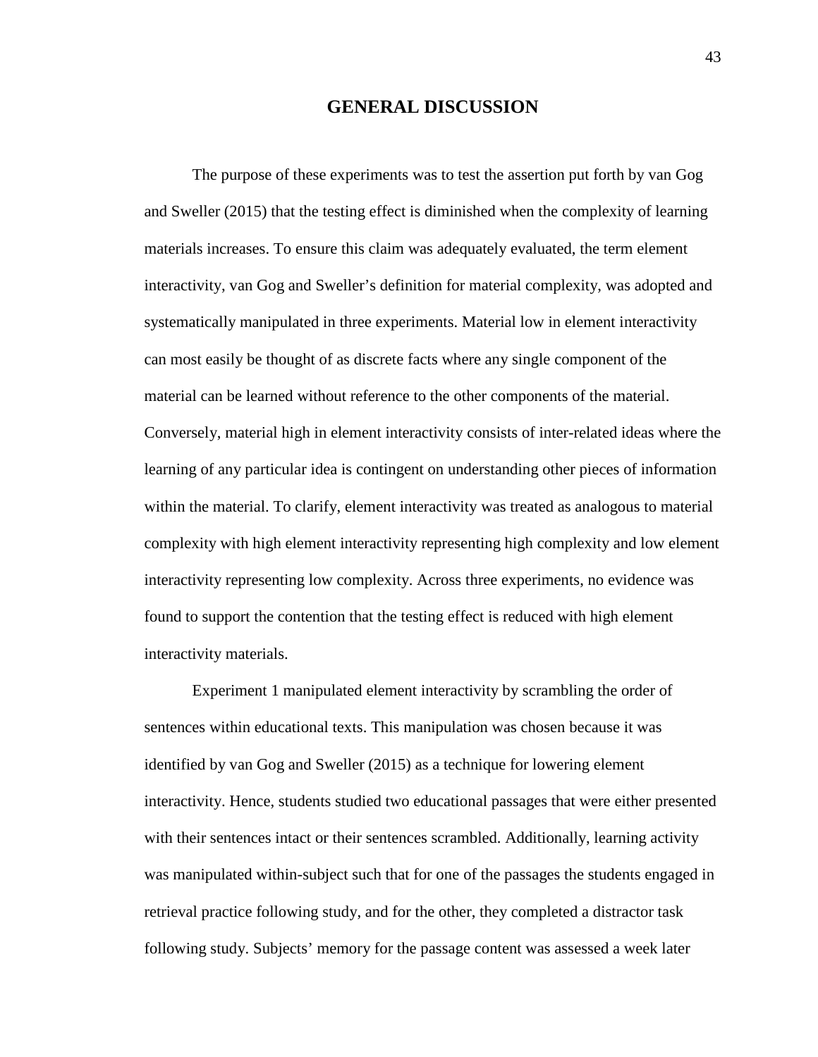# GENERAL DISCUSSION

The purpose of these experiments was to test the assertion put forth by van Gog and Sweller (2015) that the testing effect is diminished when the complexity of learning materials increases. To ensure this claim was adequately evaluated, the term element interactivity, van Gog and Sweller's definition for material complexity, was adopted and systematically manipulated in three experiments. Material low in element interactivity can most easily be thought of as discrete facts where any single component of the material can be learned without reference to the other components of the material. Conversely, material high in element interactivity consists of inter-related ideas where the learning of any particular idea is contingent on understanding other pieces of information within the material. To clarify, element interactivity was treated as analogous to material complexity with high element interactivity representing high complexity and low element interactivity representing low complexity. Across three experiments, no evidence was found to support the contention that the testing effect is reduced with high element interactivity materials.

Experiment 1 manipulated element interactivity by scrambling the order of sentences within educational texts. This manipulation was chosen because it was identified by van Gog and Sweller (2015) as a technique for lowering element interactivity. Hence, students studied two educational passages that were either presented with their sentences intact or their sentences scrambled. Additionally, learning activity was manipulated within-subject such that for one of the passages the students engaged in retrieval practice following study, and for the other, they completed a distractor task following study. Subjects' memory for the passage content was assessed a week later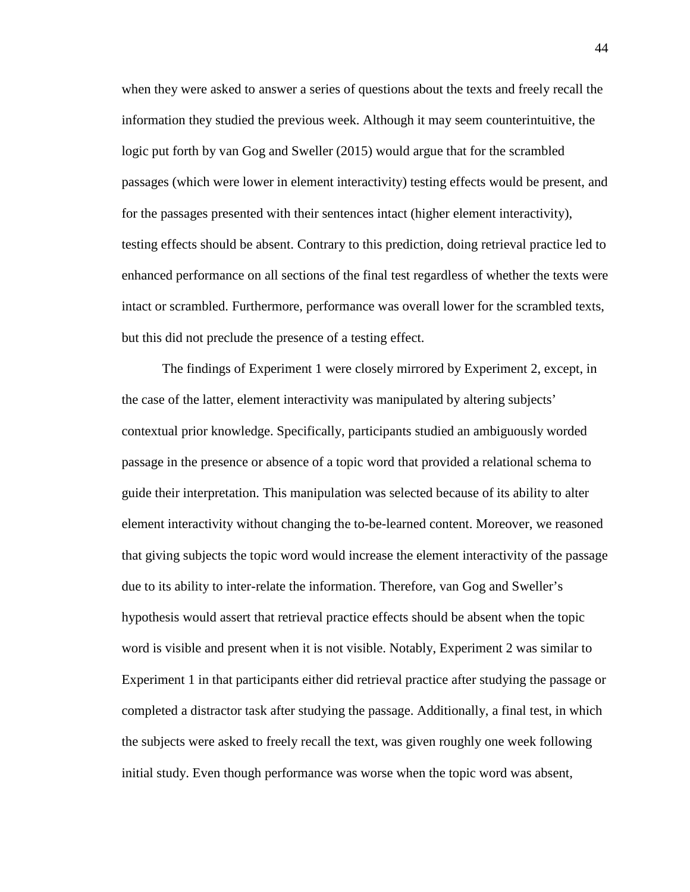when they were asked to answer a series of questions about the texts and freely recall the information they studied the previous week. Although it may seem counterintuitive, the logic put forth by van Gog and Sweller (2015) would argue that for the scrambled passages (which were lower in element interactivity) testing effects would be present, and for the passages presented with their sentences intact (higher element interactivity), testing effects should be absent. Contrary to this prediction, doing retrieval practice led to enhanced performance on all sections of the final test regardless of whether the texts were intact or scrambled. Furthermore, performance was overall lower for the scrambled texts, but this did not preclude the presence of a testing effect.

The findings of Experiment 1 were closely mirrored by Experiment 2, except, in the case of the latter, element interactivity was manipulated by altering subjects' contextual prior knowledge. Specifically, participants studied an ambiguously worded passage in the presence or absence of a topic word that provided a relational schema to guide their interpretation. This manipulation was selected because of its ability to alter element interactivity without changing the to-be-learned content. Moreover, we reasoned that giving subjects the topic word would increase the element interactivity of the passage due to its ability to inter-relate the information. Therefore, van Gog and Sweller's hypothesis would assert that retrieval practice effects should be absent when the topic word is visible and present when it is not visible. Notably, Experiment 2 was similar to Experiment 1 in that participants either did retrieval practice after studying the passage or completed a distractor task after studying the passage. Additionally, a final test, in which the subjects were asked to freely recall the text, was given roughly one week following initial study. Even though performance was worse when the topic word was absent,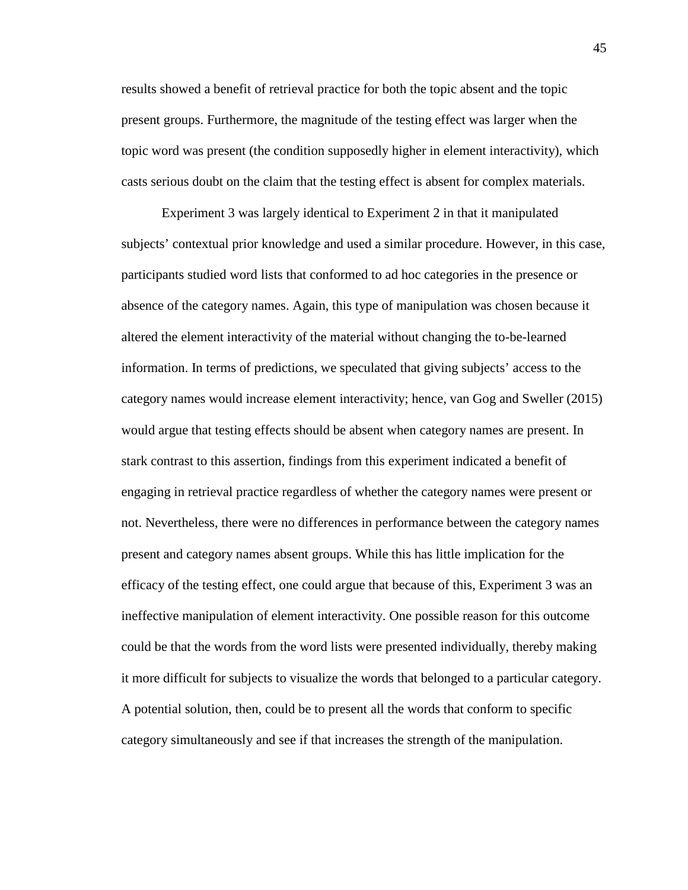results showed a benefit of retrieval practice for both the topic absent and the topic present groups. Furthermore, the magnitude of the testing effect was larger when the topic word was present (the condition supposedly higher in element interactivity), which casts serious doubt on the claim that the testing effect is absent for complex materials.

Experiment 3 was largely identical to Experiment 2 in that it manipulated subjects' contextual prior knowledge and used a similar procedure. However, in this case, participants studied word lists that conformed to ad hoc categories in the presence or absence of the category names. Again, this type of manipulation was chosen because it altered the element interactivity of the material without changing the to-be-learned information. In terms of predictions, we speculated that giving subjects' access to the category names would increase element interactivity; hence, van Gog and Sweller (2015) would argue that testing effects should be absent when category names are present. In stark contrast to this assertion, findings from this experiment indicated a benefit of engaging in retrieval practice regardless of whether the category names were present or not. Nevertheless, there were no differences in performance between the category names present and category names absent groups. While this has little implication for the efficacy of the testing effect, one could argue that because of this, Experiment 3 was an ineffective manipulation of element interactivity. One possible reason for this outcome could be that the words from the word lists were presented individually, thereby making it more difficult for subjects to visualize the words that belonged to a particular category. A potential solution, then, could be to present all the words that conform to specific category simultaneously and see if that increases the strength of the manipulation.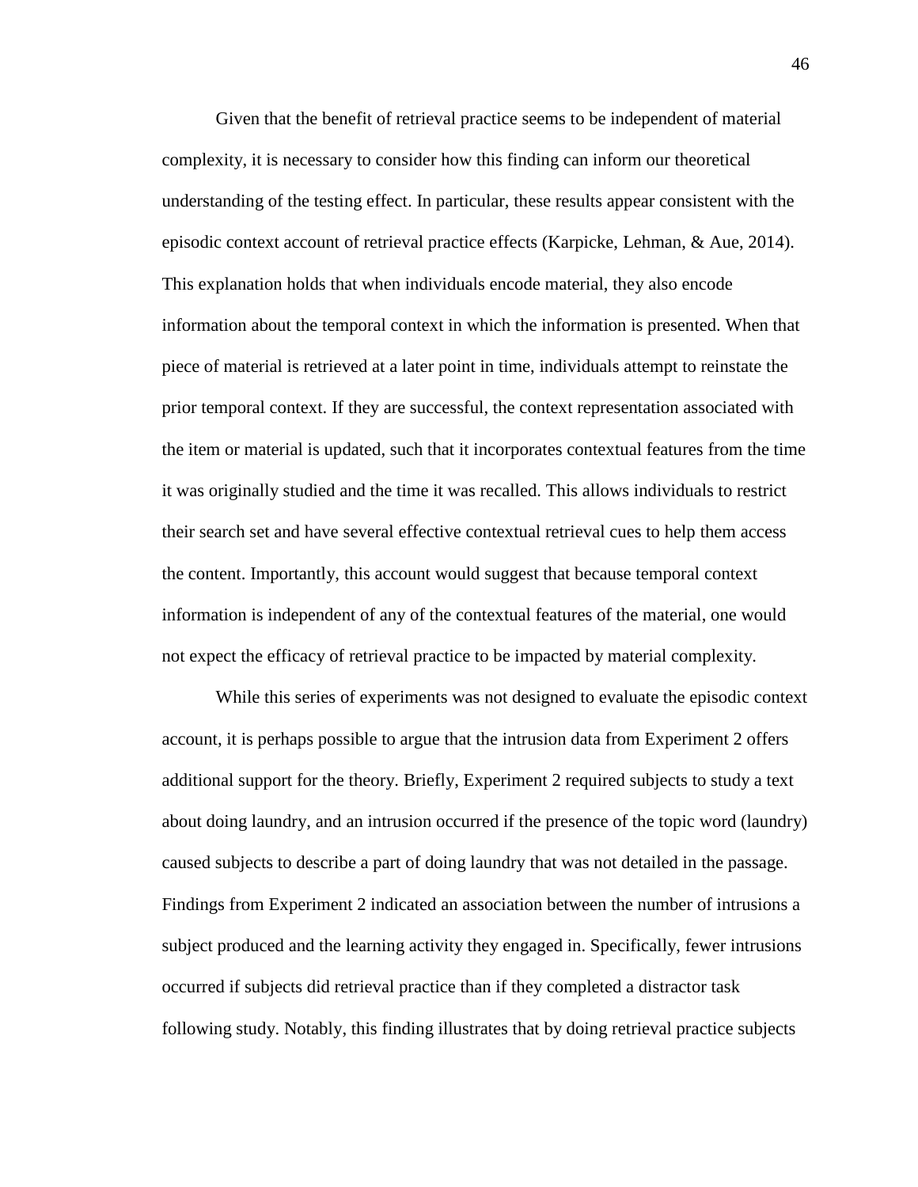Given that the benefit of retrieval practice seems to be independent of material complexity, it is necessary to consider how this finding can inform our theoretical understanding of the testing effect. In particular, these results appear consistent with the episodic context account of retrieval practice effects (Karpicke, Lehman, & Aue, 2014). This explanation holds that when individuals encode material, they also encode information about the temporal context in which the information is presented. When that piece of material is retrieved at a later point in time, individuals attempt to reinstate the prior temporal context. If they are successful, the context representation associated with the item or material is updated, such that it incorporates contextual features from the time it was originally studied and the time it was recalled. This allows individuals to restrict their search set and have several effective contextual retrieval cues to help them access the content. Importantly, this account would suggest that because temporal context information is independent of any of the contextual features of the material, one would not expect the efficacy of retrieval practice to be impacted by material complexity.

While this series of experiments was not designed to evaluate the episodic context account, it is perhaps possible to argue that the intrusion data from Experiment 2 offers additional support for the theory. Briefly, Experiment 2 required subjects to study a text about doing laundry, and an intrusion occurred if the presence of the topic word (laundry) caused subjects to describe a part of doing laundry that was not detailed in the passage. Findings from Experiment 2 indicated an association between the number of intrusions a subject produced and the learning activity they engaged in. Specifically, fewer intrusions occurred if subjects did retrieval practice than if they completed a distractor task following study. Notably, this finding illustrates that by doing retrieval practice subjects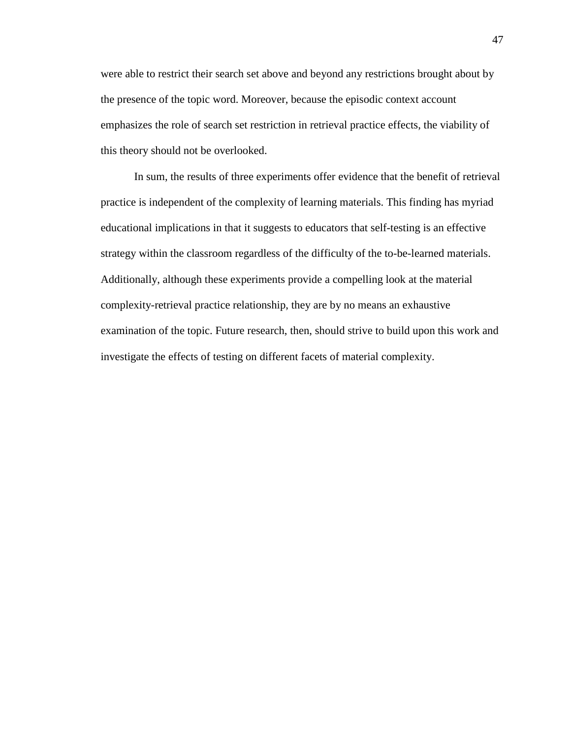were able to restrict their search set above and beyond any restrictions brought about by the presence of the topic word. Moreover, because the episodic context account emphasizes the role of search set restriction in retrieval practice effects, the viability of this theory should not be overlooked.

In sum, the results of three experiments offer evidence that the benefit of retrieval practice is independent of the complexity of learning materials. This finding has myriad educational implications in that it suggests to educators that self-testing is an effective strategy within the classroom regardless of the difficulty of the to-be-learned materials. Additionally, although these experiments provide a compelling look at the material complexity-retrieval practice relationship, they are by no means an exhaustive examination of the topic. Future research, then, should strive to build upon this work and investigate the effects of testing on different facets of material complexity.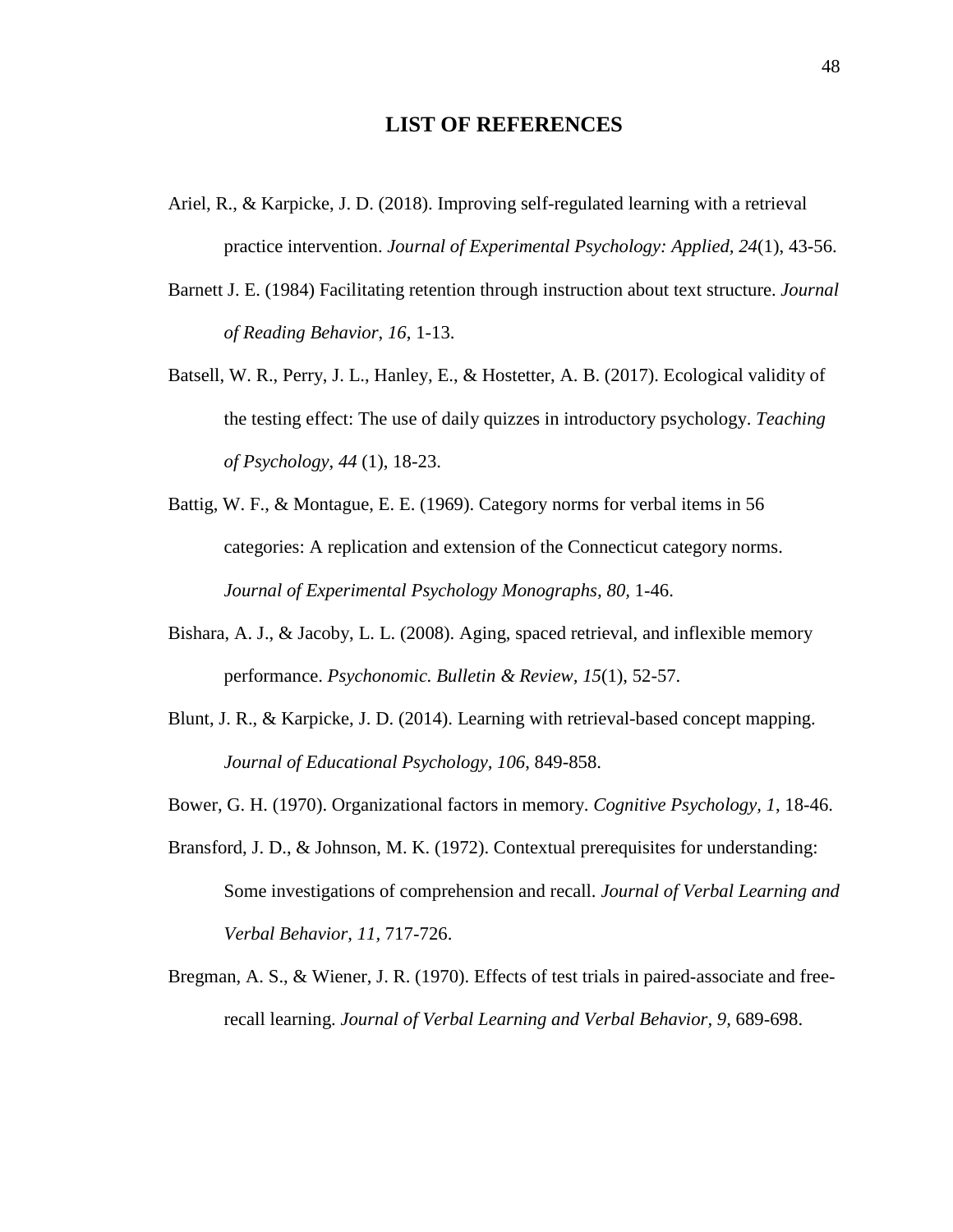# LIST OF REFERENCES

Ariel, R., & Karpicke, J. D. (2018). Improving self-regulated learning with a retrieval practice intervention. *Journal of Experimental Psychology: Applied*, *24*(1), 43-56.

Barnett J. E. (1984) Facilitating retention through instruction about text structure. *Journal of Reading Behavior*, *16*, 1-13.

Batsell, W. R., Perry, J. L., Hanley, E., & Hostetter, A. B. (2017). Ecological validity of the testing effect: The use of daily quizzes in introductory psychology. *Teaching of Psychology*, *44* (1), 18-23.

Battig, W. F., & Montague, E. E. (1969). Category norms for verbal items in 56 categories: A replication and extension of the Connecticut category norms. *Journal of Experimental Psychology Monographs, 80*, 1-46.

Bishara, A. J., & Jacoby, L. L. (2008). Aging, spaced retrieval, and inflexible memory performance. *Psychonomic. Bulletin & Review, 15*(1), 52-57.

Blunt, J. R., & Karpicke, J. D. (2014). Learning with retrieval-based concept mapping. *Journal of Educational Psychology, 106*, 849-858.

Bower, G. H. (1970). Organizational factors in memory. *Cognitive Psychology, 1*, 18-46.

Bransford, J. D., & Johnson, M. K. (1972). Contextual prerequisites for understanding: Some investigations of comprehension and recall. *Journal of Verbal Learning and Verbal Behavior, 11*, 717-726.

Bregman, A. S., & Wiener, J. R. (1970). Effects of test trials in paired-associate and free-recall learning. *Journal of Verbal Learning and Verbal Behavior, 9*, 689-698.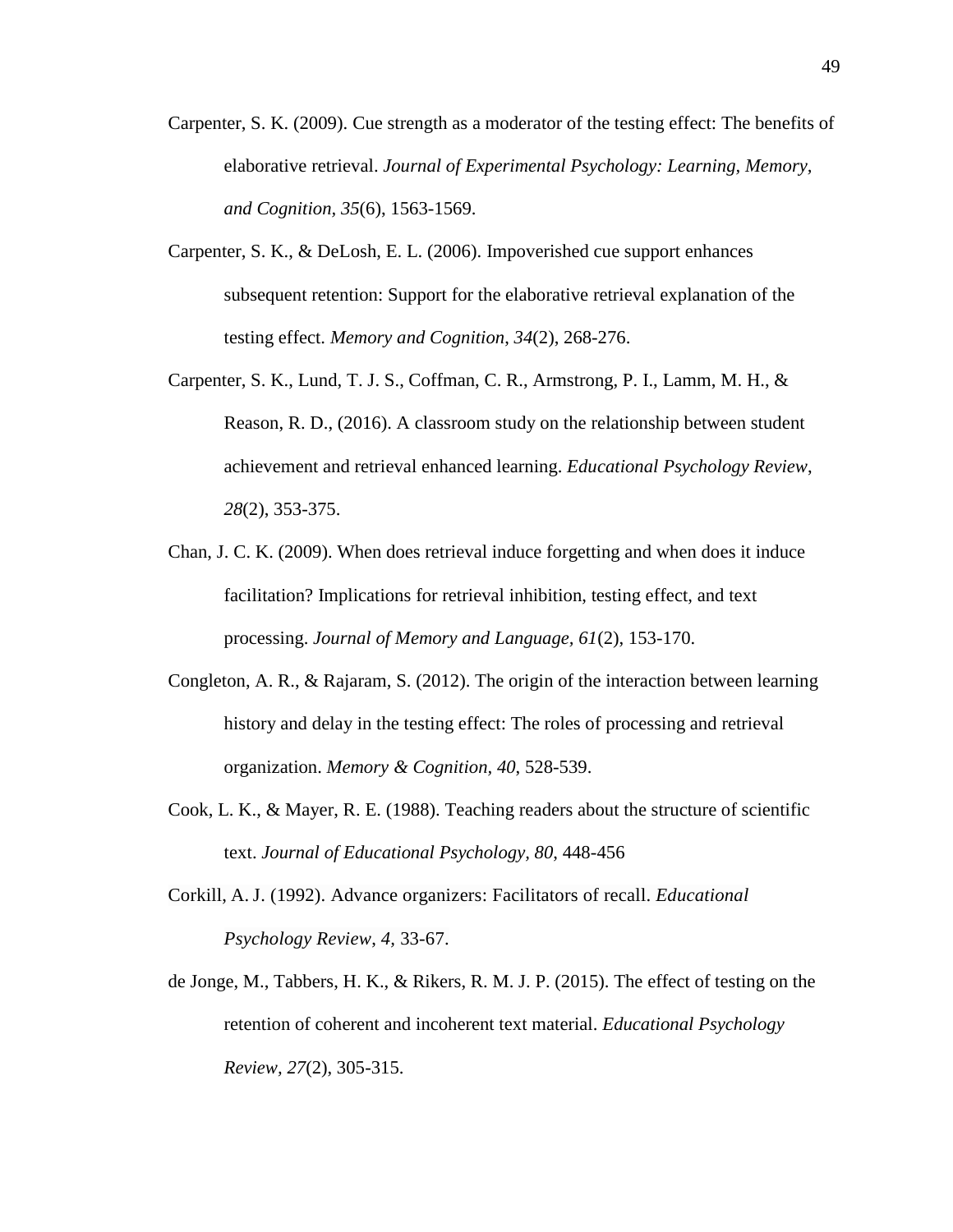Carpenter, S. K. (2009). Cue strength as a moderator of the testing effect: The benefits of elaborative retrieval. *Journal of Experimental Psychology: Learning, Memory, and Cognition*, *35*(6), 1563-1569.

Carpenter, S. K., & DeLosh, E. L. (2006). Impoverished cue support enhances subsequent retention: Support for the elaborative retrieval explanation of the testing effect. *Memory and Cognition*, *34*(2), 268-276.

Carpenter, S. K., Lund, T. J. S., Coffman, C. R., Armstrong, P. I., Lamm, M. H., & Reason, R. D., (2016). A classroom study on the relationship between student achievement and retrieval enhanced learning. *Educational Psychology Review*, *28*(2), 353-375.

Chan, J. C. K. (2009). When does retrieval induce forgetting and when does it induce facilitation? Implications for retrieval inhibition, testing effect, and text processing. *Journal of Memory and Language, 61*(2), 153-170.

Congleton, A. R., & Rajaram, S. (2012). The origin of the interaction between learning history and delay in the testing effect: The roles of processing and retrieval organization. *Memory & Cognition, 40*, 528-539.

Cook, L. K., & Mayer, R. E. (1988). Teaching readers about the structure of scientific text. *Journal of Educational Psychology, 80*, 448-456

Corkill, A. J. (1992). Advance organizers: Facilitators of recall. *Educational Psychology Review*, *4*, 33-67.

de Jonge, M., Tabbers, H. K., & Rikers, R. M. J. P. (2015). The effect of testing on the retention of coherent and incoherent text material. *Educational Psychology Review*, *27*(2), 305-315.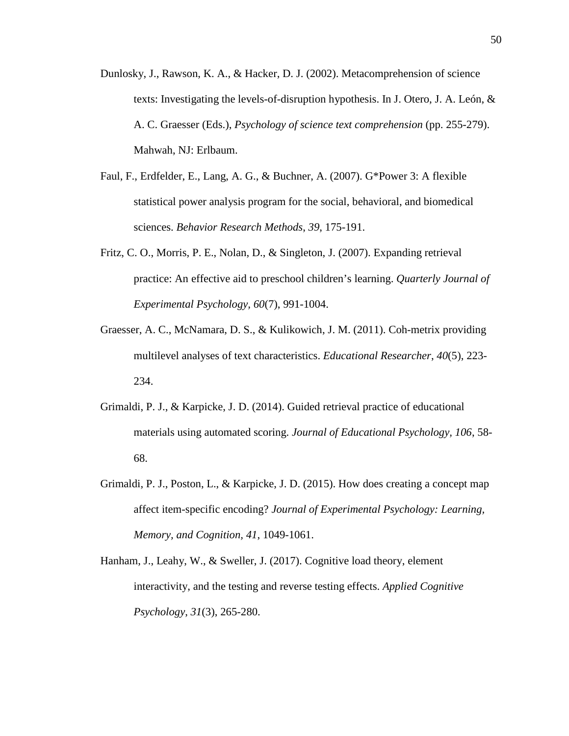Dunlosky, J., Rawson, K. A., & Hacker, D. J. (2002). Metacomprehension of science texts: Investigating the levels-of-disruption hypothesis. In J. Otero, J. A. León, & A. C. Graesser (Eds.), *Psychology of science text comprehension* (pp. 255-279). Mahwah, NJ: Erlbaum.

Faul, F., Erdfelder, E., Lang, A. G., & Buchner, A. (2007). G*Power 3: A flexible statistical power analysis program for the social, behavioral, and biomedical sciences. *Behavior Research Methods*, *39*, 175-191.

Fritz, C. O., Morris, P. E., Nolan, D., & Singleton, J. (2007). Expanding retrieval practice: An effective aid to preschool children's learning. *Quarterly Journal of Experimental Psychology*, *60*(7), 991-1004.

Graesser, A. C., McNamara, D. S., & Kulikowich, J. M. (2011). Coh-metrix providing multilevel analyses of text characteristics. *Educational Researcher*, *40*(5), 223-234.

Grimaldi, P. J., & Karpicke, J. D. (2014). Guided retrieval practice of educational materials using automated scoring. *Journal of Educational Psychology*, *106*, 58-68.

Grimaldi, P. J., Poston, L., & Karpicke, J. D. (2015). How does creating a concept map affect item-specific encoding? *Journal of Experimental Psychology: Learning, Memory, and Cognition, 41*, 1049-1061.

Hanham, J., Leahy, W., & Sweller, J. (2017). Cognitive load theory, element interactivity, and the testing and reverse testing effects. *Applied Cognitive Psychology*, *31*(3), 265-280.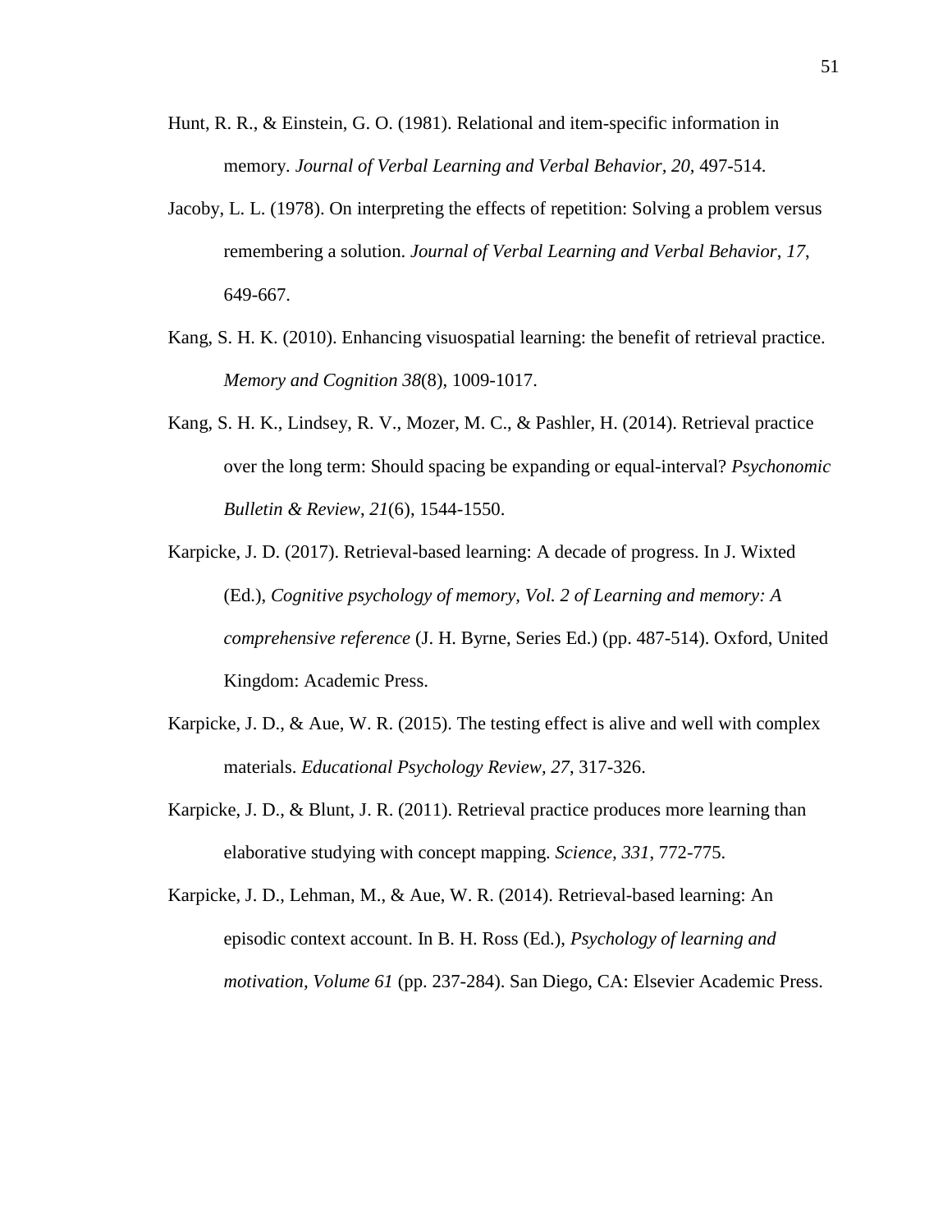Hunt, R. R., & Einstein, G. O. (1981). Relational and item-specific information in memory. *Journal of Verbal Learning and Verbal Behavior, 20*, 497-514.

Jacoby, L. L. (1978). On interpreting the effects of repetition: Solving a problem versus remembering a solution. *Journal of Verbal Learning and Verbal Behavior*, *17*, 649-667.

Kang, S. H. K. (2010). Enhancing visuospatial learning: the benefit of retrieval practice. *Memory and Cognition 38*(8), 1009-1017.

Kang, S. H. K., Lindsey, R. V., Mozer, M. C., & Pashler, H. (2014). Retrieval practice over the long term: Should spacing be expanding or equal-interval? *Psychonomic Bulletin & Review*, *21*(6), 1544-1550.

Karpicke, J. D. (2017). Retrieval-based learning: A decade of progress. In J. Wixted (Ed.), *Cognitive psychology of memory, Vol. 2 of Learning and memory: A comprehensive reference* (J. H. Byrne, Series Ed.) (pp. 487-514). Oxford, United Kingdom: Academic Press.

Karpicke, J. D., & Aue, W. R. (2015). The testing effect is alive and well with complex materials. *Educational Psychology Review, 27*, 317-326.

Karpicke, J. D., & Blunt, J. R. (2011). Retrieval practice produces more learning than elaborative studying with concept mapping. *Science, 331*, 772-775.

Karpicke, J. D., Lehman, M., & Aue, W. R. (2014). Retrieval-based learning: An episodic context account. In B. H. Ross (Ed.), *Psychology of learning and motivation, Volume 61* (pp. 237-284). San Diego, CA: Elsevier Academic Press.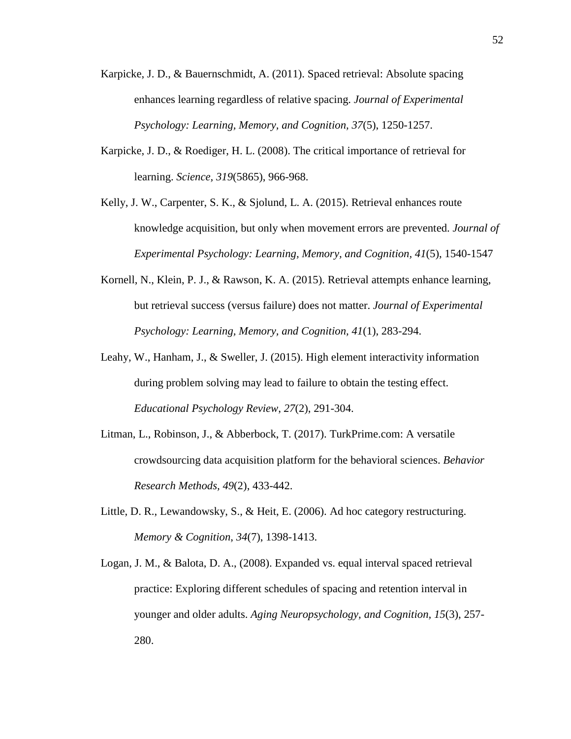Karpicke, J. D., & Bauernschmidt, A. (2011). Spaced retrieval: Absolute spacing enhances learning regardless of relative spacing. *Journal of Experimental Psychology: Learning, Memory, and Cognition*, *37*(5), 1250-1257.

Karpicke, J. D., & Roediger, H. L. (2008). The critical importance of retrieval for learning. *Science, 319*(5865), 966-968.

Kelly, J. W., Carpenter, S. K., & Sjolund, L. A. (2015). Retrieval enhances route knowledge acquisition, but only when movement errors are prevented. *Journal of Experimental Psychology: Learning, Memory, and Cognition, 41*(5), 1540-1547

Kornell, N., Klein, P. J., & Rawson, K. A. (2015). Retrieval attempts enhance learning, but retrieval success (versus failure) does not matter. *Journal of Experimental Psychology: Learning, Memory, and Cognition, 41*(1), 283-294.

Leahy, W., Hanham, J., & Sweller, J. (2015). High element interactivity information during problem solving may lead to failure to obtain the testing effect. *Educational Psychology Review*, *27*(2), 291-304.

Litman, L., Robinson, J., & Abberbock, T. (2017). TurkPrime.com: A versatile crowdsourcing data acquisition platform for the behavioral sciences. *Behavior Research Methods, 49*(2), 433-442.

Little, D. R., Lewandowsky, S., & Heit, E. (2006). Ad hoc category restructuring. *Memory & Cognition*, *34*(7), 1398-1413.

Logan, J. M., & Balota, D. A., (2008). Expanded vs. equal interval spaced retrieval practice: Exploring different schedules of spacing and retention interval in younger and older adults. *Aging Neuropsychology, and Cognition*, *15*(3), 257-280.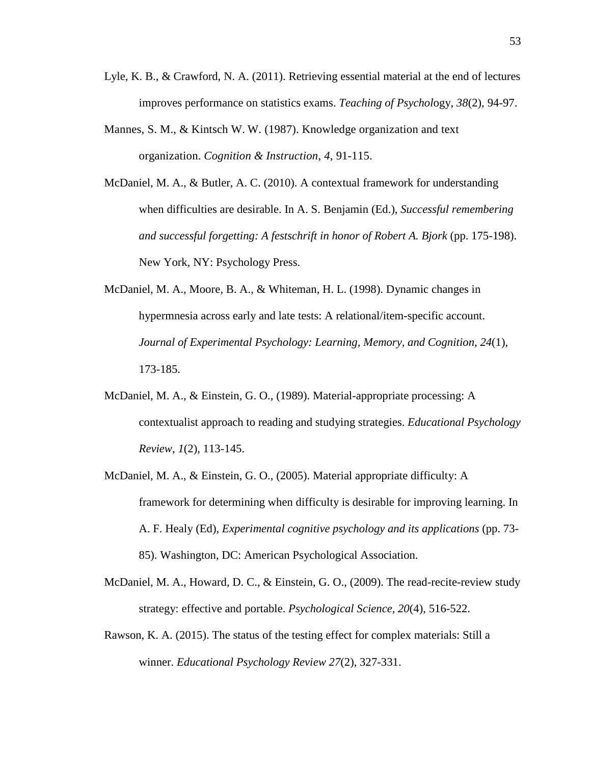Lyle, K. B., & Crawford, N. A. (2011). Retrieving essential material at the end of lectures improves performance on statistics exams. *Teaching of Psychology*, *38*(2), 94-97.

Mannes, S. M., & Kintsch W. W. (1987). Knowledge organization and text organization. *Cognition & Instruction*, *4*, 91-115.

McDaniel, M. A., & Butler, A. C. (2010). A contextual framework for understanding when difficulties are desirable. In A. S. Benjamin (Ed.), *Successful remembering and successful forgetting: A festschrift in honor of Robert A. Bjork* (pp. 175-198). New York, NY: Psychology Press.

McDaniel, M. A., Moore, B. A., & Whiteman, H. L. (1998). Dynamic changes in hypermnesia across early and late tests: A relational/item-specific account. *Journal of Experimental Psychology: Learning, Memory, and Cognition, 24*(1), 173-185.

McDaniel, M. A., & Einstein, G. O., (1989). Material-appropriate processing: A contextualist approach to reading and studying strategies. *Educational Psychology Review*, *1*(2), 113-145.

McDaniel, M. A., & Einstein, G. O., (2005). Material appropriate difficulty: A framework for determining when difficulty is desirable for improving learning. In A. F. Healy (Ed), *Experimental cognitive psychology and its applications* (pp. 73-85). Washington, DC: American Psychological Association.

McDaniel, M. A., Howard, D. C., & Einstein, G. O., (2009). The read-recite-review study strategy: effective and portable. *Psychological Science*, *20*(4), 516-522.

Rawson, K. A. (2015). The status of the testing effect for complex materials: Still a winner. *Educational Psychology Review 27*(2), 327-331.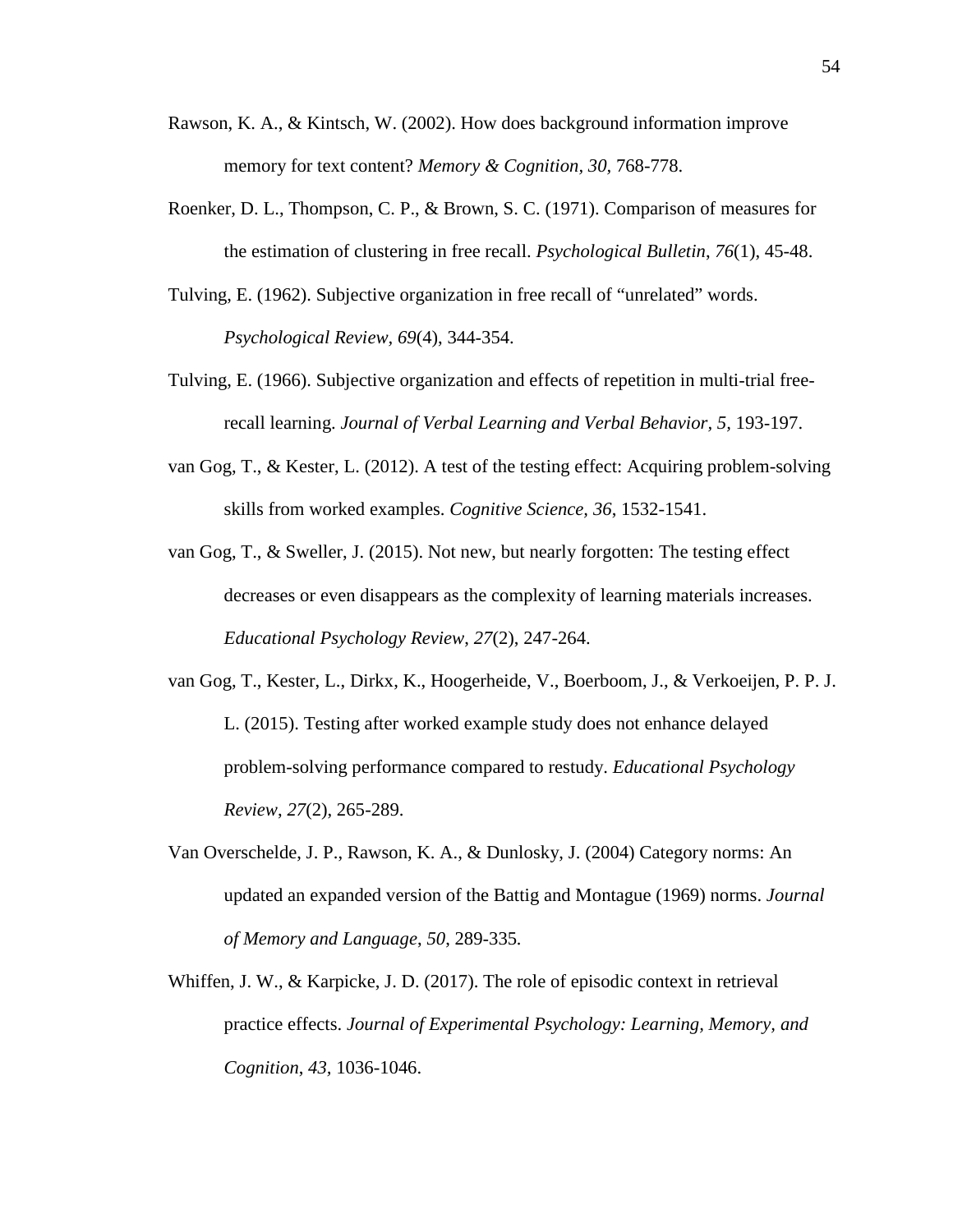Rawson, K. A., & Kintsch, W. (2002). How does background information improve memory for text content? *Memory & Cognition, 30*, 768-778.

Roenker, D. L., Thompson, C. P., & Brown, S. C. (1971). Comparison of measures for the estimation of clustering in free recall. *Psychological Bulletin*, *76*(1), 45-48.

Tulving, E. (1962). Subjective organization in free recall of "unrelated" words. *Psychological Review, 69*(4), 344-354.

Tulving, E. (1966). Subjective organization and effects of repetition in multi-trial free-recall learning. *Journal of Verbal Learning and Verbal Behavior, 5,* 193-197.

van Gog, T., & Kester, L. (2012). A test of the testing effect: Acquiring problem-solving skills from worked examples. *Cognitive Science, 36*, 1532-1541.

van Gog, T., & Sweller, J. (2015). Not new, but nearly forgotten: The testing effect decreases or even disappears as the complexity of learning materials increases. *Educational Psychology Review, 27*(2), 247-264.

van Gog, T., Kester, L., Dirkx, K., Hoogerheide, V., Boerboom, J., & Verkoeijen, P. P. J. L. (2015). Testing after worked example study does not enhance delayed problem-solving performance compared to restudy. *Educational Psychology Review*, *27*(2), 265-289.

Van Overschelde, J. P., Rawson, K. A., & Dunlosky, J. (2004) Category norms: An updated an expanded version of the Battig and Montague (1969) norms. *Journal of Memory and Language*, *50*, 289-335.

Whiffen, J. W., & Karpicke, J. D. (2017). The role of episodic context in retrieval practice effects. *Journal of Experimental Psychology: Learning, Memory, and Cognition*, *43,* 1036-1046.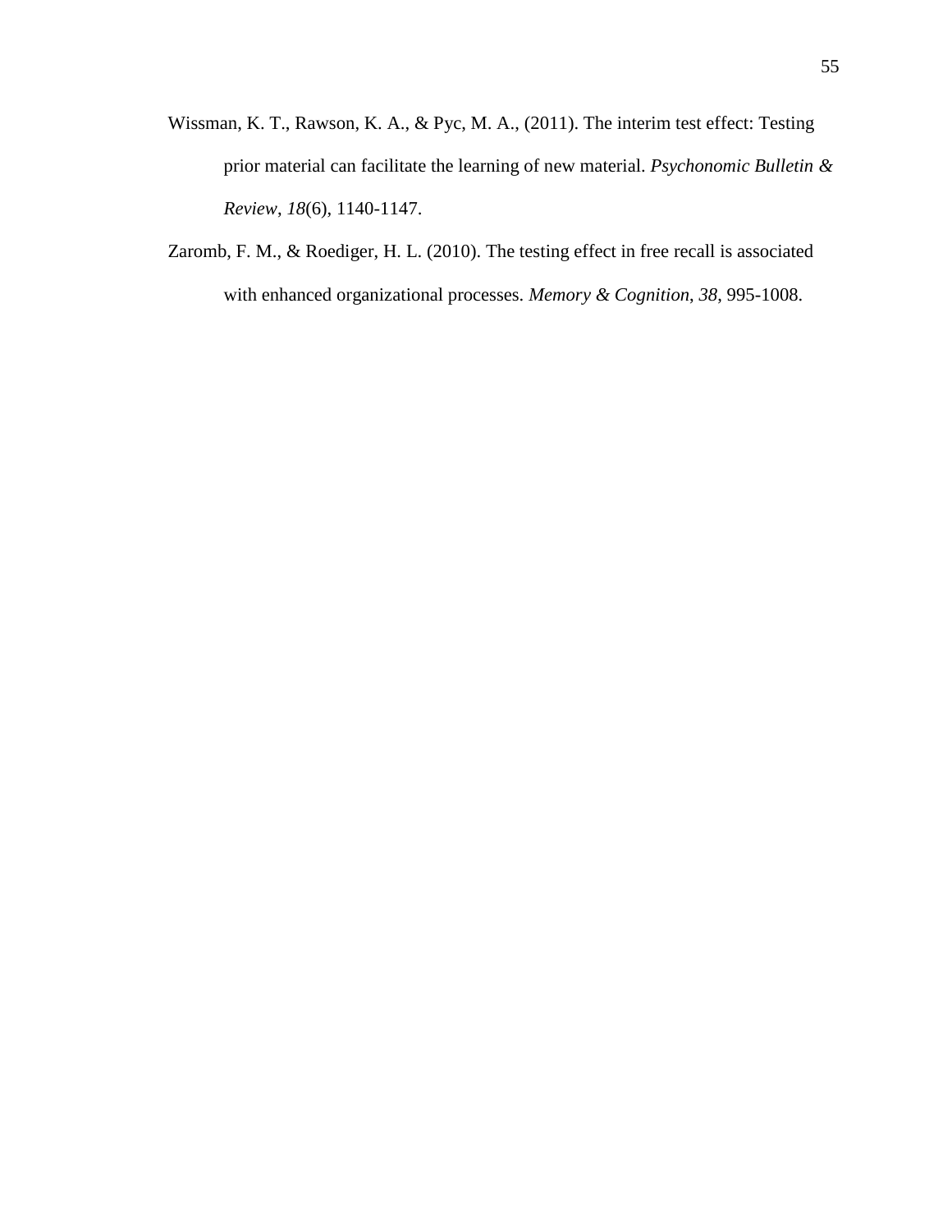Wissman, K. T., Rawson, K. A., & Pyc, M. A., (2011). The interim test effect: Testing prior material can facilitate the learning of new material. *Psychonomic Bulletin & Review*, *18*(6), 1140-1147.

Zaromb, F. M., & Roediger, H. L. (2010). The testing effect in free recall is associated with enhanced organizational processes. *Memory & Cognition*, *38*, 995-1008.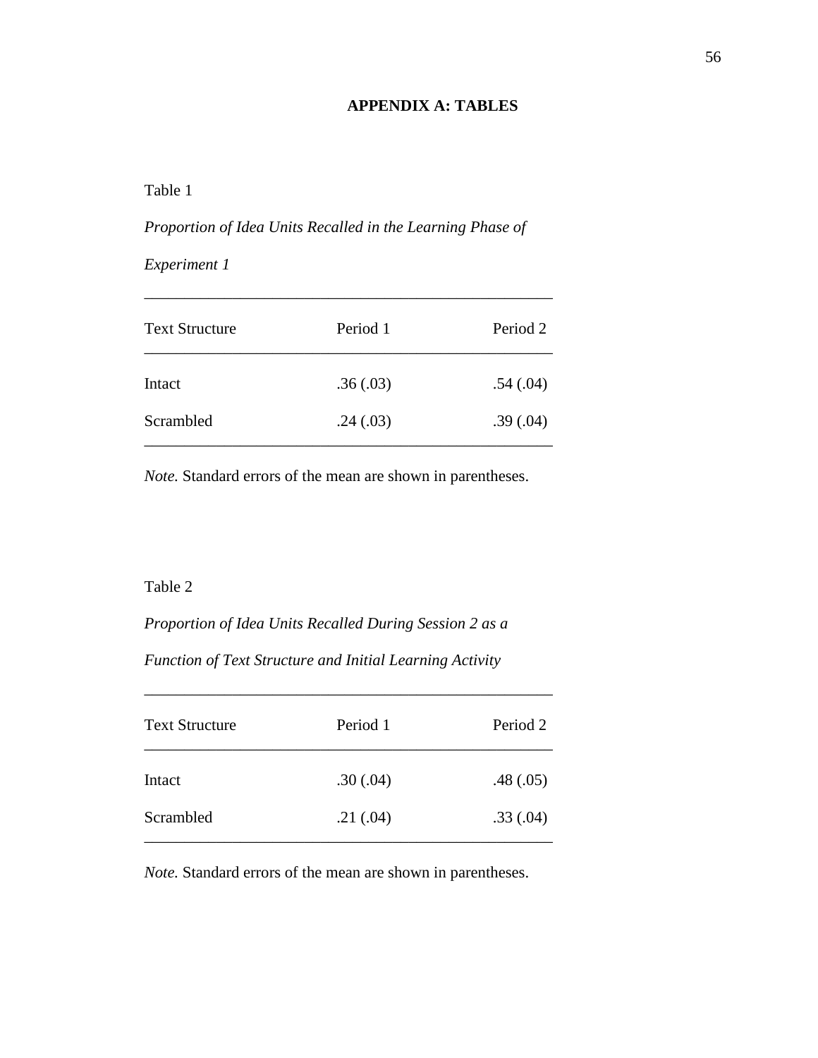# APPENDIX A: TABLES

Table 1

*Proportion of Idea Units Recalled in the Learning Phase of Experiment 1*

| Text Structure | Period 1 | Period 2 |
|---|---|---|
| Intact | .36 (.03) | .54 (.04) |
| Scrambled | .24 (.03) | .39 (.04) |

*Note.* Standard errors of the mean are shown in parentheses.

Table 2

*Proportion of Idea Units Recalled During Session 2 as a Function of Text Structure and Initial Learning Activity*

| Text Structure | Period 1 | Period 2 |
|---|---|---|
| Intact | .30 (.04) | .48 (.05) |
| Scrambled | .21 (.04) | .33 (.04) |

*Note.* Standard errors of the mean are shown in parentheses.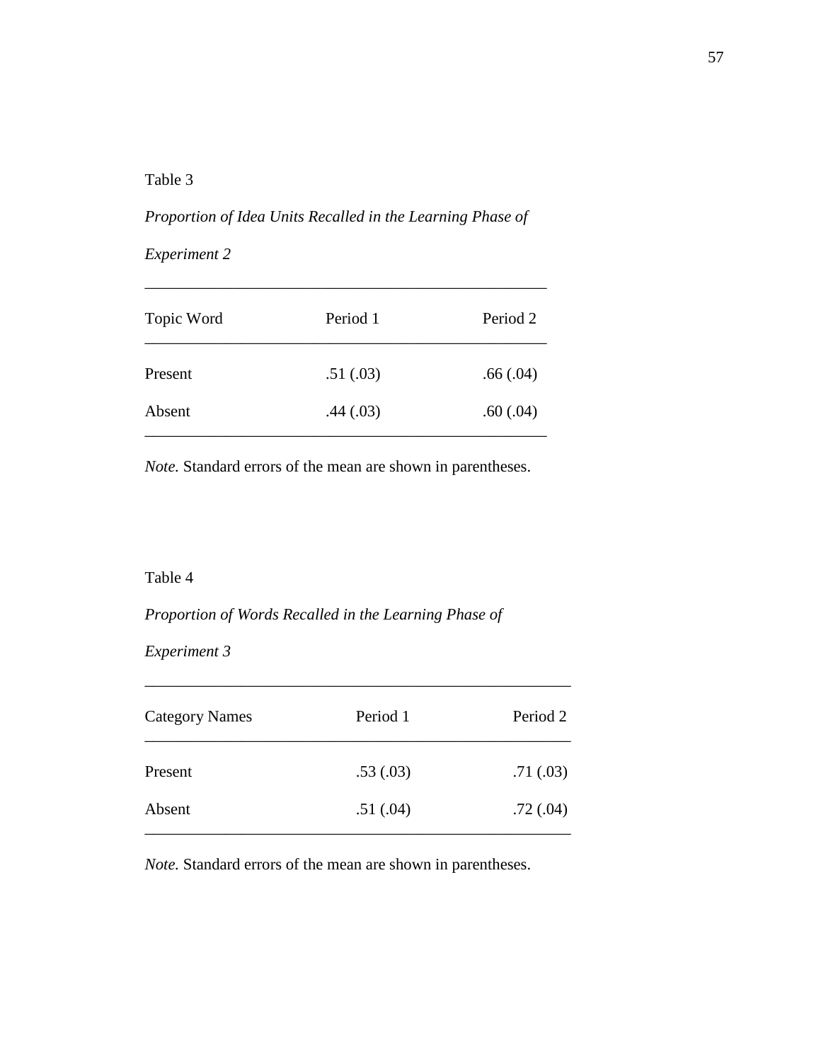Table 3

*Proportion of Idea Units Recalled in the Learning Phase of Experiment 2*

| Topic Word | Period 1 | Period 2 |
|---|---|---|
| Present | .51 (.03) | .66 (.04) |
| Absent | .44 (.03) | .60 (.04) |

*Note.* Standard errors of the mean are shown in parentheses.

Table 4

*Proportion of Words Recalled in the Learning Phase of Experiment 3*

| Category Names | Period 1 | Period 2 |
|---|---|---|
| Present | .53 (.03) | .71 (.03) |
| Absent | .51 (.04) | .72 (.04) |

*Note.* Standard errors of the mean are shown in parentheses.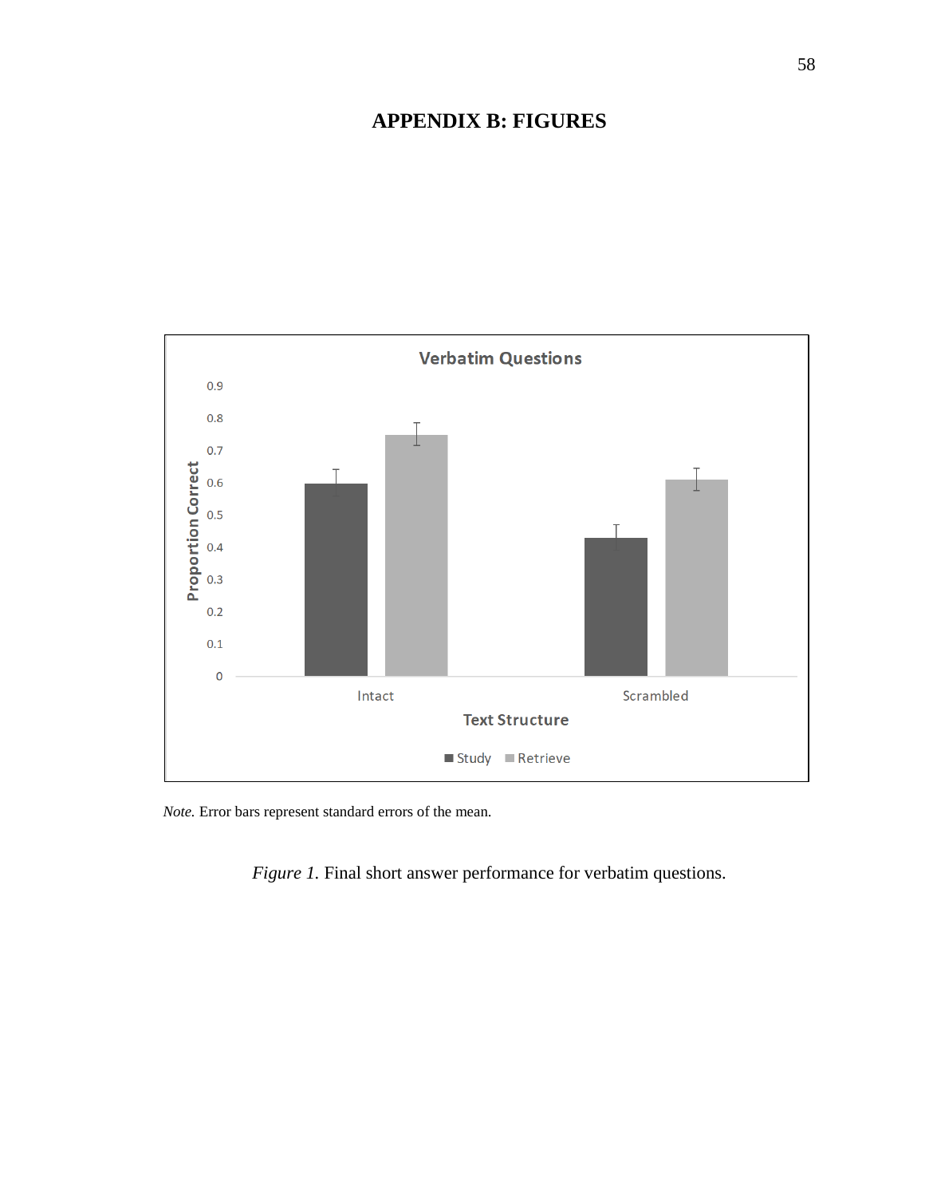# APPENDIX B: FIGURES

*Note.* Error bars represent standard errors of the mean.

*Figure 1.* Final short answer performance for verbatim questions.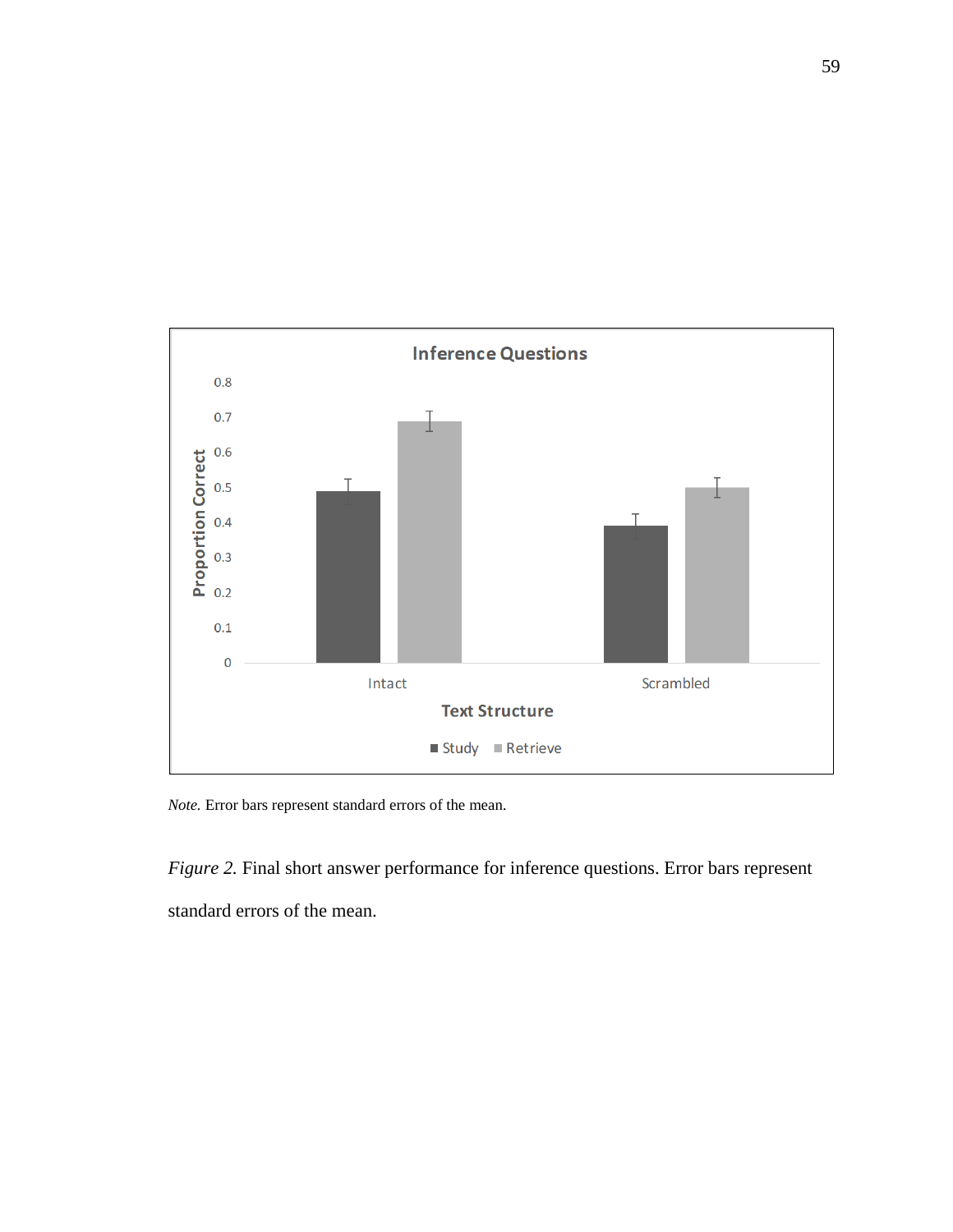*Note.* Error bars represent standard errors of the mean.

*Figure 2.* Final short answer performance for inference questions. Error bars represent standard errors of the mean.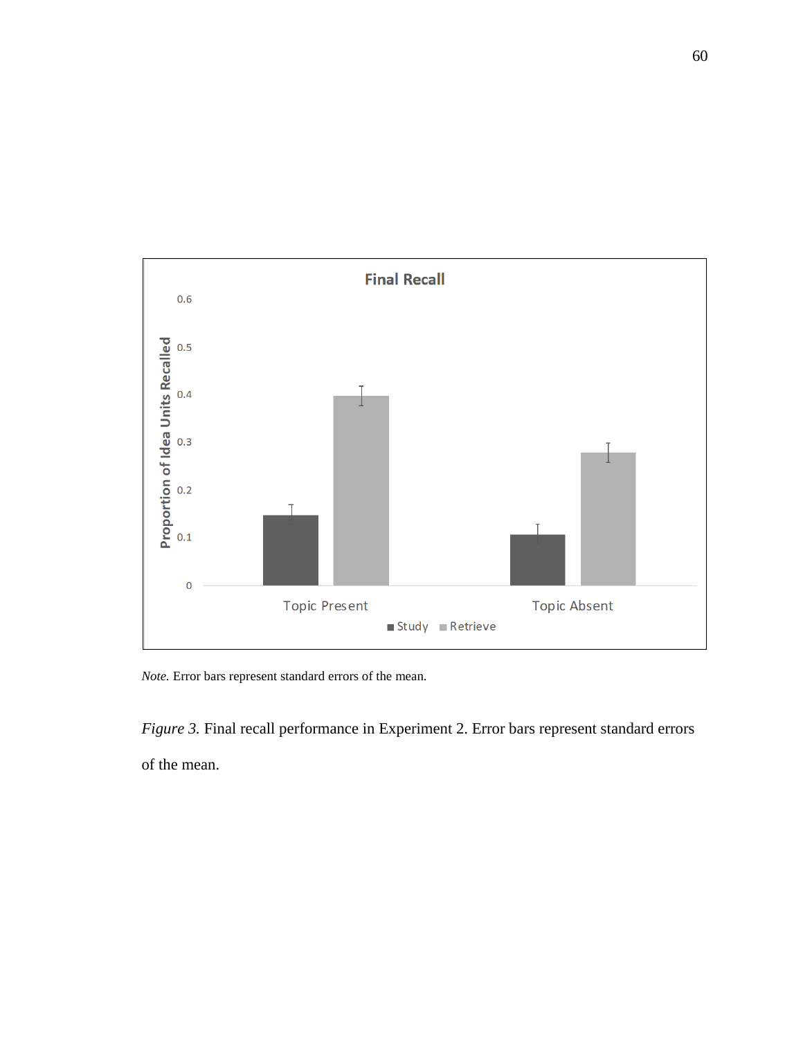*Note.* Error bars represent standard errors of the mean.

*Figure 3.* Final recall performance in Experiment 2. Error bars represent standard errors of the mean.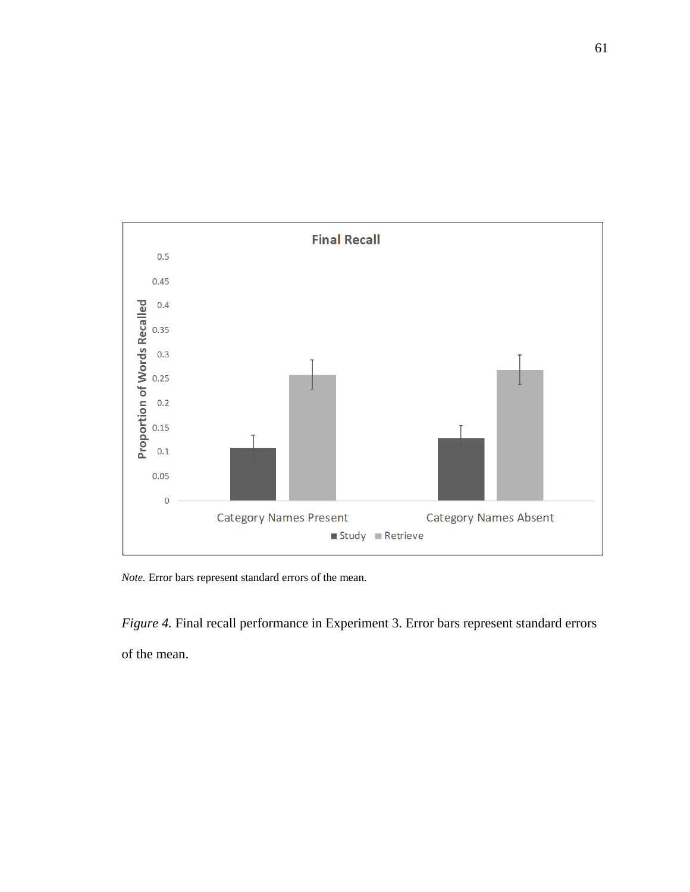*Note.* Error bars represent standard errors of the mean.

*Figure 4.* Final recall performance in Experiment 3. Error bars represent standard errors of the mean.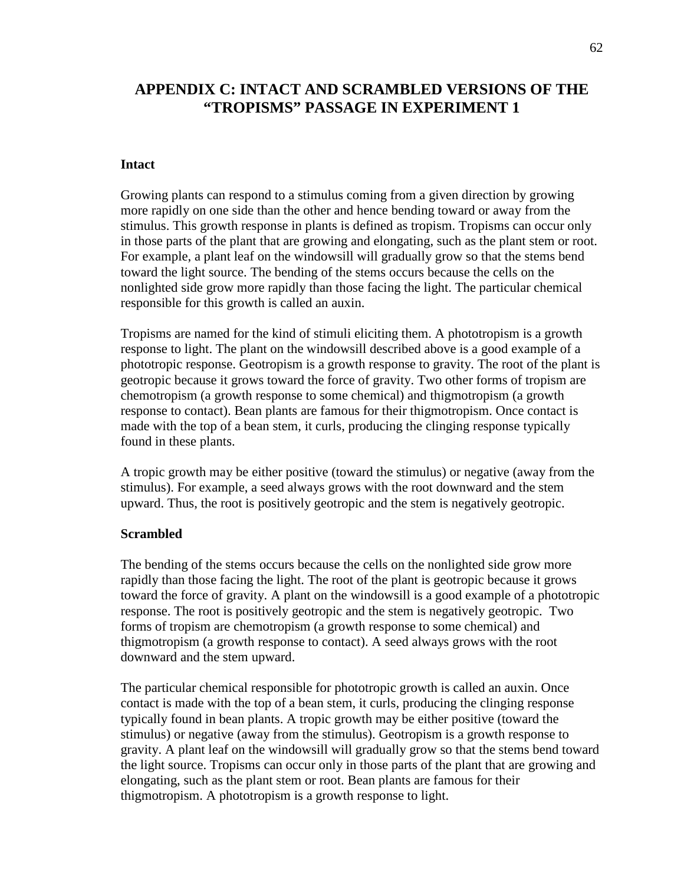# APPENDIX C: INTACT AND SCRAMBLED VERSIONS OF THE "TROPISMS" PASSAGE IN EXPERIMENT 1

**Intact**

Growing plants can respond to a stimulus coming from a given direction by growing more rapidly on one side than the other and hence bending toward or away from the stimulus. This growth response in plants is defined as tropism. Tropisms can occur only in those parts of the plant that are growing and elongating, such as the plant stem or root. For example, a plant leaf on the windowsill will gradually grow so that the stems bend toward the light source. The bending of the stems occurs because the cells on the nonlighted side grow more rapidly than those facing the light. The particular chemical responsible for this growth is called an auxin.

Tropisms are named for the kind of stimuli eliciting them. A phototropism is a growth response to light. The plant on the windowsill described above is a good example of a phototropic response. Geotropism is a growth response to gravity. The root of the plant is geotropic because it grows toward the force of gravity. Two other forms of tropism are chemotropism (a growth response to some chemical) and thigmotropism (a growth response to contact). Bean plants are famous for their thigmotropism. Once contact is made with the top of a bean stem, it curls, producing the clinging response typically found in these plants.

A tropic growth may be either positive (toward the stimulus) or negative (away from the stimulus). For example, a seed always grows with the root downward and the stem upward. Thus, the root is positively geotropic and the stem is negatively geotropic.

**Scrambled**

The bending of the stems occurs because the cells on the nonlighted side grow more rapidly than those facing the light. The root of the plant is geotropic because it grows toward the force of gravity. A plant on the windowsill is a good example of a phototropic response. The root is positively geotropic and the stem is negatively geotropic. Two forms of tropism are chemotropism (a growth response to some chemical) and thigmotropism (a growth response to contact). A seed always grows with the root downward and the stem upward.

The particular chemical responsible for phototropic growth is called an auxin. Once contact is made with the top of a bean stem, it curls, producing the clinging response typically found in bean plants. A tropic growth may be either positive (toward the stimulus) or negative (away from the stimulus). Geotropism is a growth response to gravity. A plant leaf on the windowsill will gradually grow so that the stems bend toward the light source. Tropisms can occur only in those parts of the plant that are growing and elongating, such as the plant stem or root. Bean plants are famous for their thigmotropism. A phototropism is a growth response to light.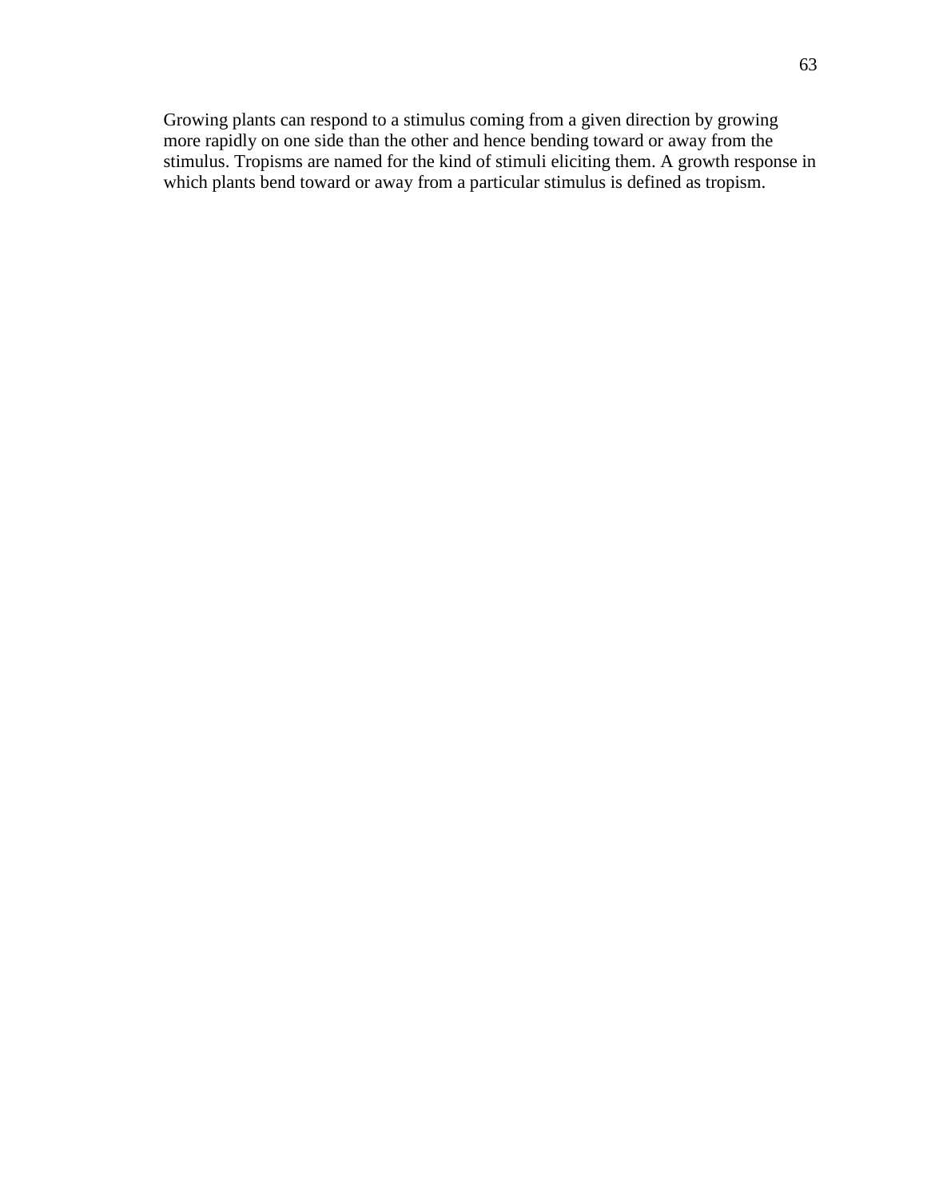Growing plants can respond to a stimulus coming from a given direction by growing more rapidly on one side than the other and hence bending toward or away from the stimulus. Tropisms are named for the kind of stimuli eliciting them. A growth response in which plants bend toward or away from a particular stimulus is defined as tropism.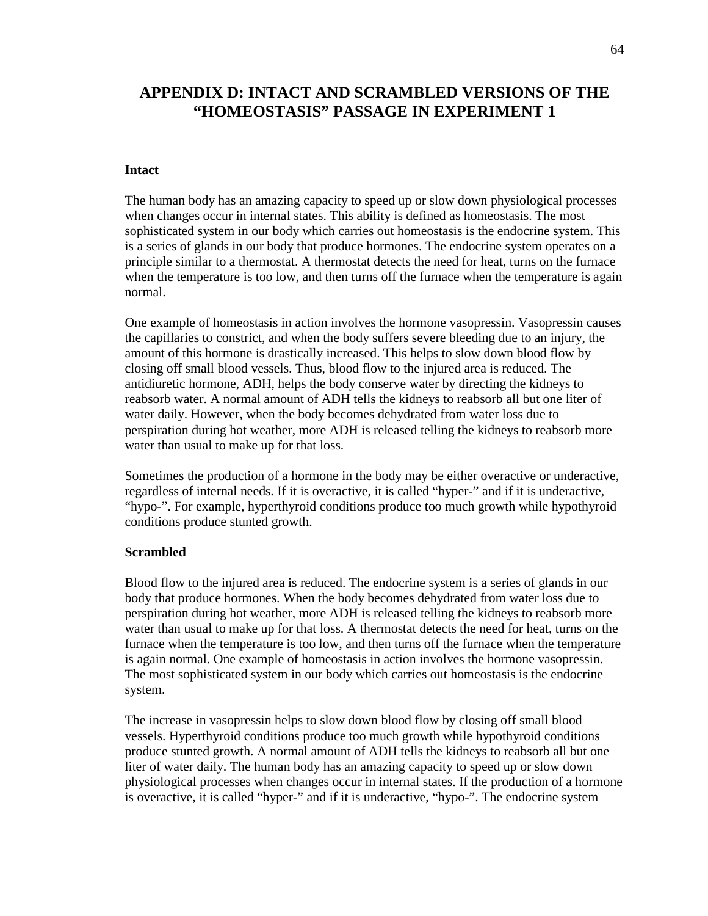# APPENDIX D: INTACT AND SCRAMBLED VERSIONS OF THE "HOMEOSTASIS" PASSAGE IN EXPERIMENT 1

**Intact**

The human body has an amazing capacity to speed up or slow down physiological processes when changes occur in internal states. This ability is defined as homeostasis. The most sophisticated system in our body which carries out homeostasis is the endocrine system. This is a series of glands in our body that produce hormones. The endocrine system operates on a principle similar to a thermostat. A thermostat detects the need for heat, turns on the furnace when the temperature is too low, and then turns off the furnace when the temperature is again normal.

One example of homeostasis in action involves the hormone vasopressin. Vasopressin causes the capillaries to constrict, and when the body suffers severe bleeding due to an injury, the amount of this hormone is drastically increased. This helps to slow down blood flow by closing off small blood vessels. Thus, blood flow to the injured area is reduced. The antidiuretic hormone, ADH, helps the body conserve water by directing the kidneys to reabsorb water. A normal amount of ADH tells the kidneys to reabsorb all but one liter of water daily. However, when the body becomes dehydrated from water loss due to perspiration during hot weather, more ADH is released telling the kidneys to reabsorb more water than usual to make up for that loss.

Sometimes the production of a hormone in the body may be either overactive or underactive, regardless of internal needs. If it is overactive, it is called "hyper-" and if it is underactive, "hypo-". For example, hyperthyroid conditions produce too much growth while hypothyroid conditions produce stunted growth.

**Scrambled**

Blood flow to the injured area is reduced. The endocrine system is a series of glands in our body that produce hormones. When the body becomes dehydrated from water loss due to perspiration during hot weather, more ADH is released telling the kidneys to reabsorb more water than usual to make up for that loss. A thermostat detects the need for heat, turns on the furnace when the temperature is too low, and then turns off the furnace when the temperature is again normal. One example of homeostasis in action involves the hormone vasopressin. The most sophisticated system in our body which carries out homeostasis is the endocrine system.

The increase in vasopressin helps to slow down blood flow by closing off small blood vessels. Hyperthyroid conditions produce too much growth while hypothyroid conditions produce stunted growth. A normal amount of ADH tells the kidneys to reabsorb all but one liter of water daily. The human body has an amazing capacity to speed up or slow down physiological processes when changes occur in internal states. If the production of a hormone is overactive, it is called "hyper-" and if it is underactive, "hypo-". The endocrine system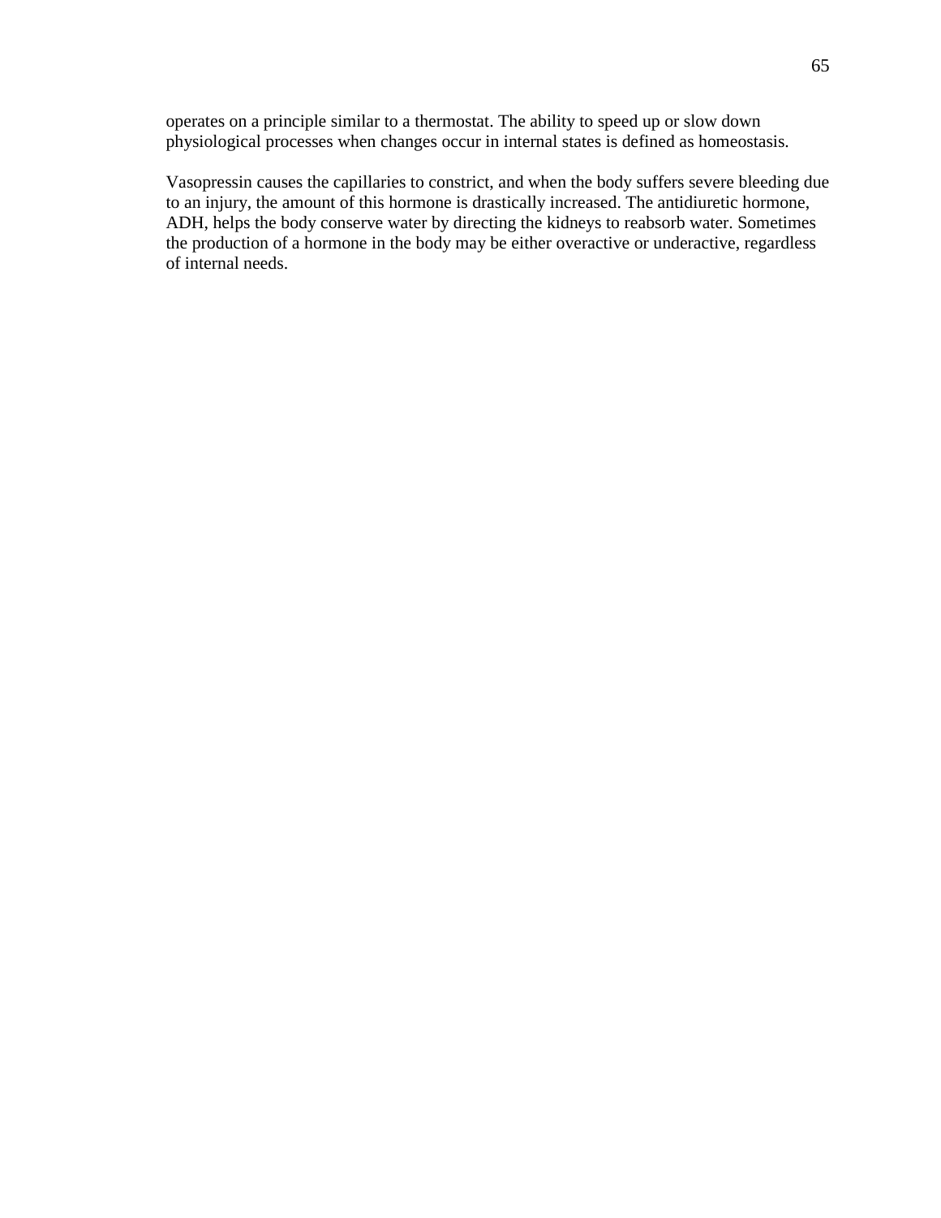operates on a principle similar to a thermostat. The ability to speed up or slow down physiological processes when changes occur in internal states is defined as homeostasis.

Vasopressin causes the capillaries to constrict, and when the body suffers severe bleeding due to an injury, the amount of this hormone is drastically increased. The antidiuretic hormone, ADH, helps the body conserve water by directing the kidneys to reabsorb water. Sometimes the production of a hormone in the body may be either overactive or underactive, regardless of internal needs.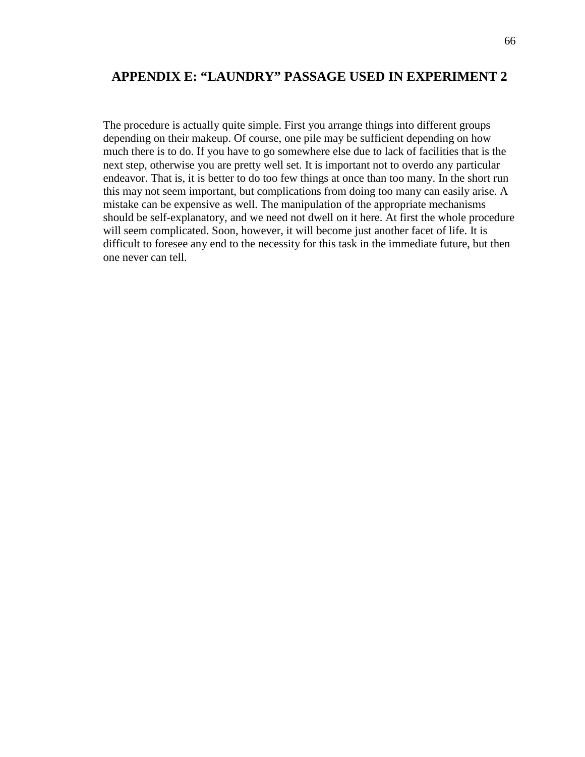## APPENDIX E: "LAUNDRY" PASSAGE USED IN EXPERIMENT 2

The procedure is actually quite simple. First you arrange things into different groups depending on their makeup. Of course, one pile may be sufficient depending on how much there is to do. If you have to go somewhere else due to lack of facilities that is the next step, otherwise you are pretty well set. It is important not to overdo any particular endeavor. That is, it is better to do too few things at once than too many. In the short run this may not seem important, but complications from doing too many can easily arise. A mistake can be expensive as well. The manipulation of the appropriate mechanisms should be self-explanatory, and we need not dwell on it here. At first the whole procedure will seem complicated. Soon, however, it will become just another facet of life. It is difficult to foresee any end to the necessity for this task in the immediate future, but then one never can tell.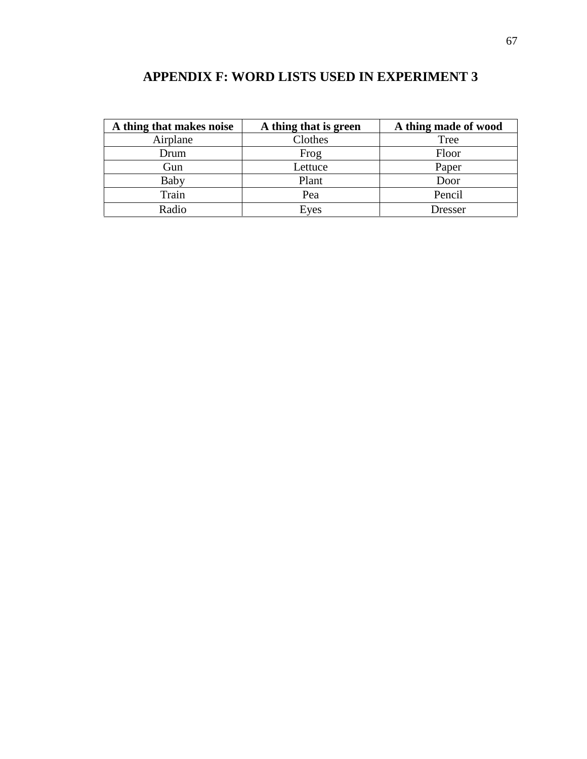# APPENDIX F: WORD LISTS USED IN EXPERIMENT 3

| A thing that makes noise | A thing that is green | A thing made of wood |
|---|---|---|
| Airplane | Clothes | Tree |
| Drum | Frog | Floor |
| Gun | Lettuce | Paper |
| Baby | Plant | Door |
| Train | Pea | Pencil |
| Radio | Eyes | Dresser |